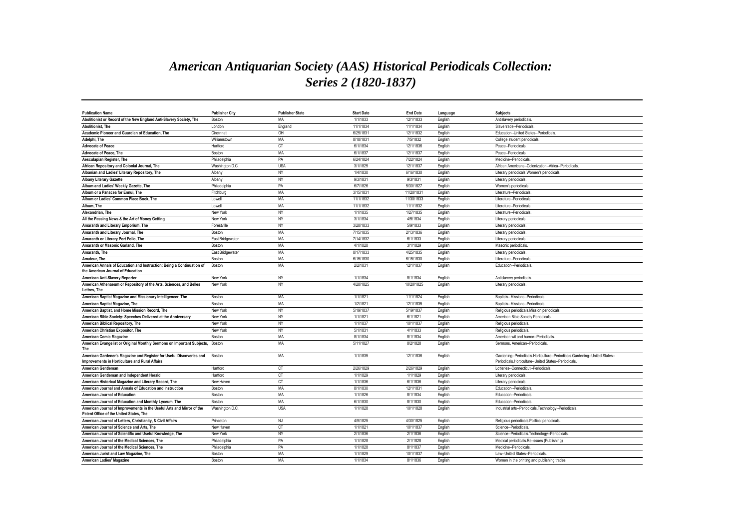# *American Antiquarian Society (AAS) Historical Periodicals Collection: Series 2 (1820-1837)*

| Publication Name | Publisher City | Publisher State | Start Date | End Date | Language | Subjects |
|---|---|---|---|---|---|---|
| Abolitionist or Record of the New England Anti-Slavery Society, The | Boston | MA | 1/1/1833 | 12/1/1833 | English | Antislavery periodicals. |
| Abolitionist, The | London | England | 11/1/1834 | 11/1/1834 | English | Slave trade--Periodicals. |
| Academic Pioneer and Guardian of Education, The | Cincinnati | OH | 6/25/1831 | 12/1/1832 | English | Education--United States--Periodicals. |
| Adelphi, The | Williamstown | MA | 8/18/1831 | 7/5/1832 | English | College student periodicals. |
| Advocate of Peace | Hartford | CT | 6/1/1834 | 12/1/1836 | English | Peace--Periodicals. |
| Advocate of Peace, The | Boston | MA | 6/1/1837 | 12/1/1837 | English | Peace--Periodicals. |
| Aesculapian Register, The | Philadelphia | PA | 6/24/1824 | 7/22/1824 | English | Medicine--Periodicals. |
| African Repository and Colonial Journal, The | Washington D.C. | USA | 3/1/1825 | 12/1/1837 | English | African Americans--Colonization--Africa--Periodicals. |
| Albanian and Ladies' Literary Repository, The | Albany | NY | 1/4/1830 | 6/16/1830 | English | Literary periodicals.Women's periodicals. |
| Albany Literary Gazette | Albany | NY | 9/3/1831 | 9/3/1831 | English | Literary periodicals. |
| Album and Ladies' Weekly Gazette, The | Philadelphia | PA | 6/7/1826 | 5/30/1827 | English | Women's periodicals. |
| Album or a Panacea for Ennui, The | Fitchburg | MA | 3/15/1831 | 11/20/1831 | English | Literature--Periodicals. |
| Album or Ladies' Common Place Book, The | Lowell | MA | 11/1/1832 | 11/30/1833 | English | Literature--Periodicals. |
| Album, The | Lowell | MA | 11/1/1832 | 11/1/1832 | English | Literature--Periodicals. |
| Alexandrian, The | New York | NY | 1/1/1835 | 1/27/1835 | English | Literature--Periodicals. |
| All the Passing News & the Art of Money Getting | New York | NY | 3/1/1834 | 4/5/1834 | English | Literary periodicals. |
| Amaranth and Literary Emporium, The | Forestville | NY | 3/28/1833 | 5/9/1833 | English | Literary periodicals. |
| Amaranth and Literary Journal, The | Boston | MA | 7/15/1835 | 2/13/1836 | English | Literary periodicals. |
| Amaranth or Literary Port Folio, The | East Bridgewater | MA | 7/14/1832 | 6/1/1833 | English | Literary periodicals. |
| Amaranth or Masonic Garland, The | Boston | MA | 4/1/1828 | 3/1/1829 | English | Masonic periodicals. |
| Amaranth, The | East Bridgewater | MA | 8/17/1833 | 4/25/1835 | English | Literary periodicals. |
| Amateur, The | Boston | MA | 6/15/1830 | 6/15/1830 | English | Literature--Periodicals. |
| American Annals of Education and Instruction: Being a Continuation of the American Journal of Education | Boston | MA | 2/2/1831 | 12/1/1837 | English | Education--Periodicals. |
| American Anti-Slavery Reporter | New York | NY | 1/1/1834 | 8/1/1834 | English | Antislavery periodicals. |
| American Athenaeum or Repository of the Arts, Sciences, and Belles Lettres, The | New York | NY | 4/28/1825 | 10/20/1825 | English | Literary periodicals. |
| American Baptist Magazine and Missionary Intelligencer, The | Boston | MA | 1/1/1821 | 11/1/1824 | English | Baptists--Missions--Periodicals. |
| American Baptist Magazine, The | Boston | MA | 1/2/1821 | 12/1/1835 | English | Baptists--Missions--Periodicals. |
| American Baptist, and Home Mission Record, The | New York | NY | 5/19/1837 | 5/19/1837 | English | Religious periodicals.Mission periodicals. |
| American Bible Society: Speeches Delivered at the Anniversary | New York | NY | 1/1/1821 | 6/1/1821 | English | American Bible Society Periodicals. |
| American Biblical Repository, The | New York | NY | 1/1/1837 | 10/1/1837 | English | Religious periodicals. |
| American Christian Expositor, The | New York | NY | 5/1/1831 | 4/1/1833 | English | Religious periodicals. |
| American Comic Magazine | Boston | MA | 8/1/1834 | 8/1/1834 | English | American wit and humor--Periodicals. |
| American Evangelist or Original Monthly Sermons on Important Subjects, The | Boston | MA | 5/11/1827 | 8/2/1828 | English | Sermons, American--Periodicals. |
| American Gardener's Magazine and Register for Useful Discoveries and Improvements in Horticulture and Rural Affairs | Boston | MA | 1/1/1835 | 12/1/1836 | English | Gardening--Periodicals.Horticulture--Periodicals.Gardening--United States--Periodicals.Horticulture--United States--Periodicals. |
| American Gentleman | Hartford | CT | 2/26/1829 | 2/26/1829 | English | Lotteries--Connecticut--Periodicals. |
| American Gentleman and Independent Herald | Hartford | CT | 1/1/1829 | 1/1/1829 | English | Literary periodicals. |
| American Historical Magazine and Literary Record, The | New Haven | CT | 1/1/1836 | 6/1/1836 | English | Literary periodicals. |
| American Journal and Annals of Education and Instruction | Boston | MA | 8/1/1830 | 12/1/1831 | English | Education--Periodicals. |
| American Journal of Education | Boston | MA | 1/1/1826 | 8/1/1834 | English | Education--Periodicals. |
| American Journal of Education and Monthly Lyceum, The | Boston | MA | 6/1/1830 | 8/1/1830 | English | Education--Periodicals. |
| American Journal of Improvements in the Useful Arts and Mirror of the Patent Office of the United States, The | Washington D.C. | USA | 1/1/1828 | 10/1/1828 | English | Industrial arts--Periodicals.Technology--Periodicals. |
| American Journal of Letters, Christianity, & Civil Affairs | Princeton | NJ | 4/9/1825 | 4/30/1825 | English | Religious periodicals.Political periodicals. |
| American Journal of Science and Arts, The | New Haven | CT | 1/1/1821 | 10/1/1837 | English | Science--Periodicals. |
| American Journal of Scientific and Useful Knowledge, The | New York | NY | 2/1/1836 | 2/1/1836 | English | Science--Periodicals.Technology--Periodicals. |
| American Journal of the Medical Sciences, The | Philadelphia | PA | 1/1/1828 | 2/1/1828 | English | Medical periodicals.Re-issues (Publishing) |
| American Journal of the Medical Sciences, The | Philadelphia | PA | 1/1/1828 | 8/1/1837 | English | Medicine--Periodicals. |
| American Jurist and Law Magazine, The | Boston | MA | 1/1/1829 | 10/1/1837 | English | Law--United States--Periodicals. |
| American Ladies' Magazine | Boston | MA | 1/1/1834 | 8/1/1836 | English | Women in the printing and publishing trades. |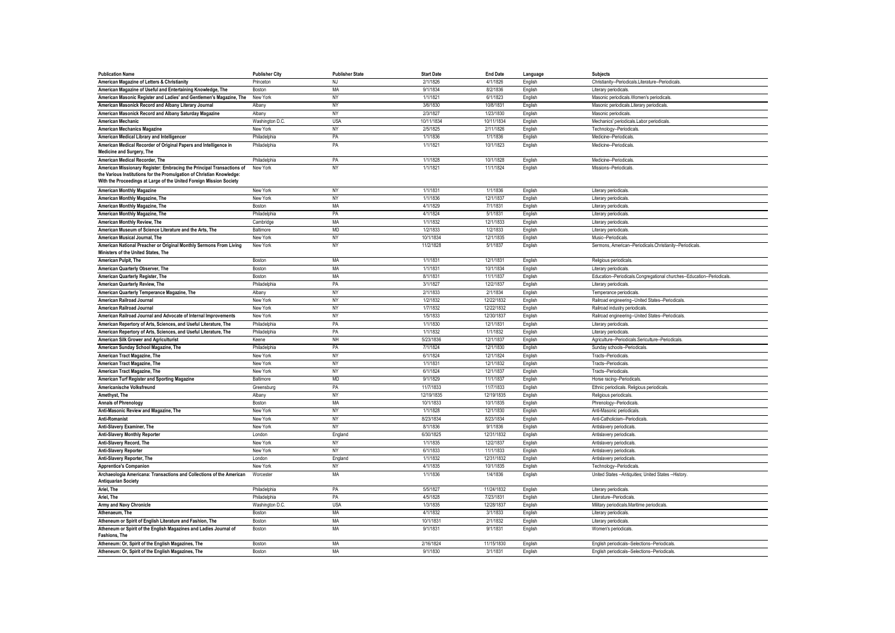| Publication Name | Publisher City | Publisher State | Start Date | End Date | Language | Subjects |
|---|---|---|---|---|---|---|
| American Magazine of Letters & Christianity | Princeton | NJ | 2/1/1826 | 4/1/1826 | English | Christianity--Periodicals.Literature--Periodicals. |
| American Magazine of Useful and Entertaining Knowledge, The | Boston | MA | 9/1/1834 | 8/2/1836 | English | Literary periodicals. |
| American Masonic Register and Ladies' and Gentlemen's Magazine, The | New York | NY | 1/1/1821 | 6/1/1823 | English | Masonic periodicals.Women's periodicals. |
| American Masonick Record and Albany Literary Journal | Albany | NY | 3/6/1830 | 10/8/1831 | English | Masonic periodicals.Literary periodicals. |
| American Masonick Record and Albany Saturday Magazine | Albany | NY | 2/3/1827 | 1/23/1830 | English | Masonic periodicals. |
| American Mechanic | Washington D.C. | USA | 10/11/1834 | 10/11/1834 | English | Mechanics' periodicals.Labor periodicals. |
| American Mechanics Magazine | New York | NY | 2/5/1825 | 2/11/1826 | English | Technology--Periodicals. |
| American Medical Library and Intelligencer | Philadelphia | PA | 1/1/1836 | 1/1/1836 | English | Medicine--Periodicals. |
| American Medical Recorder of Original Papers and Intelligence in Medicine and Surgery, The | Philadelphia | PA | 1/1/1821 | 10/1/1823 | English | Medicine--Periodicals. |
| American Medical Recorder, The | Philadelphia | PA | 1/1/1828 | 10/1/1828 | English | Medicine--Periodicals. |
| American Missionary Register: Embracing the Principal Transactions of the Various Institutions for the Promulgation of Christian Knowledge: With the Proceedings at Large of the United Foreign Mission Society | New York | NY | 1/1/1821 | 11/1/1824 | English | Missions--Periodicals. |
| American Monthly Magazine | New York | NY | 1/1/1831 | 1/1/1836 | English | Literary periodicals. |
| American Monthly Magazine, The | New York | NY | 1/1/1836 | 12/1/1837 | English | Literary periodicals. |
| American Monthly Magazine, The | Boston | MA | 4/1/1829 | 7/1/1831 | English | Literary periodicals. |
| American Monthly Magazine, The | Philadelphia | PA | 4/1/1824 | 5/1/1831 | English | Literary periodicals. |
| American Monthly Review, The | Cambridge | MA | 1/1/1832 | 12/1/1833 | English | Literary periodicals. |
| American Museum of Science Literature and the Arts, The | Baltimore | MD | 1/2/1833 | 1/2/1833 | English | Literary periodicals. |
| American Musical Journal, The | New York | NY | 10/1/1834 | 12/1/1835 | English | Music--Periodicals. |
| American National Preacher or Original Monthly Sermons From Living Ministers of the United States, The | New York | NY | 11/2/1828 | 5/1/1837 | English | Sermons, American--Periodicals.Christianity--Periodicals. |
| American Pulpit, The | Boston | MA | 1/1/1831 | 12/1/1831 | English | Religious periodicals. |
| American Quarterly Observer, The | Boston | MA | 1/1/1831 | 10/1/1834 | English | Literary periodicals. |
| American Quarterly Register, The | Boston | MA | 8/1/1831 | 11/1/1837 | English | Education--Periodicals.Congregational churches--Education--Periodicals. |
| American Quarterly Review, The | Philadelphia | PA | 3/1/1827 | 12/2/1837 | English | Literary periodicals. |
| American Quarterly Temperance Magazine, The | Albany | NY | 2/1/1833 | 2/1/1834 | English | Temperance periodicals. |
| American Railroad Journal | New York | NY | 1/2/1832 | 12/22/1832 | English | Railroad engineering--United States--Periodicals. |
| American Railroad Journal | New York | NY | 1/7/1832 | 12/22/1832 | English | Railroad industry periodicals. |
| American Railroad Journal and Advocate of Internal Improvements | New York | NY | 1/5/1833 | 12/30/1837 | English | Railroad engineering--United States--Periodicals. |
| American Repertory of Arts, Sciences, and Useful Literature, The | Philadelphia | PA | 1/1/1830 | 12/1/1831 | English | Literary periodicals. |
| American Repertory of Arts, Sciences, and Useful Literature, The | Philadelphia | PA | 1/1/1832 | 1/1/1832 | English | Literary periodicals. |
| American Silk Grower and Agriculturist | Keene | NH | 5/23/1836 | 12/1/1837 | English | Agriculture--Periodicals.Sericulture--Periodicals. |
| American Sunday School Magazine, The | Philadelphia | PA | 7/1/1824 | 12/1/1830 | English | Sunday schools--Periodicals. |
| American Tract Magazine, The | New York | NY | 6/1/1824 | 12/1/1824 | English | Tracts--Periodicals. |
| American Tract Magazine, The | New York | NY | 1/1/1831 | 12/1/1832 | English | Tracts--Periodicals. |
| American Tract Magazine, The | New York | NY | 6/1/1824 | 12/1/1837 | English | Tracts--Periodicals. |
| American Turf Register and Sporting Magazine | Baltimore | MD | 9/1/1829 | 11/1/1837 | English | Horse racing--Periodicals. |
| Americanische Volksfreund | Greensburg | PA | 11/7/1833 | 11/7/1833 | English | Ethnic periodicals. Religious periodicals. |
| Amethyst, The | Albany | NY | 12/19/1835 | 12/19/1835 | English | Religious periodicals. |
| Annals of Phrenology | Boston | MA | 10/1/1833 | 10/1/1835 | English | Phrenology--Periodicals. |
| Anti-Masonic Review and Magazine, The | New York | NY | 1/1/1828 | 12/1/1830 | English | Anti-Masonic periodicals. |
| Anti-Romanist | New York | NY | 8/23/1834 | 8/23/1834 | English | Anti-Catholicism--Periodicals. |
| Anti-Slavery Examiner, The | New York | NY | 8/1/1836 | 9/1/1836 | English | Antislavery periodicals. |
| Anti-Slavery Monthly Reporter | London | England | 6/30/1825 | 12/31/1832 | English | Antislavery periodicals. |
| Anti-Slavery Record, The | New York | NY | 1/1/1835 | 12/2/1837 | English | Antislavery periodicals. |
| Anti-Slavery Reporter | New York | NY | 6/1/1833 | 11/1/1833 | English | Antislavery periodicals. |
| Anti-Slavery Reporter, The | London | England | 1/1/1832 | 12/31/1832 | English | Antislavery periodicals. |
| Apprentice's Companion | New York | NY | 4/1/1835 | 10/1/1835 | English | Technology--Periodicals. |
| Archaeologia Americana: Transactions and Collections of the American Antiquarian Society | Worcester | MA | 1/1/1836 | 1/4/1836 | English | United States --Antiquities; United States --History. |
| Ariel, The | Philadelphia | PA | 5/5/1827 | 11/24/1832 | English | Literary periodicals. |
| Ariel, The | Philadelphia | PA | 4/5/1828 | 7/23/1831 | English | Literature--Periodicals. |
| Army and Navy Chronicle | Washington D.C. | USA | 1/3/1835 | 12/28/1837 | English | Military periodicals.Maritime periodicals. |
| Athenaeum, The | Boston | MA | 4/1/1832 | 3/1/1833 | English | Literary periodicals. |
| Atheneum or Spirit of English Literature and Fashion, The | Boston | MA | 10/1/1831 | 2/1/1832 | English | Literary periodicals. |
| Atheneum or Spirit of the English Magazines and Ladies Journal of Fashions, The | Boston | MA | 9/1/1831 | 9/1/1831 | English | Women's periodicals. |
| Atheneum: Or, Spirit of the English Magazines, The | Boston | MA | 2/16/1824 | 11/15/1830 | English | English periodicals--Selections--Periodicals. |
| Atheneum: Or, Spirit of the English Magazines, The | Boston | MA | 9/1/1830 | 3/1/1831 | English | English periodicals--Selections--Periodicals. |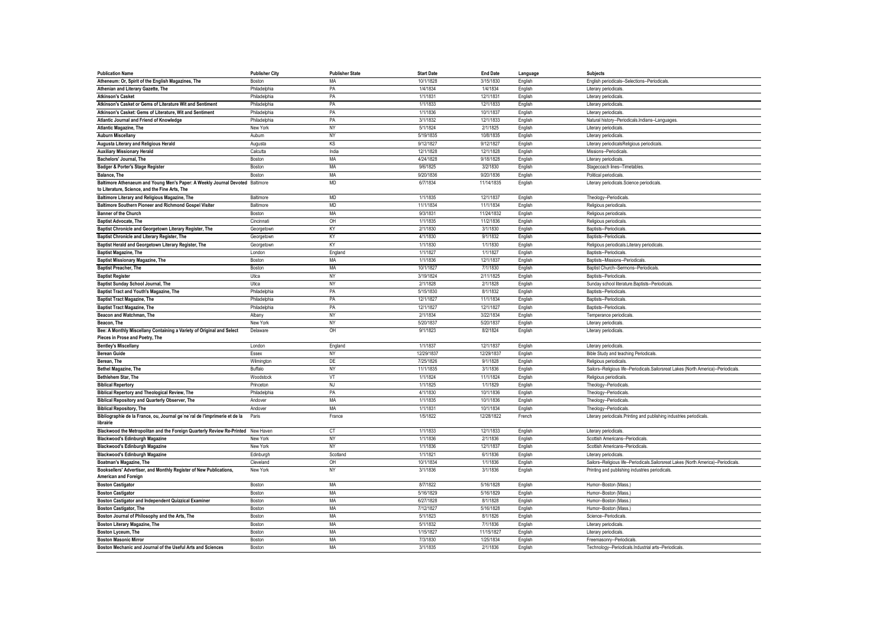| Publication Name | Publisher City | Publisher State | Start Date | End Date | Language | Subjects |
|---|---|---|---|---|---|---|
| Atheneum: Or, Spirit of the English Magazines, The | Boston | MA | 10/1/1828 | 3/15/1830 | English | English periodicals--Selections--Periodicals. |
| Athenian and Literary Gazette, The | Philadelphia | PA | 1/4/1834 | 1/4/1834 | English | Literary periodicals. |
| Atkinson's Casket | Philadelphia | PA | 1/1/1831 | 12/1/1831 | English | Literary periodicals. |
| Atkinson's Casket or Gems of Literature Wit and Sentiment | Philadelphia | PA | 1/1/1833 | 12/1/1833 | English | Literary periodicals. |
| Atkinson's Casket: Gems of Literature, Wit and Sentiment | Philadelphia | PA | 1/1/1836 | 10/1/1837 | English | Literary periodicals. |
| Atlantic Journal and Friend of Knowledge | Philadelphia | PA | 3/1/1832 | 12/1/1833 | English | Natural history--Periodicals.Indians--Languages. |
| Atlantic Magazine, The | New York | NY | 5/1/1824 | 2/1/1825 | English | Literary periodicals. |
| Auburn Miscellany | Auburn | NY | 5/19/1835 | 10/8/1835 | English | Literary periodicals. |
| Augusta Literary and Religious Herald | Augusta | KS | 9/12/1827 | 9/12/1827 | English | Literary periodicalsReligious periodicals. |
| Auxiliary Missionary Herald | Calcutta | India | 12/1/1828 | 12/1/1828 | English | Missions--Periodicals. |
| Bachelors' Journal, The | Boston | MA | 4/24/1828 | 9/18/1828 | English | Literary periodicals. |
| Badger & Porter's Stage Register | Boston | MA | 9/6/1825 | 3/2/1830 | English | Stagecoach lines--Timetables. |
| Balance, The | Boston | MA | 9/20/1836 | 9/20/1836 | English | Political periodicals. |
| Baltimore Athenaeum and Young Men's Paper: A Weekly Journal Devoted to Literature, Science, and the Fine Arts, The | Baltimore | MD | 6/7/1834 | 11/14/1835 | English | Literary periodicals.Science periodicals. |
| Baltimore Literary and Religious Magazine, The | Baltimore | MD | 1/1/1835 | 12/1/1837 | English | Theology--Periodicals. |
| Baltimore Southern Pioneer and Richmond Gospel Visiter | Baltimore | MD | 11/1/1834 | 11/1/1834 | English | Religious periodicals. |
| Banner of the Church | Boston | MA | 9/3/1831 | 11/24/1832 | English | Religious periodicals. |
| Baptist Advocate, The | Cincinnati | OH | 1/1/1835 | 11/2/1836 | English | Religious periodicals. |
| Baptist Chronicle and Georgetown Literary Register, The | Georgetown | KY | 2/1/1830 | 3/1/1830 | English | Baptists--Periodicals. |
| Baptist Chronicle and Literary Register, The | Georgetown | KY | 4/1/1830 | 9/1/1832 | English | Baptists--Periodicals. |
| Baptist Herald and Georgetown Literary Register, The | Georgetown | KY | 1/1/1830 | 1/1/1830 | English | Religious periodicals.Literary periodicals. |
| Baptist Magazine, The | London | England | 1/1/1827 | 1/1/1827 | English | Baptists--Periodicals. |
| Baptist Missionary Magazine, The | Boston | MA | 1/1/1836 | 12/1/1837 | English | Baptists--Missions--Periodicals. |
| Baptist Preacher, The | Boston | MA | 10/1/1827 | 7/1/1830 | English | Baptist Church--Sermons--Periodicals. |
| Baptist Register | Utica | NY | 3/19/1824 | 2/11/1825 | English | Baptists--Periodicals. |
| Baptist Sunday School Journal, The | Utica | NY | 2/1/1828 | 2/1/1828 | English | Sunday school literature.Baptists--Periodicals. |
| Baptist Tract and Youth's Magazine, The | Philadelphia | PA | 5/15/1830 | 8/1/1832 | English | Baptists--Periodicals. |
| Baptist Tract Magazine, The | Philadelphia | PA | 12/1/1827 | 11/1/1834 | English | Baptists--Periodicals. |
| Baptist Tract Magazine, The | Philadelphia | PA | 12/1/1827 | 12/1/1827 | English | Baptists--Periodicals. |
| Beacon and Watchman, The | Albany | NY | 2/1/1834 | 3/22/1834 | English | Temperance periodicals. |
| Beacon, The | New York | NY | 5/20/1837 | 5/20/1837 | English | Literary periodicals. |
| Bee: A Monthly Miscellany Containing a Variety of Original and Select Pieces in Prose and Poetry, The | Delaware | OH | 9/1/1823 | 8/2/1824 | English | Literary periodicals. |
| Bentley's Miscellany | London | England | 1/1/1837 | 12/1/1837 | English | Literary periodicals. |
| Berean Guide | Essex | NY | 12/29/1837 | 12/29/1837 | English | Bible Study and teaching Periodicals. |
| Berean, The | Wilmington | DE | 7/25/1826 | 9/1/1828 | English | Religious periodicals. |
| Bethel Magazine, The | Buffalo | NY | 11/1/1835 | 3/1/1836 | English | Sailors--Religious life--Periodicals.Sailorsreat Lakes (North America)--Periodicals. |
| Bethlehem Star, The | Woodstock | VT | 1/1/1824 | 11/1/1824 | English | Religious periodicals. |
| Biblical Repertory | Princeton | NJ | 1/1/1825 | 1/1/1829 | English | Theology--Periodicals. |
| Biblical Repertory and Theological Review, The | Philadelphia | PA | 4/1/1830 | 10/1/1836 | English | Theology--Periodicals. |
| Biblical Repository and Quarterly Observer, The | Andover | MA | 1/1/1835 | 10/1/1836 | English | Theology--Periodicals. |
| Biblical Repository, The | Andover | MA | 1/1/1831 | 10/1/1834 | English | Theology--Periodicals. |
| Bibliographie de la France, ou, Journal ge´ne´ral de l'imprimerie et de la librairie | Paris | France | 1/5/1822 | 12/28/1822 | French | Literary periodicals.Printing and publishing industries periodicals. |
| Blackwood the Metropolitan and the Foreign Quarterly Review Re-Printed | New Haven | CT | 1/1/1833 | 12/1/1833 | English | Literary periodicals. |
| Blackwood's Edinburgh Magazine | New York | NY | 1/1/1836 | 2/1/1836 | English | Scottish Americans--Periodicals. |
| Blackwood's Edinburgh Magazine | New York | NY | 1/1/1836 | 12/1/1837 | English | Scottish Americans--Periodicals. |
| Blackwood's Edinburgh Magazine | Edinburgh | Scotland | 1/1/1821 | 6/1/1836 | English | Literary periodicals. |
| Boatman's Magazine, The | Cleveland | OH | 10/1/1834 | 1/1/1836 | English | Sailors--Religious life--Periodicals.Sailorsreat Lakes (North America)--Periodicals. |
| Booksellers' Advertiser, and Monthly Register of New Publications, American and Foreign | New York | NY | 3/1/1836 | 3/1/1836 | English | Printing and publishing industries periodicals. |
| Boston Castigator | Boston | MA | 8/7/1822 | 5/16/1828 | English | Humor--Boston (Mass.) |
| Boston Castigator | Boston | MA | 5/16/1829 | 5/16/1829 | English | Humor--Boston (Mass.) |
| Boston Castigator and Independent Quizzical Examiner | Boston | MA | 6/27/1828 | 8/1/1828 | English | Humor--Boston (Mass.) |
| Boston Castigator, The | Boston | MA | 7/12/1827 | 5/16/1828 | English | Humor--Boston (Mass.) |
| Boston Journal of Philosophy and the Arts, The | Boston | MA | 5/1/1823 | 8/1/1826 | English | Science--Periodicals. |
| Boston Literary Magazine, The | Boston | MA | 5/1/1832 | 7/1/1836 | English | Literary periodicals. |
| Boston Lyceum, The | Boston | MA | 1/15/1827 | 11/15/1827 | English | Literary periodicals. |
| Boston Masonic Mirror | Boston | MA | 7/3/1830 | 1/25/1834 | English | Freemasonry--Periodicals. |
| Boston Mechanic and Journal of the Useful Arts and Sciences | Boston | MA | 3/1/1835 | 2/1/1836 | English | Technology--Periodicals.Industrial arts--Periodicals. |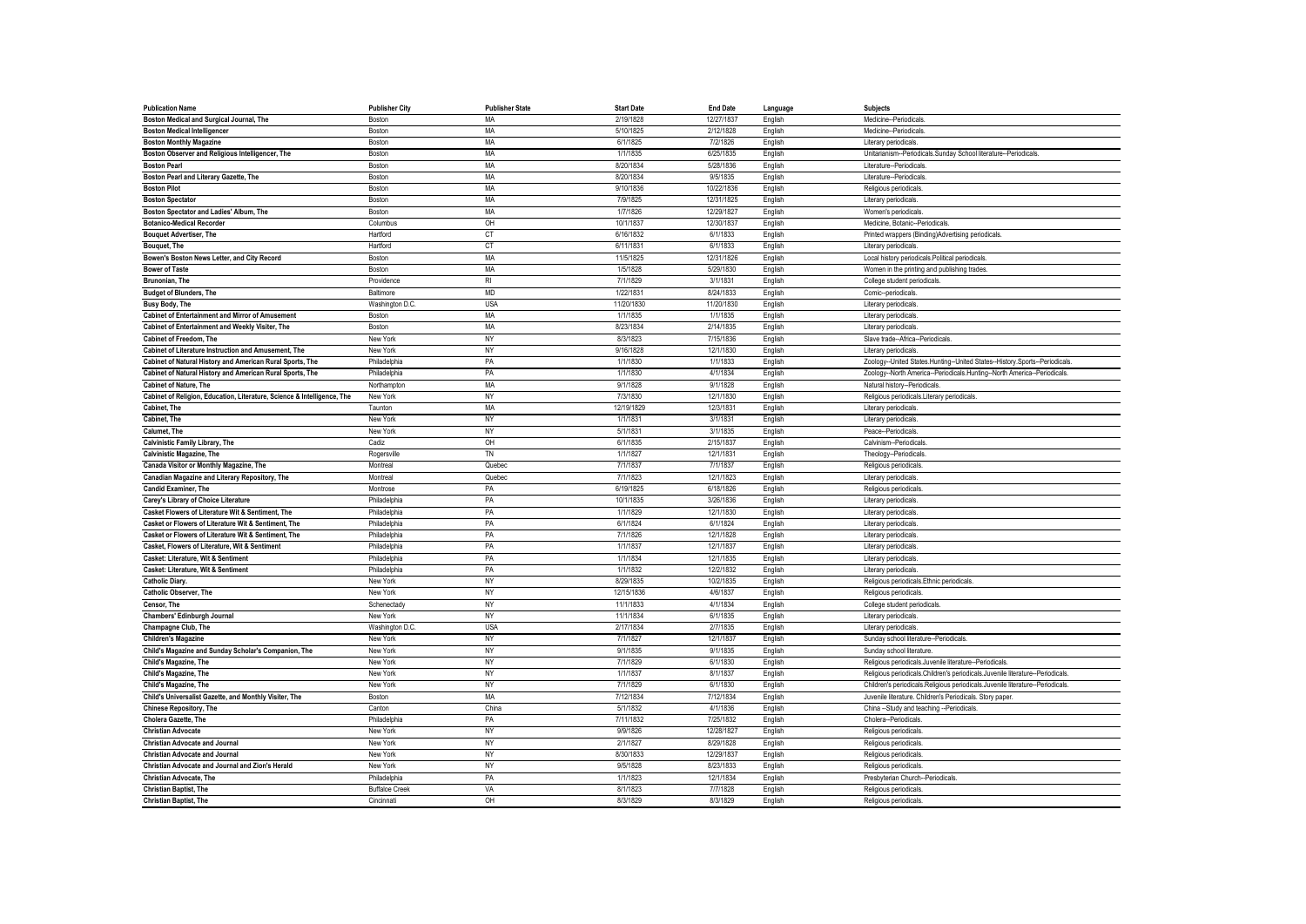| Publication Name | Publisher City | Publisher State | Start Date | End Date | Language | Subjects |
|---|---|---|---|---|---|---|
| Boston Medical and Surgical Journal, The | Boston | MA | 2/19/1828 | 12/27/1837 | English | Medicine--Periodicals. |
| Boston Medical Intelligencer | Boston | MA | 5/10/1825 | 2/12/1828 | English | Medicine--Periodicals. |
| Boston Monthly Magazine | Boston | MA | 6/1/1825 | 7/2/1826 | English | Literary periodicals. |
| Boston Observer and Religious Intelligencer, The | Boston | MA | 1/1/1835 | 6/25/1835 | English | Unitarianism--Periodicals.Sunday School literature--Periodicals. |
| Boston Pearl | Boston | MA | 8/20/1834 | 5/28/1836 | English | Literature--Periodicals. |
| Boston Pearl and Literary Gazette, The | Boston | MA | 8/20/1834 | 9/5/1835 | English | Literature--Periodicals. |
| Boston Pilot | Boston | MA | 9/10/1836 | 10/22/1836 | English | Religious periodicals. |
| Boston Spectator | Boston | MA | 7/9/1825 | 12/31/1825 | English | Literary periodicals. |
| Boston Spectator and Ladies' Album, The | Boston | MA | 1/7/1826 | 12/29/1827 | English | Women's periodicals. |
| Botanico-Medical Recorder | Columbus | OH | 10/1/1837 | 12/30/1837 | English | Medicine, Botanic--Periodicals. |
| Bouquet Advertiser, The | Hartford | CT | 6/16/1832 | 6/1/1833 | English | Printed wrappers (Binding)Advertising periodicals. |
| Bouquet, The | Hartford | CT | 6/11/1831 | 6/1/1833 | English | Literary periodicals. |
| Bowen's Boston News Letter, and City Record | Boston | MA | 11/5/1825 | 12/31/1826 | English | Local history periodicals.Political periodicals. |
| Bower of Taste | Boston | MA | 1/5/1828 | 5/29/1830 | English | Women in the printing and publishing trades. |
| Brunonian, The | Providence | RI | 7/1/1829 | 3/1/1831 | English | College student periodicals. |
| Budget of Blunders, The | Baltimore | MD | 1/22/1831 | 8/24/1833 | English | Comic--periodicals. |
| Busy Body, The | Washington D.C. | USA | 11/20/1830 | 11/20/1830 | English | Literary periodicals. |
| Cabinet of Entertainment and Mirror of Amusement | Boston | MA | 1/1/1835 | 1/1/1835 | English | Literary periodicals. |
| Cabinet of Entertainment and Weekly Visiter, The | Boston | MA | 8/23/1834 | 2/14/1835 | English | Literary periodicals. |
| Cabinet of Freedom, The | New York | NY | 8/3/1823 | 7/15/1836 | English | Slave trade--Africa--Periodicals. |
| Cabinet of Literature Instruction and Amusement, The | New York | NY | 9/16/1828 | 12/1/1830 | English | Literary periodicals. |
| Cabinet of Natural History and American Rural Sports, The | Philadelphia | PA | 1/1/1830 | 1/1/1833 | English | Zoology--United States.Hunting--United States--History.Sports--Periodicals. |
| Cabinet of Natural History and American Rural Sports, The | Philadelphia | PA | 1/1/1830 | 4/1/1834 | English | Zoology--North America--Periodicals.Hunting--North America--Periodicals. |
| Cabinet of Nature, The | Northampton | MA | 9/1/1828 | 9/1/1828 | English | Natural history--Periodicals. |
| Cabinet of Religion, Education, Literature, Science & Intelligence, The | New York | NY | 7/3/1830 | 12/1/1830 | English | Religious periodicals.Literary periodicals. |
| Cabinet, The | Taunton | MA | 12/19/1829 | 12/3/1831 | English | Literary periodicals. |
| Cabinet, The | New York | NY | 1/1/1831 | 3/1/1831 | English | Literary periodicals. |
| Calumet, The | New York | NY | 5/1/1831 | 3/1/1835 | English | Peace--Periodicals. |
| Calvinistic Family Library, The | Cadiz | OH | 6/1/1835 | 2/15/1837 | English | Calvinism--Periodicals. |
| Calvinistic Magazine, The | Rogersville | TN | 1/1/1827 | 12/1/1831 | English | Theology--Periodicals. |
| Canada Visitor or Monthly Magazine, The | Montreal | Quebec | 7/1/1837 | 7/1/1837 | English | Religious periodicals. |
| Canadian Magazine and Literary Repository, The | Montreal | Quebec | 7/1/1823 | 12/1/1823 | English | Literary periodicals. |
| Candid Examiner, The | Montrose | PA | 6/19/1825 | 6/18/1826 | English | Religious periodicals. |
| Carey's Library of Choice Literature | Philadelphia | PA | 10/1/1835 | 3/26/1836 | English | Literary periodicals. |
| Casket Flowers of Literature Wit & Sentiment, The | Philadelphia | PA | 1/1/1829 | 12/1/1830 | English | Literary periodicals. |
| Casket or Flowers of Literature Wit & Sentiment, The | Philadelphia | PA | 6/1/1824 | 6/1/1824 | English | Literary periodicals. |
| Casket or Flowers of Literature Wit & Sentiment, The | Philadelphia | PA | 7/1/1826 | 12/1/1828 | English | Literary periodicals. |
| Casket, Flowers of Literature, Wit & Sentiment | Philadelphia | PA | 1/1/1837 | 12/1/1837 | English | Literary periodicals. |
| Casket: Literature, Wit & Sentiment | Philadelphia | PA | 1/1/1834 | 12/1/1835 | English | Literary periodicals. |
| Casket: Literature, Wit & Sentiment | Philadelphia | PA | 1/1/1832 | 12/2/1832 | English | Literary periodicals. |
| Catholic Diary. | New York | NY | 8/29/1835 | 10/2/1835 | English | Religious periodicals.Ethnic periodicals. |
| Catholic Observer, The | New York | NY | 12/15/1836 | 4/6/1837 | English | Religious periodicals. |
| Censor, The | Schenectady | NY | 11/1/1833 | 4/1/1834 | English | College student periodicals. |
| Chambers' Edinburgh Journal | New York | NY | 11/1/1834 | 6/1/1835 | English | Literary periodicals. |
| Champagne Club, The | Washington D.C. | USA | 2/17/1834 | 2/7/1835 | English | Literary periodicals. |
| Children's Magazine | New York | NY | 7/1/1827 | 12/1/1837 | English | Sunday school literature--Periodicals. |
| Child's Magazine and Sunday Scholar's Companion, The | New York | NY | 9/1/1835 | 9/1/1835 | English | Sunday school literature. |
| Child's Magazine, The | New York | NY | 7/1/1829 | 6/1/1830 | English | Religious periodicals.Juvenile literature--Periodicals. |
| Child's Magazine, The | New York | NY | 1/1/1837 | 8/1/1837 | English | Religious periodicals.Children's periodicals.Juvenile literature--Periodicals. |
| Child's Magazine, The | New York | NY | 7/1/1829 | 6/1/1830 | English | Children's periodicals.Religious periodicals.Juvenile literature--Periodicals. |
| Child's Universalist Gazette, and Monthly Visiter, The | Boston | MA | 7/12/1834 | 7/12/1834 | English | Juvenile literature. Children's Periodicals. Story paper. |
| Chinese Repository, The | Canton | China | 5/1/1832 | 4/1/1836 | English | China --Study and teaching --Periodicals. |
| Cholera Gazette, The | Philadelphia | PA | 7/11/1832 | 7/25/1832 | English | Cholera--Periodicals. |
| Christian Advocate | New York | NY | 9/9/1826 | 12/28/1827 | English | Religious periodicals. |
| Christian Advocate and Journal | New York | NY | 2/1/1827 | 8/29/1828 | English | Religious periodicals. |
| Christian Advocate and Journal | New York | NY | 8/30/1833 | 12/29/1837 | English | Religious periodicals. |
| Christian Advocate and Journal and Zion's Herald | New York | NY | 9/5/1828 | 8/23/1833 | English | Religious periodicals. |
| Christian Advocate, The | Philadelphia | PA | 1/1/1823 | 12/1/1834 | English | Presbyterian Church--Periodicals. |
| Christian Baptist, The | Buffaloe Creek | VA | 8/1/1823 | 7/7/1828 | English | Religious periodicals. |
| Christian Baptist, The | Cincinnati | OH | 8/3/1829 | 8/3/1829 | English | Religious periodicals. |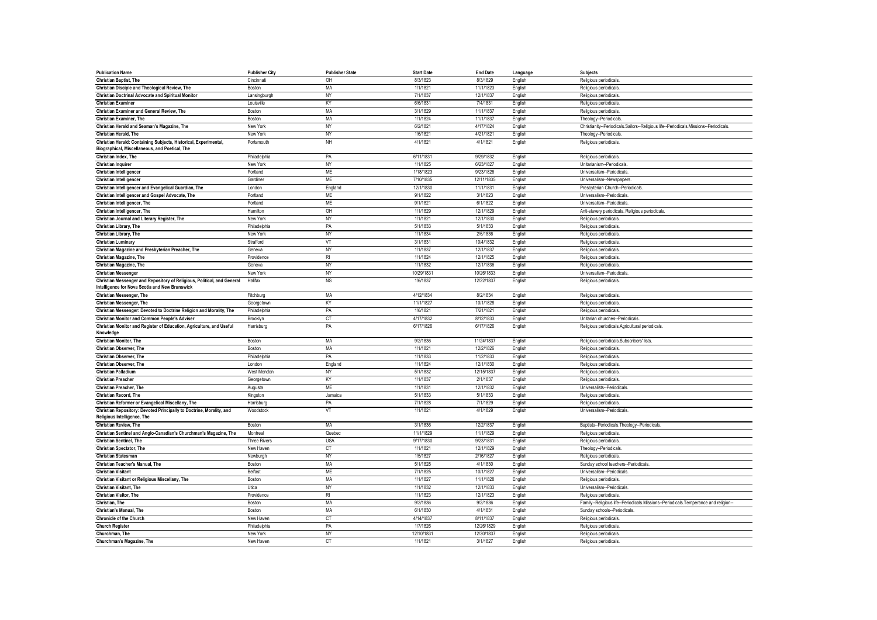| Publication Name | Publisher City | Publisher State | Start Date | End Date | Language | Subjects |
|---|---|---|---|---|---|---|
| Christian Baptist, The | Cincinnati | OH | 8/3/1823 | 8/3/1829 | English | Religious periodicals. |
| Christian Disciple and Theological Review, The | Boston | MA | 1/1/1821 | 11/1/1823 | English | Religious periodicals. |
| Christian Doctrinal Advocate and Spiritual Monitor | Lansingburgh | NY | 7/1/1837 | 12/1/1837 | English | Religious periodicals. |
| Christian Examiner | Louisville | KY | 6/6/1831 | 7/4/1831 | English | Religious periodicals. |
| Christian Examiner and General Review, The | Boston | MA | 3/1/1829 | 11/1/1837 | English | Religious periodicals. |
| Christian Examiner, The | Boston | MA | 1/1/1824 | 11/1/1837 | English | Theology--Periodicals. |
| Christian Herald and Seaman's Magazine, The | New York | NY | 6/2/1821 | 4/17/1824 | English | Christianity--Periodicals.Sailors--Religious life--Periodicals.Missions--Periodicals. |
| Christian Herald, The | New York | NY | 1/6/1821 | 4/21/1821 | English | Theology--Periodicals. |
| Christian Herald: Containing Subjects, Historical, Experimental, Biographical, Miscellaneous, and Poetical, The | Portsmouth | NH | 4/1/1821 | 4/1/1821 | English | Religious periodicals. |
| Christian Index, The | Philadelphia | PA | 6/11/1831 | 9/29/1832 | English | Religious periodicals. |
| Christian Inquirer | New York | NY | 1/1/1825 | 6/23/1827 | English | Unitarianism--Periodicals. |
| Christian Intelligencer | Portland | ME | 1/18/1823 | 9/23/1826 | English | Universalism--Periodicals. |
| Christian Intelligencer | Gardiner | ME | 7/10/1835 | 12/11/1835 | English | Universalism--Newspapers. |
| Christian Intelligencer and Evangelical Guardian, The | London | England | 12/1/1830 | 11/1/1831 | English | Presbyterian Church--Periodicals. |
| Christian Intelligencer and Gospel Advocate, The | Portland | ME | 9/1/1822 | 3/1/1823 | English | Universalism--Periodicals. |
| Christian Intelligencer, The | Portland | ME | 9/1/1821 | 6/1/1822 | English | Universalism--Periodicals. |
| Christian Intelligencer, The | Hamilton | OH | 1/1/1829 | 12/1/1829 | English | Anti-slavery periodicals. Religious periodicals. |
| Christian Journal and Literary Register, The | New York | NY | 1/1/1821 | 12/1/1830 | English | Religious periodicals. |
| Christian Library, The | Philadelphia | PA | 5/1/1833 | 5/1/1833 | English | Religious periodicals. |
| Christian Library, The | New York | NY | 1/1/1834 | 2/6/1836 | English | Religious periodicals. |
| Christian Luminary | Strafford | VT | 3/1/1831 | 10/4/1832 | English | Religious periodicals. |
| Christian Magazine and Presbyterian Preacher, The | Geneva | NY | 1/1/1837 | 12/1/1837 | English | Religious periodicals. |
| Christian Magazine, The | Providence | RI | 1/1/1824 | 12/1/1825 | English | Religious periodicals. |
| Christian Magazine, The | Geneva | NY | 1/1/1832 | 12/1/1836 | English | Religious periodicals. |
| Christian Messenger | New York | NY | 10/29/1831 | 10/26/1833 | English | Universalism--Periodicals. |
| Christian Messenger and Repository of Religious, Political, and General Intelligence for Nova Scotia and New Brunswick | Halifax | NS | 1/6/1837 | 12/22/1837 | English | Religious periodicals. |
| Christian Messenger, The | Fitchburg | MA | 4/12/1834 | 8/2/1834 | English | Religious periodicals. |
| Christian Messenger, The | Georgetown | KY | 11/1/1827 | 10/1/1828 | English | Religious periodicals. |
| Christian Messenger: Devoted to Doctrine Religion and Morality, The | Philadelphia | PA | 1/6/1821 | 7/21/1821 | English | Religious periodicals. |
| Christian Monitor and Common People's Adviser | Brooklyn | CT | 4/17/1832 | 8/12/1833 | English | Unitarian churches--Periodicals. |
| Christian Monitor and Register of Education, Agriculture, and Useful Knowledge | Harrisburg | PA | 6/17/1826 | 6/17/1826 | English | Religious periodicals.Agricultural periodicals. |
| Christian Monitor, The | Boston | MA | 9/2/1836 | 11/24/1837 | English | Religious periodicals.Subscribers' lists. |
| Christian Observer, The | Boston | MA | 1/1/1821 | 12/2/1826 | English | Religious periodicals. |
| Christian Observer, The | Philadelphia | PA | 1/1/1833 | 11/2/1833 | English | Religious periodicals. |
| Christian Observer, The | London | England | 1/1/1824 | 12/1/1830 | English | Religious periodicals. |
| Christian Palladium | West Mendon | NY | 5/1/1832 | 12/15/1837 | English | Religious periodicals. |
| Christian Preacher | Georgetown | KY | 1/1/1837 | 2/1/1837 | English | Religious periodicals. |
| Christian Preacher, The | Augusta | ME | 1/1/1831 | 12/1/1832 | English | Universalists--Periodicals. |
| Christian Record, The | Kingston | Jamaica | 5/1/1833 | 5/1/1833 | English | Religious periodicals. |
| Christian Reformer or Evangelical Miscellany, The | Harrisburg | PA | 7/1/1828 | 7/1/1829 | English | Religious periodicals. |
| Christian Repository: Devoted Principally to Doctrine, Morality, and Religious Intelligence, The | Woodstock | VT | 1/1/1821 | 4/1/1829 | English | Universalism--Periodicals. |
| Christian Review, The | Boston | MA | 3/1/1836 | 12/2/1837 | English | Baptists--Periodicals.Theology--Periodicals. |
| Christian Sentinel and Anglo-Canadian's Churchman's Magazine, The | Montreal | Quebec | 11/1/1829 | 11/1/1829 | English | Religious periodicals. |
| Christian Sentinel, The | Three Rivers | USA | 9/17/1830 | 9/23/1831 | English | Religious periodicals. |
| Christian Spectator, The | New Haven | CT | 1/1/1821 | 12/1/1829 | English | Theology--Periodicals. |
| Christian Statesman | Newburgh | NY | 1/5/1827 | 2/16/1827 | English | Religious periodicals. |
| Christian Teacher's Manual, The | Boston | MA | 5/1/1828 | 4/1/1830 | English | Sunday school teachers--Periodicals. |
| Christian Visitant | Belfast | ME | 7/1/1825 | 10/1/1827 | English | Universalism--Periodicals. |
| Christian Visitant or Religious Miscellany, The | Boston | MA | 1/1/1827 | 11/1/1828 | English | Religious periodicals. |
| Christian Visitant, The | Utica | NY | 1/1/1832 | 12/1/1833 | English | Universalism--Periodicals. |
| Christian Visitor, The | Providence | RI | 1/1/1823 | 12/1/1823 | English | Religious periodicals. |
| Christian, The | Boston | MA | 9/2/1836 | 9/2/1836 | English | Family--Religious life--Periodicals.Missions--Periodicals.Temperance and religion-- |
| Christian's Manual, The | Boston | MA | 6/1/1830 | 4/1/1831 | English | Sunday schools--Periodicals. |
| Chronicle of the Church | New Haven | CT | 4/14/1837 | 8/11/1837 | English | Religious periodicals. |
| Church Register | Philadelphia | PA | 1/7/1826 | 12/26/1829 | English | Religious periodicals. |
| Churchman, The | New York | NY | 12/10/1831 | 12/30/1837 | English | Religious periodicals. |
| Churchman's Magazine, The | New Haven | CT | 1/1/1821 | 3/1/1827 | English | Religious periodicals. |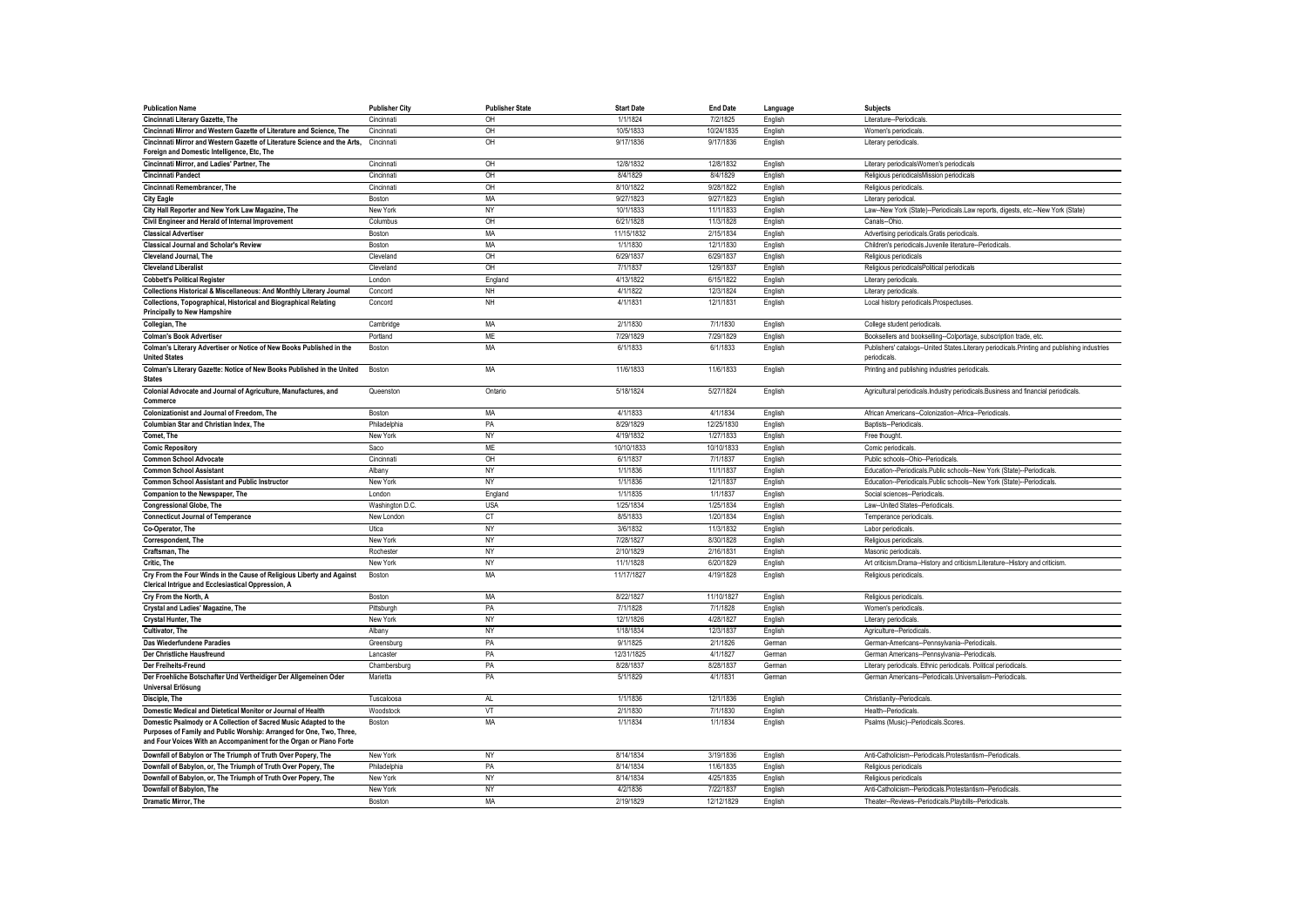| Publication Name | Publisher City | Publisher State | Start Date | End Date | Language | Subjects |
|---|---|---|---|---|---|---|
| Cincinnati Literary Gazette, The | Cincinnati | OH | 1/1/1824 | 7/2/1825 | English | Literature--Periodicals. |
| Cincinnati Mirror and Western Gazette of Literature and Science, The | Cincinnati | OH | 10/5/1833 | 10/24/1835 | English | Women's periodicals. |
| Cincinnati Mirror and Western Gazette of Literature Science and the Arts, Foreign and Domestic Intelligence, Etc, The | Cincinnati | OH | 9/17/1836 | 9/17/1836 | English | Literary periodicals. |
| Cincinnati Mirror, and Ladies' Partner, The | Cincinnati | OH | 12/8/1832 | 12/8/1832 | English | Literary periodicalsWomen's periodicals |
| Cincinnati Pandect | Cincinnati | OH | 8/4/1829 | 8/4/1829 | English | Religious periodicalsMission periodicals |
| Cincinnati Remembrancer, The | Cincinnati | OH | 8/10/1822 | 9/28/1822 | English | Religious periodicals. |
| City Eagle | Boston | MA | 9/27/1823 | 9/27/1823 | English | Literary periodical. |
| City Hall Reporter and New York Law Magazine, The | New York | NY | 10/1/1833 | 11/1/1833 | English | Law--New York (State)--Periodicals.Law reports, digests, etc.--New York (State) |
| Civil Engineer and Herald of Internal Improvement | Columbus | OH | 6/21/1828 | 11/3/1828 | English | Canals--Ohio. |
| Classical Advertiser | Boston | MA | 11/15/1832 | 2/15/1834 | English | Advertising periodicals.Gratis periodicals. |
| Classical Journal and Scholar's Review | Boston | MA | 1/1/1830 | 12/1/1830 | English | Children's periodicals.Juvenile literature--Periodicals. |
| Cleveland Journal, The | Cleveland | OH | 6/29/1837 | 6/29/1837 | English | Religious periodicals |
| Cleveland Liberalist | Cleveland | OH | 7/1/1837 | 12/9/1837 | English | Religious periodicalsPolitical periodicals |
| Cobbett's Political Register | London | England | 4/13/1822 | 6/15/1822 | English | Literary periodicals. |
| Collections Historical & Miscellaneous: And Monthly Literary Journal | Concord | NH | 4/1/1822 | 12/3/1824 | English | Literary periodicals. |
| Collections, Topographical, Historical and Biographical Relating Principally to New Hampshire | Concord | NH | 4/1/1831 | 12/1/1831 | English | Local history periodicals.Prospectuses. |
| Collegian, The | Cambridge | MA | 2/1/1830 | 7/1/1830 | English | College student periodicals. |
| Colman's Book Advertiser | Portland | ME | 7/29/1829 | 7/29/1829 | English | Booksellers and bookselling--Colportage, subscription trade, etc. |
| Colman's Literary Advertiser or Notice of New Books Published in the United States | Boston | MA | 6/1/1833 | 6/1/1833 | English | Publishers' catalogs--United States.Literary periodicals.Printing and publishing industries periodicals. |
| Colman's Literary Gazette: Notice of New Books Published in the United States | Boston | MA | 11/6/1833 | 11/6/1833 | English | Printing and publishing industries periodicals. |
| Colonial Advocate and Journal of Agriculture, Manufactures, and Commerce | Queenston | Ontario | 5/18/1824 | 5/27/1824 | English | Agricultural periodicals.Industry periodicals.Business and financial periodicals. |
| Colonizationist and Journal of Freedom, The | Boston | MA | 4/1/1833 | 4/1/1834 | English | African Americans--Colonization--Africa--Periodicals. |
| Columbian Star and Christian Index, The | Philadelphia | PA | 8/29/1829 | 12/25/1830 | English | Baptists--Periodicals. |
| Comet, The | New York | NY | 4/19/1832 | 1/27/1833 | English | Free thought. |
| Comic Repository | Saco | ME | 10/10/1833 | 10/10/1833 | English | Comic periodicals. |
| Common School Advocate | Cincinnati | OH | 6/1/1837 | 7/1/1837 | English | Public schools--Ohio--Periodicals. |
| Common School Assistant | Albany | NY | 1/1/1836 | 11/1/1837 | English | Education--Periodicals.Public schools--New York (State)--Periodicals. |
| Common School Assistant and Public Instructor | New York | NY | 1/1/1836 | 12/1/1837 | English | Education--Periodicals.Public schools--New York (State)--Periodicals. |
| Companion to the Newspaper, The | London | England | 1/1/1835 | 1/1/1837 | English | Social sciences--Periodicals. |
| Congressional Globe, The | Washington D.C. | USA | 1/25/1834 | 1/25/1834 | English | Law--United States--Periodicals. |
| Connecticut Journal of Temperance | New London | CT | 8/5/1833 | 1/20/1834 | English | Temperance periodicals. |
| Co-Operator, The | Utica | NY | 3/6/1832 | 11/3/1832 | English | Labor periodicals. |
| Correspondent, The | New York | NY | 7/28/1827 | 8/30/1828 | English | Religious periodicals. |
| Craftsman, The | Rochester | NY | 2/10/1829 | 2/16/1831 | English | Masonic periodicals. |
| Critic, The | New York | NY | 11/1/1828 | 6/20/1829 | English | Art criticism.Drama--History and criticism.Literature--History and criticism. |
| Cry From the Four Winds in the Cause of Religious Liberty and Against Clerical Intrigue and Ecclesiastical Oppression, A | Boston | MA | 11/17/1827 | 4/19/1828 | English | Religious periodicals. |
| Cry From the North, A | Boston | MA | 8/22/1827 | 11/10/1827 | English | Religious periodicals. |
| Crystal and Ladies' Magazine, The | Pittsburgh | PA | 7/1/1828 | 7/1/1828 | English | Women's periodicals. |
| Crystal Hunter, The | New York | NY | 12/1/1826 | 4/28/1827 | English | Literary periodicals. |
| Cultivator, The | Albany | NY | 1/18/1834 | 12/3/1837 | English | Agriculture--Periodicals. |
| Das Wiederfundene Paradies | Greensburg | PA | 9/1/1825 | 2/1/1826 | German | German-Americans--Pennsylvania--Periodicals. |
| Der Christliche Hausfreund | Lancaster | PA | 12/31/1825 | 4/1/1827 | German | German Americans--Pennsylvania--Periodicals. |
| Der Freiheits-Freund | Chambersburg | PA | 8/28/1837 | 8/28/1837 | German | Literary periodicals. Ethnic periodicals. Political periodicals. |
| Der Froehliche Botschafter Und Vertheidiger Der Allgemeinen Oder Universal Erlösung | Marietta | PA | 5/1/1829 | 4/1/1831 | German | German Americans--Periodicals.Universalism--Periodicals. |
| Disciple, The | Tuscaloosa | AL | 1/1/1836 | 12/1/1836 | English | Christianity--Periodicals. |
| Domestic Medical and Dietetical Monitor or Journal of Health | Woodstock | VT | 2/1/1830 | 7/1/1830 | English | Health--Periodicals. |
| Domestic Psalmody or A Collection of Sacred Music Adapted to the Purposes of Family and Public Worship: Arranged for One, Two, Three, and Four Voices With an Accompaniment for the Organ or Piano Forte | Boston | MA | 1/1/1834 | 1/1/1834 | English | Psalms (Music)--Periodicals.Scores. |
| Downfall of Babylon or The Triumph of Truth Over Popery, The | New York | NY | 8/14/1834 | 3/19/1836 | English | Anti-Catholicism--Periodicals.Protestantism--Periodicals. |
| Downfall of Babylon, or, The Triumph of Truth Over Popery, The | Philadelphia | PA | 8/14/1834 | 11/6/1835 | English | Religious periodicals |
| Downfall of Babylon, or, The Triumph of Truth Over Popery, The | New York | NY | 8/14/1834 | 4/25/1835 | English | Religious periodicals |
| Downfall of Babylon, The | New York | NY | 4/2/1836 | 7/22/1837 | English | Anti-Catholicism--Periodicals.Protestantism--Periodicals. |
| Dramatic Mirror, The | Boston | MA | 2/19/1829 | 12/12/1829 | English | Theater--Reviews--Periodicals.Playbills--Periodicals. |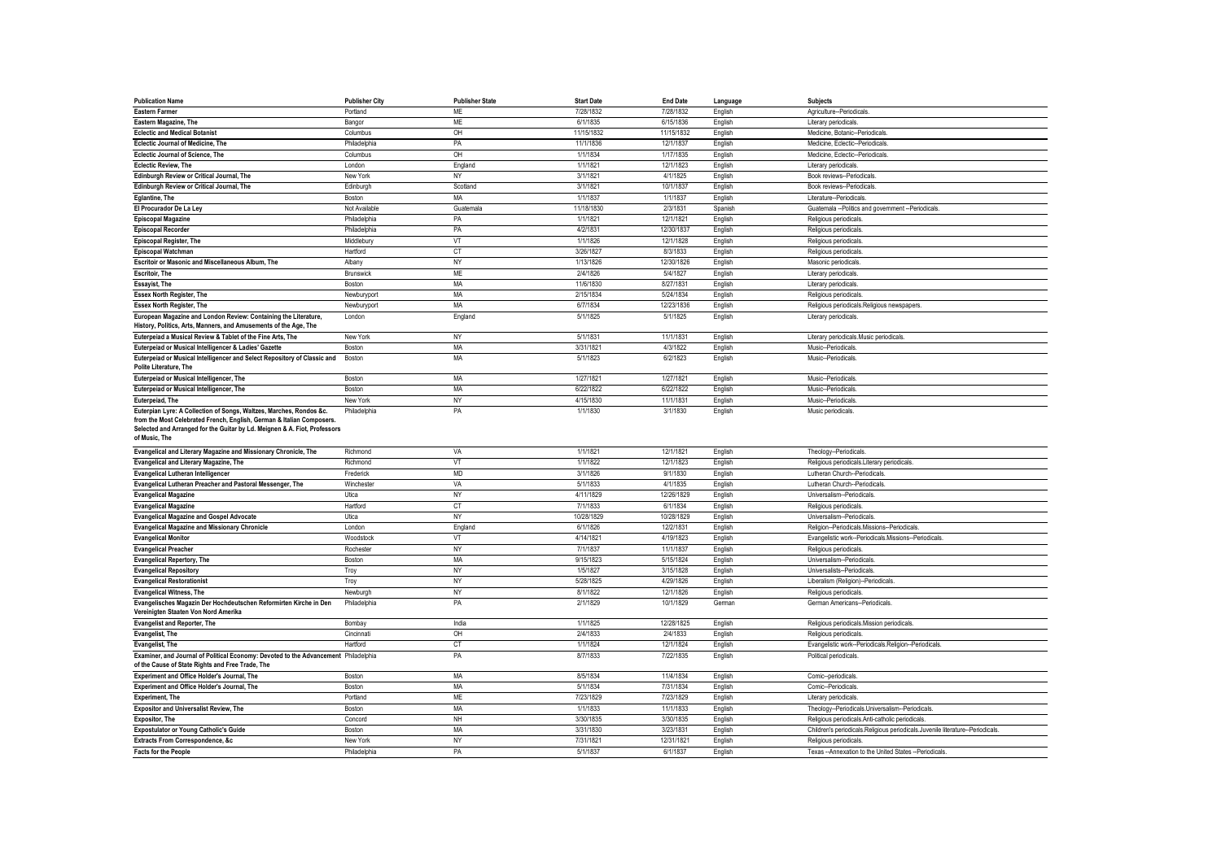| Publication Name | Publisher City | Publisher State | Start Date | End Date | Language | Subjects |
|---|---|---|---|---|---|---|
| Eastern Farmer | Portland | ME | 7/28/1832 | 7/28/1832 | English | Agriculture--Periodicals. |
| Eastern Magazine, The | Bangor | ME | 6/1/1835 | 6/15/1836 | English | Literary periodicals. |
| Eclectic and Medical Botanist | Columbus | OH | 11/15/1832 | 11/15/1832 | English | Medicine, Botanic--Periodicals. |
| Eclectic Journal of Medicine, The | Philadelphia | PA | 11/1/1836 | 12/1/1837 | English | Medicine, Eclectic--Periodicals. |
| Eclectic Journal of Science, The | Columbus | OH | 1/1/1834 | 1/17/1835 | English | Medicine, Eclectic--Periodicals. |
| Eclectic Review, The | London | England | 1/1/1821 | 12/1/1823 | English | Literary periodicals. |
| Edinburgh Review or Critical Journal, The | New York | NY | 3/1/1821 | 4/1/1825 | English | Book reviews--Periodicals. |
| Edinburgh Review or Critical Journal, The | Edinburgh | Scotland | 3/1/1821 | 10/1/1837 | English | Book reviews--Periodicals. |
| Eglantine, The | Boston | MA | 1/1/1837 | 1/1/1837 | English | Literature--Periodicals. |
| El Procurador De La Ley | Not Available | Guatemala | 11/18/1830 | 2/3/1831 | Spanish | Guatemala --Politics and government --Periodicals. |
| Episcopal Magazine | Philadelphia | PA | 1/1/1821 | 12/1/1821 | English | Religious periodicals. |
| Episcopal Recorder | Philadelphia | PA | 4/2/1831 | 12/30/1837 | English | Religious periodicals. |
| Episcopal Register, The | Middlebury | VT | 1/1/1826 | 12/1/1828 | English | Religious periodicals. |
| Episcopal Watchman | Hartford | CT | 3/26/1827 | 8/3/1833 | English | Religious periodicals. |
| Escritoir or Masonic and Miscellaneous Album, The | Albany | NY | 1/13/1826 | 12/30/1826 | English | Masonic periodicals. |
| Escritoir, The | Brunswick | ME | 2/4/1826 | 5/4/1827 | English | Literary periodicals. |
| Essayist, The | Boston | MA | 11/6/1830 | 8/27/1831 | English | Literary periodicals. |
| Essex North Register, The | Newburyport | MA | 2/15/1834 | 5/24/1834 | English | Religious periodicals. |
| Essex North Register, The | Newburyport | MA | 6/7/1834 | 12/23/1836 | English | Religious periodicals.Religious newspapers. |
| European Magazine and London Review: Containing the Literature, History, Politics, Arts, Manners, and Amusements of the Age, The | London | England | 5/1/1825 | 5/1/1825 | English | Literary periodicals. |
| Euterpeiad a Musical Review & Tablet of the Fine Arts, The | New York | NY | 5/1/1831 | 11/1/1831 | English | Literary periodicals.Music periodicals. |
| Euterpeiad or Musical Intelligencer & Ladies' Gazette | Boston | MA | 3/31/1821 | 4/3/1822 | English | Music--Periodicals. |
| Euterpeiad or Musical Intelligencer and Select Repository of Classic and Polite Literature, The | Boston | MA | 5/1/1823 | 6/2/1823 | English | Music--Periodicals. |
| Euterpeiad or Musical Intelligencer, The | Boston | MA | 1/27/1821 | 1/27/1821 | English | Music--Periodicals. |
| Euterpeiad or Musical Intelligencer, The | Boston | MA | 6/22/1822 | 6/22/1822 | English | Music--Periodicals. |
| Euterpeiad, The | New York | NY | 4/15/1830 | 11/1/1831 | English | Music--Periodicals. |
| Euterpian Lyre: A Collection of Songs, Waltzes, Marches, Rondos &c. from the Most Celebrated French, English, German & Italian Composers. Selected and Arranged for the Guitar by Ld. Meignen & A. Fiot, Professors of Music, The | Philadelphia | PA | 1/1/1830 | 3/1/1830 | English | Music periodicals. |
| Evangelical and Literary Magazine and Missionary Chronicle, The | Richmond | VA | 1/1/1821 | 12/1/1821 | English | Theology--Periodicals. |
| Evangelical and Literary Magazine, The | Richmond | VT | 1/1/1822 | 12/1/1823 | English | Religious periodicals.Literary periodicals. |
| Evangelical Lutheran Intelligencer | Frederick | MD | 3/1/1826 | 9/1/1830 | English | Lutheran Church--Periodicals. |
| Evangelical Lutheran Preacher and Pastoral Messenger, The | Winchester | VA | 5/1/1833 | 4/1/1835 | English | Lutheran Church--Periodicals. |
| Evangelical Magazine | Utica | NY | 4/11/1829 | 12/26/1829 | English | Universalism--Periodicals. |
| Evangelical Magazine | Hartford | CT | 7/1/1833 | 6/1/1834 | English | Religious periodicals. |
| Evangelical Magazine and Gospel Advocate | Utica | NY | 10/28/1829 | 10/28/1829 | English | Universalism--Periodicals. |
| Evangelical Magazine and Missionary Chronicle | London | England | 6/1/1826 | 12/2/1831 | English | Religion--Periodicals.Missions--Periodicals. |
| Evangelical Monitor | Woodstock | VT | 4/14/1821 | 4/19/1823 | English | Evangelistic work--Periodicals.Missions--Periodicals. |
| Evangelical Preacher | Rochester | NY | 7/1/1837 | 11/1/1837 | English | Religious periodicals. |
| Evangelical Repertory, The | Boston | MA | 9/15/1823 | 5/15/1824 | English | Universalism--Periodicals. |
| Evangelical Repository | Troy | NY | 1/5/1827 | 3/15/1828 | English | Universalists--Periodicals. |
| Evangelical Restorationist | Troy | NY | 5/28/1825 | 4/29/1826 | English | Liberalism (Religion)--Periodicals. |
| Evangelical Witness, The | Newburgh | NY | 8/1/1822 | 12/1/1826 | English | Religious periodicals. |
| Evangelisches Magazin Der Hochdeutschen Reformirten Kirche in Den Vereinigten Staaten Von Nord Amerika | Philadelphia | PA | 2/1/1829 | 10/1/1829 | German | German Americans--Periodicals. |
| Evangelist and Reporter, The | Bombay | India | 1/1/1825 | 12/28/1825 | English | Religious periodicals.Mission periodicals. |
| Evangelist, The | Cincinnati | OH | 2/4/1833 | 2/4/1833 | English | Religious periodicals. |
| Evangelist, The | Hartford | CT | 1/1/1824 | 12/1/1824 | English | Evangelistic work--Periodicals.Religion--Periodicals. |
| Examiner, and Journal of Political Economy: Devoted to the Advancement of the Cause of State Rights and Free Trade, The | Philadelphia | PA | 8/7/1833 | 7/22/1835 | English | Political periodicals. |
| Experiment and Office Holder's Journal, The | Boston | MA | 8/5/1834 | 11/4/1834 | English | Comic--periodicals. |
| Experiment and Office Holder's Journal, The | Boston | MA | 5/1/1834 | 7/31/1834 | English | Comic--Periodicals. |
| Experiment, The | Portland | ME | 7/23/1829 | 7/23/1829 | English | Literary periodicals. |
| Expositor and Universalist Review, The | Boston | MA | 1/1/1833 | 11/1/1833 | English | Theology--Periodicals.Universalism--Periodicals. |
| Expositor, The | Concord | NH | 3/30/1835 | 3/30/1835 | English | Religious periodicals.Anti-catholic periodicals. |
| Expostulator or Young Catholic's Guide | Boston | MA | 3/31/1830 | 3/23/1831 | English | Children's periodicals.Religious periodicals.Juvenile literature--Periodicals. |
| Extracts From Correspondence, &c | New York | NY | 7/31/1821 | 12/31/1821 | English | Religious periodicals. |
| Facts for the People | Philadelphia | PA | 5/1/1837 | 6/1/1837 | English | Texas --Annexation to the United States --Periodicals. |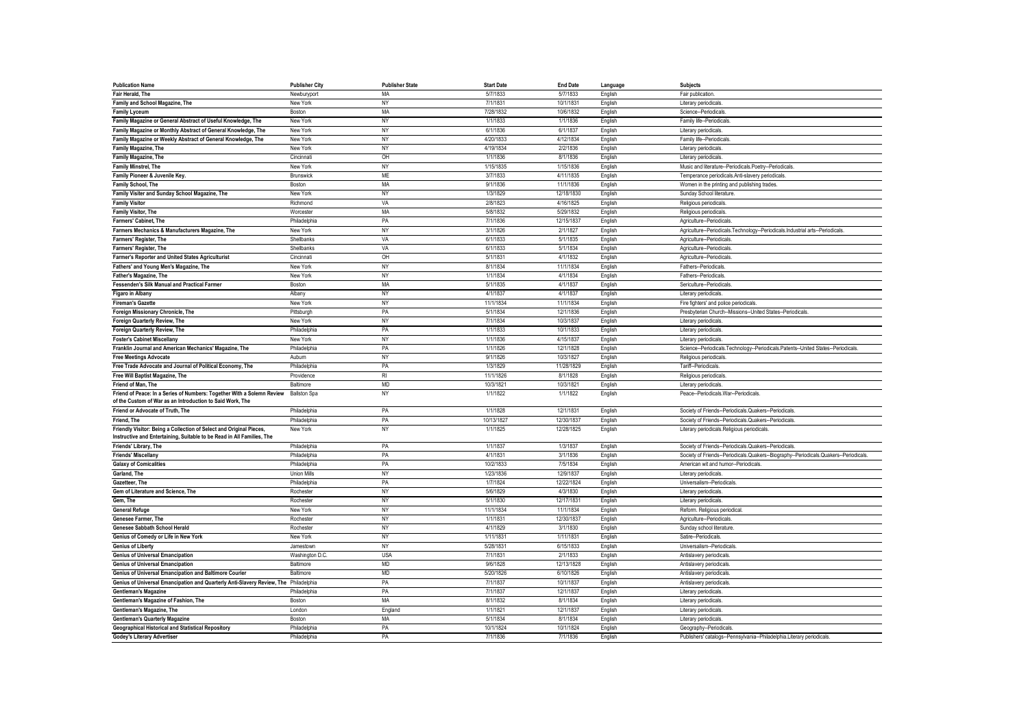| Publication Name | Publisher City | Publisher State | Start Date | End Date | Language | Subjects |
|---|---|---|---|---|---|---|
| Fair Herald, The | Newburyport | MA | 5/7/1833 | 5/7/1833 | English | Fair publication. |
| Family and School Magazine, The | New York | NY | 7/1/1831 | 10/1/1831 | English | Literary periodicals. |
| Family Lyceum | Boston | MA | 7/28/1832 | 10/6/1832 | English | Science--Periodicals. |
| Family Magazine or General Abstract of Useful Knowledge, The | New York | NY | 1/1/1833 | 1/1/1836 | English | Family life--Periodicals. |
| Family Magazine or Monthly Abstract of General Knowledge, The | New York | NY | 6/1/1836 | 6/1/1837 | English | Literary periodicals. |
| Family Magazine or Weekly Abstract of General Knowledge, The | New York | NY | 4/20/1833 | 4/12/1834 | English | Family life--Periodicals. |
| Family Magazine, The | New York | NY | 4/19/1834 | 2/2/1836 | English | Literary periodicals. |
| Family Magazine, The | Cincinnati | OH | 1/1/1836 | 8/1/1836 | English | Literary periodicals. |
| Family Minstrel, The | New York | NY | 1/15/1835 | 1/15/1836 | English | Music and literature--Periodicals.Poetry--Periodicals. |
| Family Pioneer & Juvenile Key. | Brunswick | ME | 3/7/1833 | 4/11/1835 | English | Temperance periodicals.Anti-slavery periodicals. |
| Family School, The | Boston | MA | 9/1/1836 | 11/1/1836 | English | Women in the printing and publishing trades. |
| Family Visiter and Sunday School Magazine, The | New York | NY | 1/3/1829 | 12/18/1830 | English | Sunday School literature. |
| Family Visitor | Richmond | VA | 2/8/1823 | 4/16/1825 | English | Religious periodicals. |
| Family Visitor, The | Worcester | MA | 5/8/1832 | 5/29/1832 | English | Religious periodicals. |
| Farmers' Cabinet, The | Philadelphia | PA | 7/1/1836 | 12/15/1837 | English | Agriculture--Periodicals. |
| Farmers Mechanics & Manufacturers Magazine, The | New York | NY | 3/1/1826 | 2/1/1827 | English | Agriculture--Periodicals.Technology--Periodicals.Industrial arts--Periodicals. |
| Farmers' Register, The | Shellbanks | VA | 6/1/1833 | 5/1/1835 | English | Agriculture--Periodicals. |
| Farmers' Register, The | Shellbanks | VA | 6/1/1833 | 5/1/1834 | English | Agriculture--Periodicals. |
| Farmer's Reporter and United States Agriculturist | Cincinnati | OH | 5/1/1831 | 4/1/1832 | English | Agriculture--Periodicals. |
| Fathers' and Young Men's Magazine, The | New York | NY | 8/1/1834 | 11/1/1834 | English | Fathers--Periodicals. |
| Father's Magazine, The | New York | NY | 1/1/1834 | 4/1/1834 | English | Fathers--Periodicals. |
| Fessenden's Silk Manual and Practical Farmer | Boston | MA | 5/1/1835 | 4/1/1837 | English | Sericulture--Periodicals. |
| Figaro in Albany | Albany | NY | 4/1/1837 | 4/1/1837 | English | Literary periodicals. |
| Fireman's Gazette | New York | NY | 11/1/1834 | 11/1/1834 | English | Fire fighters' and police periodicals. |
| Foreign Missionary Chronicle, The | Pittsburgh | PA | 5/1/1834 | 12/1/1836 | English | Presbyterian Church--Missions--United States--Periodicals. |
| Foreign Quarterly Review, The | New York | NY | 7/1/1834 | 10/3/1837 | English | Literary periodicals. |
| Foreign Quarterly Review, The | Philadelphia | PA | 1/1/1833 | 10/1/1833 | English | Literary periodicals. |
| Foster's Cabinet Miscellany | New York | NY | 1/1/1836 | 4/15/1837 | English | Literary periodicals. |
| Franklin Journal and American Mechanics' Magazine, The | Philadelphia | PA | 1/1/1826 | 12/1/1828 | English | Science--Periodicals.Technology--Periodicals.Patents--United States--Periodicals. |
| Free Meetings Advocate | Auburn | NY | 9/1/1826 | 10/3/1827 | English | Religious periodicals. |
| Free Trade Advocate and Journal of Political Economy, The | Philadelphia | PA | 1/3/1829 | 11/28/1829 | English | Tariff--Periodicals. |
| Free Will Baptist Magazine, The | Providence | RI | 11/1/1826 | 8/1/1828 | English | Religious periodicals. |
| Friend of Man, The | Baltimore | MD | 10/3/1821 | 10/3/1821 | English | Literary periodicals. |
| Friend of Peace: In a Series of Numbers: Together With a Solemn Review of the Custom of War as an Introduction to Said Work, The | Ballston Spa | NY | 1/1/1822 | 1/1/1822 | English | Peace--Periodicals.War--Periodicals. |
| Friend or Advocate of Truth, The | Philadelphia | PA | 1/1/1828 | 12/1/1831 | English | Society of Friends--Periodicals.Quakers--Periodicals. |
| Friend, The | Philadelphia | PA | 10/13/1827 | 12/30/1837 | English | Society of Friends--Periodicals.Quakers--Periodicals. |
| Friendly Visitor: Being a Collection of Select and Original Pieces, Instructive and Entertaining, Suitable to be Read in All Families, The | New York | NY | 1/1/1825 | 12/28/1825 | English | Literary periodicals.Religious periodicals. |
| Friends' Library, The | Philadelphia | PA | 1/1/1837 | 1/3/1837 | English | Society of Friends--Periodicals.Quakers--Periodicals. |
| Friends' Miscellany | Philadelphia | PA | 4/1/1831 | 3/1/1836 | English | Society of Friends--Periodicals.Quakers--Biography--Periodicals.Quakers--Periodicals. |
| Galaxy of Comicalities | Philadelphia | PA | 10/2/1833 | 7/5/1834 | English | American wit and humor--Periodicals. |
| Garland, The | Union Mills | NY | 1/23/1836 | 12/9/1837 | English | Literary periodicals. |
| Gazetteer, The | Philadelphia | PA | 1/7/1824 | 12/22/1824 | English | Universalism--Periodicals. |
| Gem of Literature and Science, The | Rochester | NY | 5/6/1829 | 4/3/1830 | English | Literary periodicals. |
| Gem, The | Rochester | NY | 5/1/1830 | 12/17/1831 | English | Literary periodicals. |
| General Refuge | New York | NY | 11/1/1834 | 11/1/1834 | English | Reform. Religious periodical. |
| Genesee Farmer, The | Rochester | NY | 1/1/1831 | 12/30/1837 | English | Agriculture--Periodicals. |
| Genesee Sabbath School Herald | Rochester | NY | 4/1/1829 | 3/1/1830 | English | Sunday school literature. |
| Genius of Comedy or Life in New York | New York | NY | 1/11/1831 | 1/11/1831 | English | Satire--Periodicals. |
| Genius of Liberty | Jamestown | NY | 5/28/1831 | 6/15/1833 | English | Universalism--Periodicals. |
| Genius of Universal Emancipation | Washington D.C. | USA | 7/1/1831 | 2/1/1833 | English | Antislavery periodicals. |
| Genius of Universal Emancipation | Baltimore | MD | 9/6/1828 | 12/13/1828 | English | Antislavery periodicals. |
| Genius of Universal Emancipation and Baltimore Courier | Baltimore | MD | 5/20/1826 | 6/10/1826 | English | Antislavery periodicals. |
| Genius of Universal Emancipation and Quarterly Anti-Slavery Review, The | Philadelphia | PA | 7/1/1837 | 10/1/1837 | English | Antislavery periodicals. |
| Gentleman's Magazine | Philadelphia | PA | 7/1/1837 | 12/1/1837 | English | Literary periodicals. |
| Gentleman's Magazine of Fashion, The | Boston | MA | 8/1/1832 | 8/1/1834 | English | Literary periodicals. |
| Gentleman's Magazine, The | London | England | 1/1/1821 | 12/1/1837 | English | Literary periodicals. |
| Gentleman's Quarterly Magazine | Boston | MA | 5/1/1834 | 8/1/1834 | English | Literary periodicals. |
| Geographical Historical and Statistical Repository | Philadelphia | PA | 10/1/1824 | 10/1/1824 | English | Geography--Periodicals. |
| Godey's Literary Advertiser | Philadelphia | PA | 7/1/1836 | 7/1/1836 | English | Publishers' catalogs--Pennsylvania--Philadelphia.Literary periodicals. |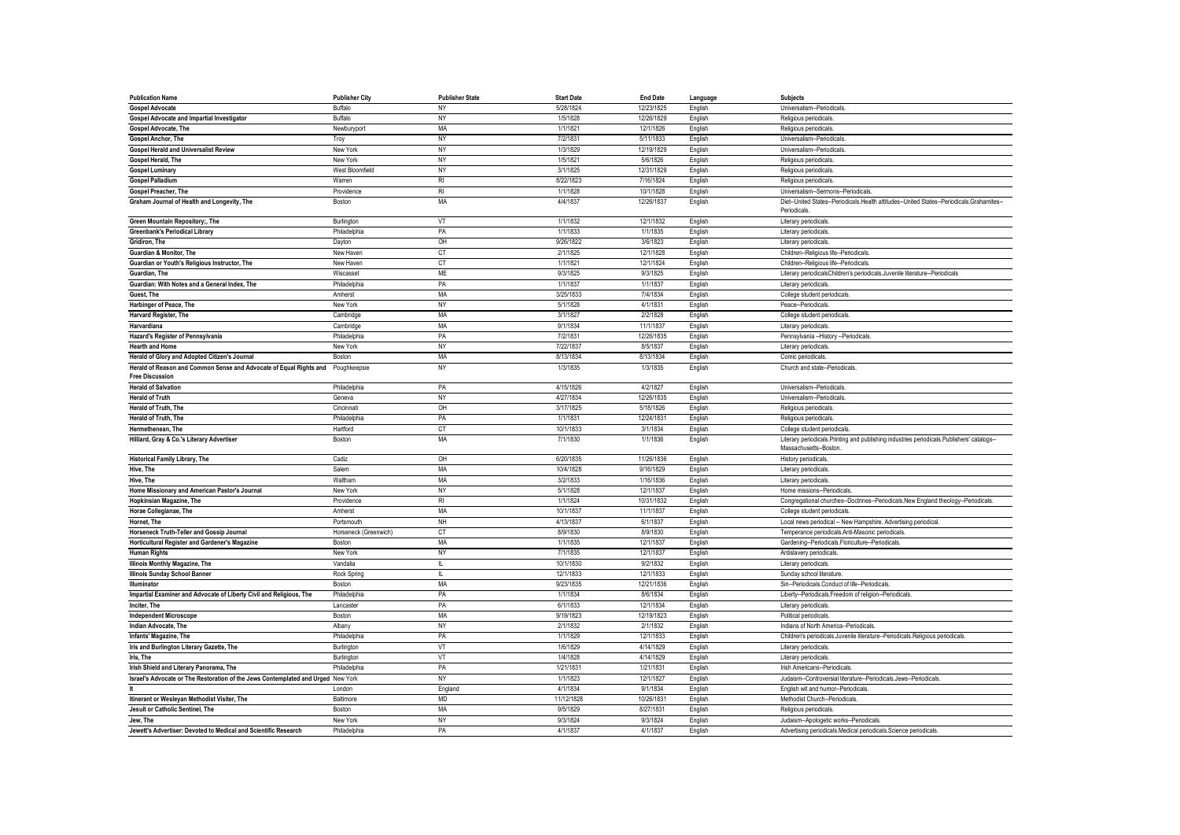| Publication Name | Publisher City | Publisher State | Start Date | End Date | Language | Subjects |
|---|---|---|---|---|---|---|
| Gospel Advocate | Buffalo | NY | 5/28/1824 | 12/23/1825 | English | Universalism--Periodicals. |
| Gospel Advocate and Impartial Investigator | Buffalo | NY | 1/5/1828 | 12/26/1829 | English | Religious periodicals. |
| Gospel Advocate, The | Newburyport | MA | 1/1/1821 | 12/1/1826 | English | Religious periodicals. |
| Gospel Anchor, The | Troy | NY | 7/2/1831 | 5/11/1833 | English | Universalism--Periodicals. |
| Gospel Herald and Universalist Review | New York | NY | 1/3/1829 | 12/19/1829 | English | Universalism--Periodicals. |
| Gospel Herald, The | New York | NY | 1/5/1821 | 5/6/1826 | English | Religious periodicals. |
| Gospel Luminary | West Bloomfield | NY | 3/1/1825 | 12/31/1829 | English | Religious periodicals. |
| Gospel Palladium | Warren | RI | 8/22/1823 | 7/16/1824 | English | Religious periodicals. |
| Gospel Preacher, The | Providence | RI | 1/1/1828 | 10/1/1828 | English | Universalism--Sermons--Periodicals. |
| Graham Journal of Health and Longevity, The | Boston | MA | 4/4/1837 | 12/26/1837 | English | Diet--United States--Periodicals.Health attitudes--United States--Periodicals.Grahamites--Periodicals. |
| Green Mountain Repository;, The | Burlington | VT | 1/1/1832 | 12/1/1832 | English | Literary periodicals. |
| Greenbank's Periodical Library | Philadelphia | PA | 1/1/1833 | 1/1/1835 | English | Literary periodicals. |
| Gridiron, The | Dayton | OH | 9/26/1822 | 3/6/1823 | English | Literary periodicals. |
| Guardian & Monitor, The | New Haven | CT | 2/1/1825 | 12/1/1828 | English | Children--Religious life--Periodicals. |
| Guardian or Youth's Religious Instructor, The | New Haven | CT | 1/1/1821 | 12/1/1824 | English | Children--Religious life--Periodicals. |
| Guardian, The | Wiscasset | ME | 9/3/1825 | 9/3/1825 | English | Literary periodicalsChildren's periodicals.Juvenile literature--Periodicals |
| Guardian: With Notes and a General Index, The | Philadelphia | PA | 1/1/1837 | 1/1/1837 | English | Literary periodicals. |
| Guest, The | Amherst | MA | 3/25/1833 | 7/4/1834 | English | College student periodicals. |
| Harbinger of Peace, The | New York | NY | 5/1/1828 | 4/1/1831 | English | Peace--Periodicals. |
| Harvard Register, The | Cambridge | MA | 3/1/1827 | 2/2/1828 | English | College student periodicals. |
| Harvardiana | Cambridge | MA | 9/1/1834 | 11/1/1837 | English | Literary periodicals. |
| Hazard's Register of Pennsylvania | Philadelphia | PA | 7/2/1831 | 12/26/1835 | English | Pennsylvania --History --Periodicals. |
| Hearth and Home | New York | NY | 7/22/1837 | 8/5/1837 | English | Literary periodicals. |
| Herald of Glory and Adopted Citizen's Journal | Boston | MA | 8/13/1834 | 8/13/1834 | English | Comic periodicals. |
| Herald of Reason and Common Sense and Advocate of Equal Rights and Free Discussion | Poughkeepsie | NY | 1/3/1835 | 1/3/1835 | English | Church and state--Periodicals. |
| Herald of Salvation | Philadelphia | PA | 4/15/1826 | 4/2/1827 | English | Universalism--Periodicals. |
| Herald of Truth | Geneva | NY | 4/27/1834 | 12/26/1835 | English | Universalism--Periodicals. |
| Herald of Truth, The | Cincinnati | OH | 3/17/1825 | 5/18/1826 | English | Religious periodicals. |
| Herald of Truth, The | Philadelphia | PA | 1/1/1831 | 12/24/1831 | English | Religious periodicals. |
| Hermethenean, The | Hartford | CT | 10/1/1833 | 3/1/1834 | English | College student periodicals. |
| Hilliard, Gray & Co.'s Literary Advertiser | Boston | MA | 7/1/1830 | 1/1/1836 | English | Literary periodicals.Printing and publishing industries periodicals.Publishers' catalogs--Massachusetts--Boston. |
| Historical Family Library, The | Cadiz | OH | 6/20/1835 | 11/26/1836 | English | History periodicals. |
| Hive, The | Salem | MA | 10/4/1828 | 9/16/1829 | English | Literary periodicals. |
| Hive, The | Waltham | MA | 3/2/1833 | 1/16/1836 | English | Literary periodicals. |
| Home Missionary and American Pastor's Journal | New York | NY | 5/1/1828 | 12/1/1837 | English | Home missions--Periodicals. |
| Hopkinsian Magazine, The | Providence | RI | 1/1/1824 | 10/31/1832 | English | Congregational churches--Doctrines--Periodicals.New England theology--Periodicals. |
| Horae Collegianae, The | Amherst | MA | 10/1/1837 | 11/1/1837 | English | College student periodicals. |
| Hornet, The | Portsmouth | NH | 4/13/1837 | 6/1/1837 | English | Local news periodical -- New Hampshire. Advertising periodical. |
| Horseneck Truth-Teller and Gossip Journal | Horseneck (Greenwich) | CT | 8/9/1830 | 8/9/1830 | English | Temperance periodicals.Anti-Masonic periodicals. |
| Horticultural Register and Gardener's Magazine | Boston | MA | 1/1/1835 | 12/1/1837 | English | Gardening--Periodicals.Floriculture--Periodicals. |
| Human Rights | New York | NY | 7/1/1835 | 12/1/1837 | English | Antislavery periodicals. |
| Illinois Monthly Magazine, The | Vandalia | IL | 10/1/1830 | 9/2/1832 | English | Literary periodicals. |
| Illinois Sunday School Banner | Rock Spring | IL | 12/1/1833 | 12/1/1833 | English | Sunday school literature. |
| Illuminator | Boston | MA | 9/23/1835 | 12/21/1836 | English | Sin--Periodicals.Conduct of life--Periodicals. |
| Impartial Examiner and Advocate of Liberty Civil and Religious, The | Philadelphia | PA | 1/1/1834 | 8/6/1834 | English | Liberty--Periodicals.Freedom of religion--Periodicals. |
| Inciter, The | Lancaster | PA | 6/1/1833 | 12/1/1834 | English | Literary periodicals. |
| Independent Microscope | Boston | MA | 9/19/1823 | 12/19/1823 | English | Political periodicals. |
| Indian Advocate, The | Albany | NY | 2/1/1832 | 2/1/1832 | English | Indians of North America--Periodicals. |
| Infants' Magazine, The | Philadelphia | PA | 1/1/1829 | 12/1/1833 | English | Children's periodicals.Juvenile literature--Periodicals.Religious periodicals. |
| Iris and Burlington Literary Gazette, The | Burlington | VT | 1/6/1829 | 4/14/1829 | English | Literary periodicals. |
| Iris, The | Burlington | VT | 1/4/1828 | 4/14/1829 | English | Literary periodicals. |
| Irish Shield and Literary Panorama, The | Philadelphia | PA | 1/21/1831 | 1/21/1831 | English | Irish Americans--Periodicals. |
| Israel's Advocate or The Restoration of the Jews Contemplated and Urged | New York | NY | 1/1/1823 | 12/1/1827 | English | Judaism--Controversial literature--Periodicals.Jews--Periodicals. |
| It | London | England | 4/1/1834 | 9/1/1834 | English | English wit and humor--Periodicals. |
| Itinerant or Wesleyan Methodist Visiter, The | Baltimore | MD | 11/12/1828 | 10/26/1831 | English | Methodist Church--Periodicals. |
| Jesuit or Catholic Sentinel, The | Boston | MA | 9/5/1829 | 8/27/1831 | English | Religious periodicals. |
| Jew, The | New York | NY | 9/3/1824 | 9/3/1824 | English | Judaism--Apologetic works--Periodicals. |
| Jewett's Advertiser: Devoted to Medical and Scientific Research | Philadelphia | PA | 4/1/1837 | 4/1/1837 | English | Advertising periodicals.Medical periodicals.Science periodicals. |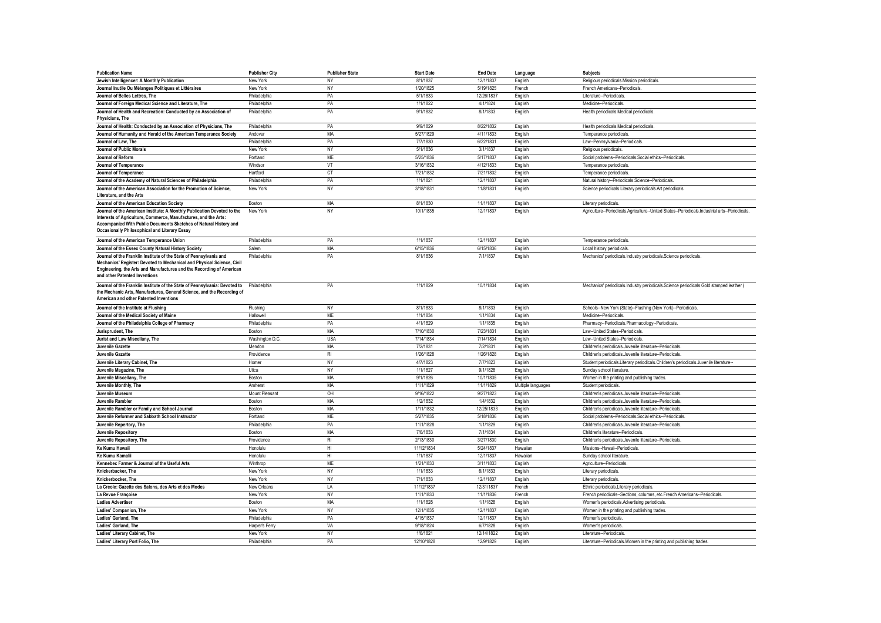| Publication Name | Publisher City | Publisher State | Start Date | End Date | Language | Subjects |
|---|---|---|---|---|---|---|
| Jewish Intelligencer: A Monthly Publication | New York | NY | 8/1/1837 | 12/1/1837 | English | Religious periodicals.Mission periodicals. |
| Journal Inutile Ou Mélanges Politiques et Littéraires | New York | NY | 1/20/1825 | 5/19/1825 | French | French Americans--Periodicals. |
| Journal of Belles Lettres, The | Philadelphia | PA | 5/1/1833 | 12/26/1837 | English | Literature--Periodicals. |
| Journal of Foreign Medical Science and Literature, The | Philadelphia | PA | 1/1/1822 | 4/1/1824 | English | Medicine--Periodicals. |
| Journal of Health and Recreation: Conducted by an Association of Physicians, The | Philadelphia | PA | 9/1/1832 | 8/1/1833 | English | Health periodicals.Medical periodicals. |
| Journal of Health: Conducted by an Association of Physicians, The | Philadelphia | PA | 9/9/1829 | 8/22/1832 | English | Health periodicals.Medical periodicals. |
| Journal of Humanity and Herald of the American Temperance Society | Andover | MA | 5/27/1829 | 4/11/1833 | English | Temperance periodicals. |
| Journal of Law, The | Philadelphia | PA | 7/7/1830 | 6/22/1831 | English | Law--Pennsylvania--Periodicals. |
| Journal of Public Morals | New York | NY | 5/1/1836 | 3/1/1837 | English | Religious periodicals. |
| Journal of Reform | Portland | ME | 5/25/1836 | 5/17/1837 | English | Social problems--Periodicals.Social ethics--Periodicals. |
| Journal of Temperance | Windsor | VT | 3/16/1832 | 4/12/1833 | English | Temperance periodicals. |
| Journal of Temperance | Hartford | CT | 7/21/1832 | 7/21/1832 | English | Temperance periodicals. |
| Journal of the Academy of Natural Sciences of Philadelphia | Philadelphia | PA | 1/1/1821 | 12/1/1837 | English | Natural history--Periodicals.Science--Periodicals. |
| Journal of the American Association for the Promotion of Science, Literature, and the Arts | New York | NY | 3/18/1831 | 11/8/1831 | English | Science periodicals.Literary periodicals.Art periodicals. |
| Journal of the American Education Society | Boston | MA | 8/1/1830 | 11/1/1837 | English | Literary periodicals. |
| Journal of the American Institute: A Monthly Publication Devoted to the Interests of Agriculture, Commerce, Manufactures, and the Arts: Accompanied With Public Documents Sketches of Natural History and Occasionally Philosophical and Literary Essay | New York | NY | 10/1/1835 | 12/1/1837 | English | Agriculture--Periodicals.Agriculture--United States--Periodicals.Industrial arts--Periodicals. |
| Journal of the American Temperance Union | Philadelphia | PA | 1/1/1837 | 12/1/1837 | English | Temperance periodicals. |
| Journal of the Essex County Natural History Society | Salem | MA | 6/15/1836 | 6/15/1836 | English | Local history periodicals. |
| Journal of the Franklin Institute of the State of Pennsylvania and Mechanics' Register: Devoted to Mechanical and Physical Science, Civil Engineering, the Arts and Manufactures and the Recording of American and other Patented Inventions | Philadelphia | PA | 8/1/1836 | 7/1/1837 | English | Mechanics' periodicals.Industry periodicals.Science periodicals. |
| Journal of the Franklin Institute of the State of Pennsylvania: Devoted to the Mechanic Arts, Manufactures, General Science, and the Recording of American and other Patented Inventions | Philadelphia | PA | 1/1/1829 | 10/1/1834 | English | Mechanics' periodicals.Industry periodicals.Science periodicals.Gold stamped leather ( |
| Journal of the Institute at Flushing | Flushing | NY | 8/1/1833 | 8/1/1833 | English | Schools--New York (State)--Flushing (New York)--Periodicals. |
| Journal of the Medical Society of Maine | Hallowell | ME | 1/1/1834 | 1/1/1834 | English | Medicine--Periodicals. |
| Journal of the Philadelphia College of Pharmacy | Philadelphia | PA | 4/1/1829 | 1/1/1835 | English | Pharmacy--Periodicals.Pharmacology--Periodicals. |
| Jurisprudent, The | Boston | MA | 7/10/1830 | 7/23/1831 | English | Law--United States--Periodicals. |
| Jurist and Law Miscellany, The | Washington D.C. | USA | 7/14/1834 | 7/14/1834 | English | Law--United States--Periodicals. |
| Juvenile Gazette | Mendon | MA | 7/2/1831 | 7/2/1831 | English | Children's periodicals.Juvenile literature--Periodicals. |
| Juvenile Gazette | Providence | RI | 1/26/1828 | 1/26/1828 | English | Children's periodicals.Juvenile literature--Periodicals. |
| Juvenile Literary Cabinet, The | Homer | NY | 4/7/1823 | 7/7/1823 | English | Student periodicals.Literary periodicals.Children's periodicals.Juvenile literature-- |
| Juvenile Magazine, The | Utica | NY | 1/1/1827 | 9/1/1828 | English | Sunday school literature. |
| Juvenile Miscellany, The | Boston | MA | 9/1/1826 | 10/1/1835 | English | Women in the printing and publishing trades. |
| Juvenile Monthly, The | Amherst | MA | 11/1/1829 | 11/1/1829 | Multiple languages | Student periodicals. |
| Juvenile Museum | Mount Pleasant | OH | 9/16/1822 | 9/27/1823 | English | Children's periodicals.Juvenile literature--Periodicals. |
| Juvenile Rambler | Boston | MA | 1/2/1832 | 1/4/1832 | English | Children's periodicals.Juvenile literature--Periodicals. |
| Juvenile Rambler or Family and School Journal | Boston | MA | 1/11/1832 | 12/25/1833 | English | Children's periodicals.Juvenile literature--Periodicals. |
| Juvenile Reformer and Sabbath School Instructor | Portland | ME | 5/27/1835 | 5/18/1836 | English | Social problems--Periodicals.Social ethics--Periodicals. |
| Juvenile Repertory, The | Philadelphia | PA | 11/1/1828 | 1/1/1829 | English | Children's periodicals.Juvenile literature--Periodicals. |
| Juvenile Repository | Boston | MA | 7/6/1833 | 7/1/1834 | English | Children's literature--Periodicals. |
| Juvenile Repository, The | Providence | RI | 2/13/1830 | 3/27/1830 | English | Children's periodicals.Juvenile literature--Periodicals. |
| Ke Kumu Hawaii | Honolulu | HI | 11/12/1834 | 5/24/1837 | Hawaiian | Missions--Hawaii--Periodicals. |
| Ke Kumu Kamalii | Honolulu | HI | 1/1/1837 | 12/1/1837 | Hawaiian | Sunday school literature. |
| Kennebec Farmer & Journal of the Useful Arts | Winthrop | ME | 1/21/1833 | 3/11/1833 | English | Agriculture--Periodicals. |
| Knickerbacker, The | New York | NY | 1/1/1833 | 6/1/1833 | English | Literary periodicals. |
| Knickerbocker, The | New York | NY | 7/1/1833 | 12/1/1837 | English | Literary periodicals. |
| La Creole: Gazette des Salons, des Arts et des Modes | New Orleans | LA | 11/12/1837 | 12/31/1837 | French | Ethnic periodicals.Literary periodicals. |
| La Revue Françoise | New York | NY | 11/1/1833 | 11/1/1836 | French | French periodicals--Sections, columns, etc.French Americans--Periodicals. |
| Ladies Advertiser | Boston | MA | 1/1/1828 | 1/1/1828 | English | Women's periodicals.Advertising periodicals. |
| Ladies' Companion, The | New York | NY | 12/1/1835 | 12/1/1837 | English | Women in the printing and publishing trades. |
| Ladies' Garland, The | Philadelphia | PA | 4/15/1837 | 12/1/1837 | English | Women's periodicals. |
| Ladies' Garland, The | Harper's Ferry | VA | 9/18/1824 | 6/7/1828 | English | Women's periodicals. |
| Ladies' Literary Cabinet, The | New York | NY | 1/6/1821 | 12/14/1822 | English | Literature--Periodicals. |
| Ladies' Literary Port Folio, The | Philadelphia | PA | 12/10/1828 | 12/9/1829 | English | Literature--Periodicals.Women in the printing and publishing trades. |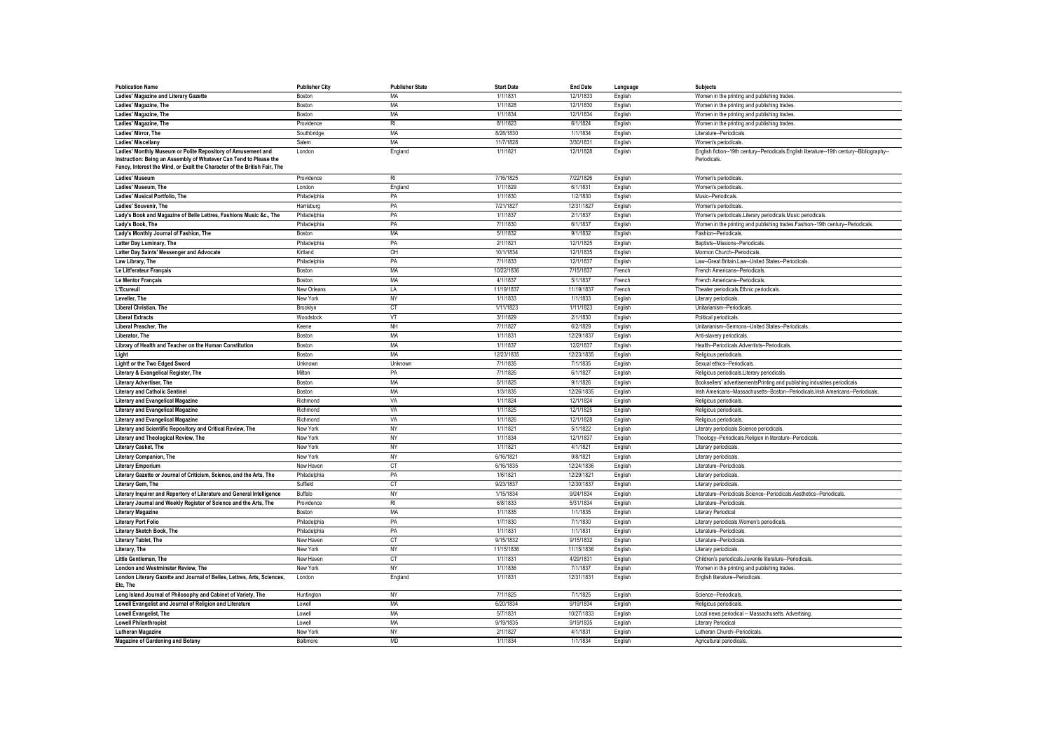| Publication Name | Publisher City | Publisher State | Start Date | End Date | Language | Subjects |
|---|---|---|---|---|---|---|
| Ladies' Magazine and Literary Gazette | Boston | MA | 1/1/1831 | 12/1/1833 | English | Women in the printing and publishing trades. |
| Ladies' Magazine, The | Boston | MA | 1/1/1828 | 12/1/1830 | English | Women in the printing and publishing trades. |
| Ladies' Magazine, The | Boston | MA | 1/1/1834 | 12/1/1834 | English | Women in the printing and publishing trades. |
| Ladies' Magazine, The | Providence | RI | 8/1/1823 | 6/1/1824 | English | Women in the printing and publishing trades. |
| Ladies' Mirror, The | Southbridge | MA | 8/28/1830 | 1/1/1834 | English | Literature--Periodicals. |
| Ladies' Miscellany | Salem | MA | 11/7/1828 | 3/30/1831 | English | Women's periodicals. |
| Ladies' Monthly Museum or Polite Repository of Amusement and Instruction: Being an Assembly of Whatever Can Tend to Please the Fancy, Interest the Mind, or Exalt the Character of the British Fair, The | London | England | 1/1/1821 | 12/1/1828 | English | English fiction--19th century--Periodicals.English literature--19th century--Bibliography--Periodicals. |
| Ladies' Museum | Providence | RI | 7/16/1825 | 7/22/1826 | English | Women's periodicals. |
| Ladies' Museum, The | London | England | 1/1/1829 | 6/1/1831 | English | Women's periodicals. |
| Ladies' Musical Portfolio, The | Philadelphia | PA | 1/1/1830 | 1/2/1830 | English | Music--Periodicals. |
| Ladies' Souvenir, The | Harrisburg | PA | 7/21/1827 | 12/31/1827 | English | Women's periodicals. |
| Lady's Book and Magazine of Belle Lettres, Fashions Music &c., The | Philadelphia | PA | 1/1/1837 | 2/1/1837 | English | Women's periodicals.Literary periodicals.Music periodicals. |
| Lady's Book, The | Philadelphia | PA | 7/1/1830 | 6/1/1837 | English | Women in the printing and publishing trades.Fashion--19th century--Periodicals. |
| Lady's Monthly Journal of Fashion, The | Boston | MA | 5/1/1832 | 9/1/1832 | English | Fashion--Periodicals. |
| Latter Day Luminary, The | Philadelphia | PA | 2/1/1821 | 12/1/1825 | English | Baptists--Missions--Periodicals. |
| Latter Day Saints' Messenger and Advocate | Kirtland | OH | 10/1/1834 | 12/1/1835 | English | Mormon Church--Periodicals. |
| Law Library, The | Philadelphia | PA | 7/1/1833 | 12/1/1837 | English | Law--Great Britain.Law--United States--Periodicals. |
| Le Litt'erateur Français | Boston | MA | 10/22/1836 | 7/15/1837 | French | French Americans--Periodicals. |
| Le Mentor Français | Boston | MA | 4/1/1837 | 5/1/1837 | French | French Americans--Periodicals. |
| L'Ecureuil | New Orleans | LA | 11/19/1837 | 11/19/1837 | French | Theater periodicals.Ethnic periodicals. |
| Leveller, The | New York | NY | 1/1/1833 | 1/1/1833 | English | Literary periodicals. |
| Liberal Christian, The | Brooklyn | CT | 1/11/1823 | 1/11/1823 | English | Unitarianism--Periodicals. |
| Liberal Extracts | Woodstock | VT | 3/1/1829 | 2/1/1830 | English | Political periodicals. |
| Liberal Preacher, The | Keene | NH | 7/1/1827 | 6/2/1829 | English | Unitarianism--Sermons--United States--Periodicals. |
| Liberator, The | Boston | MA | 1/1/1831 | 12/29/1837 | English | Anti-slavery periodicals. |
| Library of Health and Teacher on the Human Constitution | Boston | MA | 1/1/1837 | 12/2/1837 | English | Health--Periodicals.Adventists--Periodicals. |
| Light | Boston | MA | 12/23/1835 | 12/23/1835 | English | Religious periodicals. |
| Light! or the Two Edged Sword | Unknown | Unknown | 7/1/1835 | 7/1/1835 | English | Sexual ethics--Periodicals. |
| Literary & Evangelical Register, The | Milton | PA | 7/1/1826 | 6/1/1827 | English | Religious periodicals.Literary periodicals. |
| Literary Advertiser, The | Boston | MA | 5/1/1825 | 9/1/1826 | English | Booksellers' advertisementsPrinting and publishing industries periodicals |
| Literary and Catholic Sentinel | Boston | MA | 1/3/1835 | 12/26/1835 | English | Irish Americans--Massachusetts--Boston--Periodicals.Irish Americans--Periodicals. |
| Literary and Evangelical Magazine | Richmond | VA | 1/1/1824 | 12/1/1824 | English | Religious periodicals. |
| Literary and Evangelical Magazine | Richmond | VA | 1/1/1825 | 12/1/1825 | English | Religious periodicals. |
| Literary and Evangelical Magazine | Richmond | VA | 1/1/1826 | 12/1/1828 | English | Religious periodicals. |
| Literary and Scientific Repository and Critical Review, The | New York | NY | 1/1/1821 | 5/1/1822 | English | Literary periodicals.Science periodicals. |
| Literary and Theological Review, The | New York | NY | 1/1/1834 | 12/1/1837 | English | Theology--Periodicals.Religion in literature--Periodicals. |
| Literary Casket, The | New York | NY | 1/1/1821 | 4/1/1821 | English | Literary periodicals. |
| Literary Companion, The | New York | NY | 6/16/1821 | 9/8/1821 | English | Literary periodicals. |
| Literary Emporium | New Haven | CT | 6/16/1835 | 12/24/1836 | English | Literature--Periodicals. |
| Literary Gazette or Journal of Criticism, Science, and the Arts, The | Philadelphia | PA | 1/6/1821 | 12/29/1821 | English | Literary periodicals. |
| Literary Gem, The | Suffield | CT | 9/23/1837 | 12/30/1837 | English | Literary periodicals. |
| Literary Inquirer and Repertory of Literature and General Intelligence | Buffalo | NY | 1/15/1834 | 9/24/1834 | English | Literature--Periodicals.Science--Periodicals.Aesthetics--Periodicals. |
| Literary Journal and Weekly Register of Science and the Arts, The | Providence | RI | 6/8/1833 | 5/31/1834 | English | Literature--Periodicals. |
| Literary Magazine | Boston | MA | 1/1/1835 | 1/1/1835 | English | Literary Periodical |
| Literary Port Folio | Philadelphia | PA | 1/7/1830 | 7/1/1830 | English | Literary periodicals.Women's periodicals. |
| Literary Sketch Book, The | Philadelphia | PA | 1/1/1831 | 1/1/1831 | English | Literature--Periodicals. |
| Literary Tablet, The | New Haven | CT | 9/15/1832 | 9/15/1832 | English | Literature--Periodicals. |
| Literary, The | New York | NY | 11/15/1836 | 11/15/1836 | English | Literary periodicals. |
| Little Gentleman, The | New Haven | CT | 1/1/1831 | 4/29/1831 | English | Children's periodicals.Juvenile literature--Periodicals. |
| London and Westminster Review, The | New York | NY | 1/1/1836 | 7/1/1837 | English | Women in the printing and publishing trades. |
| London Literary Gazette and Journal of Belles, Lettres, Arts, Sciences, Etc, The | London | England | 1/1/1831 | 12/31/1831 | English | English literature--Periodicals. |
| Long Island Journal of Philosophy and Cabinet of Variety, The | Huntington | NY | 7/1/1825 | 7/1/1825 | English | Science--Periodicals. |
| Lowell Evangelist and Journal of Religion and Literature | Lowell | MA | 6/20/1834 | 9/19/1834 | English | Religious periodicals. |
| Lowell Evangelist, The | Lowell | MA | 5/7/1831 | 10/27/1833 | English | Local news periodical -- Massachusetts. Advertising. |
| Lowell Philanthropist | Lowell | MA | 9/19/1835 | 9/19/1835 | English | Literary Periodical |
| Lutheran Magazine | New York | NY | 2/1/1827 | 4/1/1831 | English | Lutheran Church--Periodicals. |
| Magazine of Gardening and Botany | Baltimore | MD | 1/1/1834 | 1/1/1834 | English | Agricultural periodicals. |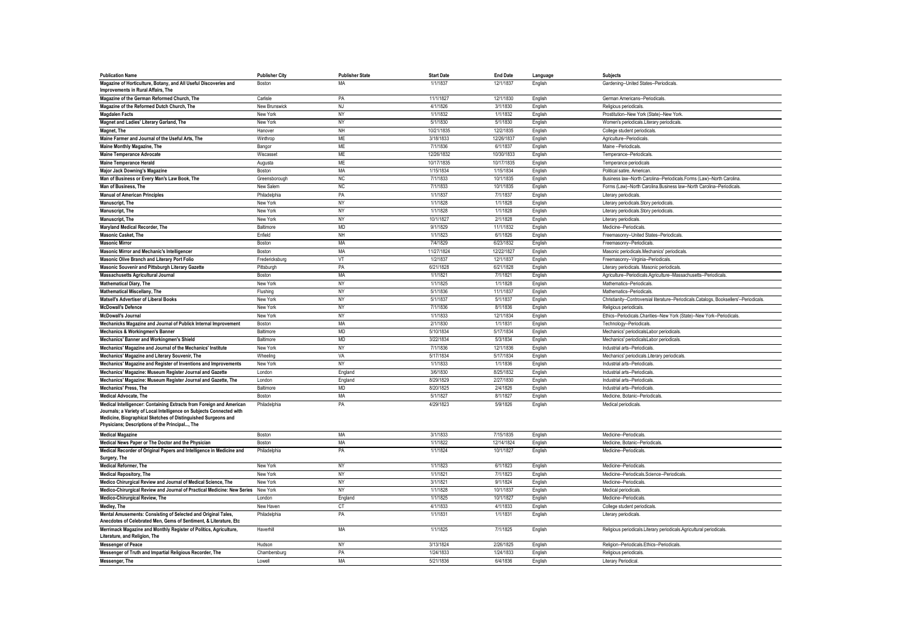| Publication Name | Publisher City | Publisher State | Start Date | End Date | Language | Subjects |
|---|---|---|---|---|---|---|
| Magazine of Horticulture, Botany, and All Useful Discoveries and Improvements in Rural Affairs, The | Boston | MA | 1/1/1837 | 12/1/1837 | English | Gardening--United States--Periodicals. |
| Magazine of the German Reformed Church, The | Carlisle | PA | 11/1/1827 | 12/1/1830 | English | German Americans--Periodicals. |
| Magazine of the Reformed Dutch Church, The | New Brunswick | NJ | 4/1/1826 | 3/1/1830 | English | Religious periodicals. |
| Magdalen Facts | New York | NY | 1/1/1832 | 1/1/1832 | English | Prostitution--New York (State)--New York. |
| Magnet and Ladies' Literary Garland, The | New York | NY | 5/1/1830 | 5/1/1830 | English | Women's periodicals.Literary periodicals. |
| Magnet, The | Hanover | NH | 10/21/1835 | 12/2/1835 | English | College student periodicals. |
| Maine Farmer and Journal of the Useful Arts, The | Winthrop | ME | 3/18/1833 | 12/26/1837 | English | Agriculture--Periodicals. |
| Maine Monthly Magazine, The | Bangor | ME | 7/1/1836 | 6/1/1837 | English | Maine --Periodicals. |
| Maine Temperance Advocate | Wiscasset | ME | 12/26/1832 | 10/30/1833 | English | Temperance--Periodicals. |
| Maine Temperance Herald | Augusta | ME | 10/17/1835 | 10/17/1835 | English | Temperance periodicals |
| Major Jack Downing's Magazine | Boston | MA | 1/15/1834 | 1/15/1834 | English | Political satire, American. |
| Man of Business or Every Man's Law Book, The | Greensborough | NC | 7/1/1833 | 10/1/1835 | English | Business law--North Carolina--Periodicals.Forms (Law)--North Carolina. |
| Man of Business, The | New Salem | NC | 7/1/1833 | 10/1/1835 | English | Forms (Law)--North Carolina.Business law--North Carolina--Periodicals. |
| Manual of American Principles | Philadelphia | PA | 1/1/1837 | 7/1/1837 | English | Literary periodicals. |
| Manuscript, The | New York | NY | 1/1/1828 | 1/1/1828 | English | Literary periodicals.Story periodicals. |
| Manuscript, The | New York | NY | 1/1/1828 | 1/1/1828 | English | Literary periodicals.Story periodicals. |
| Manuscript, The | New York | NY | 10/1/1827 | 2/1/1828 | English | Literary periodicals. |
| Maryland Medical Recorder, The | Baltimore | MD | 9/1/1829 | 11/1/1832 | English | Medicine--Periodicals. |
| Masonic Casket, The | Enfield | NH | 1/1/1823 | 6/1/1826 | English | Freemasonry--United States--Periodicals. |
| Masonic Mirror | Boston | MA | 7/4/1829 | 6/23/1832 | English | Freemasonry--Periodicals. |
| Masonic Mirror and Mechanic's Intelligencer | Boston | MA | 11/27/1824 | 12/22/1827 | English | Masonic periodicals.Mechanics' periodicals. |
| Masonic Olive Branch and Literary Port Folio | Fredericksburg | VT | 1/2/1837 | 12/1/1837 | English | Freemasonry--Virginia--Periodicals. |
| Masonic Souvenir and Pittsburgh Literary Gazette | Pittsburgh | PA | 6/21/1828 | 6/21/1828 | English | Literary periodicals. Masonic periodicals. |
| Massachusetts Agricultural Journal | Boston | MA | 1/1/1821 | 7/1/1821 | English | Agriculture--Periodicals.Agriculture--Massachusetts--Periodicals. |
| Mathematical Diary, The | New York | NY | 1/1/1825 | 1/1/1828 | English | Mathematics--Periodicals. |
| Mathematical Miscellany, The | Flushing | NY | 5/1/1836 | 11/1/1837 | English | Mathematics--Periodicals. |
| Matsell's Advertiser of Liberal Books | New York | NY | 5/1/1837 | 5/1/1837 | English | Christianity--Controversial literature--Periodicals.Catalogs, Booksellers'--Periodicals. |
| McDowall's Defence | New York | NY | 7/1/1836 | 8/1/1836 | English | Religious periodicals. |
| McDowall's Journal | New York | NY | 1/1/1833 | 12/1/1834 | English | Ethics--Periodicals.Charities--New York (State)--New York--Periodicals. |
| Mechanicks Magazine and Journal of Publick Internal Improvement | Boston | MA | 2/1/1830 | 1/1/1831 | English | Technology--Periodicals. |
| Mechanics & Workingmen's Banner | Baltimore | MD | 5/10/1834 | 5/17/1834 | English | Mechanics' periodicalsLabor periodicals. |
| Mechanics' Banner and Workingmen's Shield | Baltimore | MD | 3/22/1834 | 5/3/1834 | English | Mechanics' periodicalsLabor periodicals. |
| Mechanics' Magazine and Journal of the Mechanics' Institute | New York | NY | 7/1/1836 | 12/1/1836 | English | Industrial arts--Periodicals. |
| Mechanics' Magazine and Literary Souvenir, The | Wheeling | VA | 5/17/1834 | 5/17/1834 | English | Mechanics' periodicals.Literary periodicals. |
| Mechanics' Magazine and Register of Inventions and Improvements | New York | NY | 1/1/1833 | 1/1/1836 | English | Industrial arts--Periodicals. |
| Mechanics' Magazine: Museum Register Journal and Gazette | London | England | 3/6/1830 | 8/25/1832 | English | Industrial arts--Periodicals. |
| Mechanics' Magazine: Museum Register Journal and Gazette, The | London | England | 8/29/1829 | 2/27/1830 | English | Industrial arts--Periodicals. |
| Mechanics' Press, The | Baltimore | MD | 8/20/1825 | 2/4/1826 | English | Industrial arts--Periodicals. |
| Medical Advocate, The | Boston | MA | 5/1/1827 | 8/1/1827 | English | Medicine, Botanic--Periodicals. |
| Medical Intelligencer: Containing Extracts from Foreign and American Journals; a Variety of Local Intelligence on Subjects Connected with Medicine, Biographical Sketches of Distinguished Surgeons and Physicians; Descriptions of the Principal..., The | Philadelphia | PA | 4/29/1823 | 5/9/1826 | English | Medical periodicals. |
| Medical Magazine | Boston | MA | 3/1/1833 | 7/15/1835 | English | Medicine--Periodicals. |
| Medical News Paper or The Doctor and the Physician | Boston | MA | 1/1/1822 | 12/14/1824 | English | Medicine, Botanic--Periodicals. |
| Medical Recorder of Original Papers and Intelligence in Medicine and Surgery, The | Philadelphia | PA | 1/1/1824 | 10/1/1827 | English | Medicine--Periodicals. |
| Medical Reformer, The | New York | NY | 1/1/1823 | 6/1/1823 | English | Medicine--Periodicals. |
| Medical Repository, The | New York | NY | 1/1/1821 | 7/1/1823 | English | Medicine--Periodicals.Science--Periodicals. |
| Medico Chirurgical Review and Journal of Medical Science, The | New York | NY | 3/1/1821 | 9/1/1824 | English | Medicine--Periodicals. |
| Medico-Chirurgical Review and Journal of Practical Medicine: New Series | New York | NY | 1/1/1828 | 10/1/1837 | English | Medical periodicals. |
| Medico-Chirurgical Review, The | London | England | 1/1/1825 | 10/1/1827 | English | Medicine--Periodicals. |
| Medley, The | New Haven | CT | 4/1/1833 | 4/1/1833 | English | College student periodicals. |
| Mental Amusements: Consisting of Selected and Original Tales, Anecdotes of Celebrated Men, Gems of Sentiment, & Literature, Etc | Philadelphia | PA | 1/1/1831 | 1/1/1831 | English | Literary periodicals. |
| Merrimack Magazine and Monthly Register of Politics, Agriculture, Literature, and Religion, The | Haverhill | MA | 1/1/1825 | 7/1/1825 | English | Religious periodicals.Literary periodicals.Agricultural periodicals. |
| Messenger of Peace | Hudson | NY | 3/13/1824 | 2/26/1825 | English | Religion--Periodicals.Ethics--Periodicals. |
| Messenger of Truth and Impartial Religious Recorder, The | Chambersburg | PA | 1/24/1833 | 1/24/1833 | English | Religious periodicals. |
| Messenger, The | Lowell | MA | 5/21/1836 | 6/4/1836 | English | Literary Periodical. |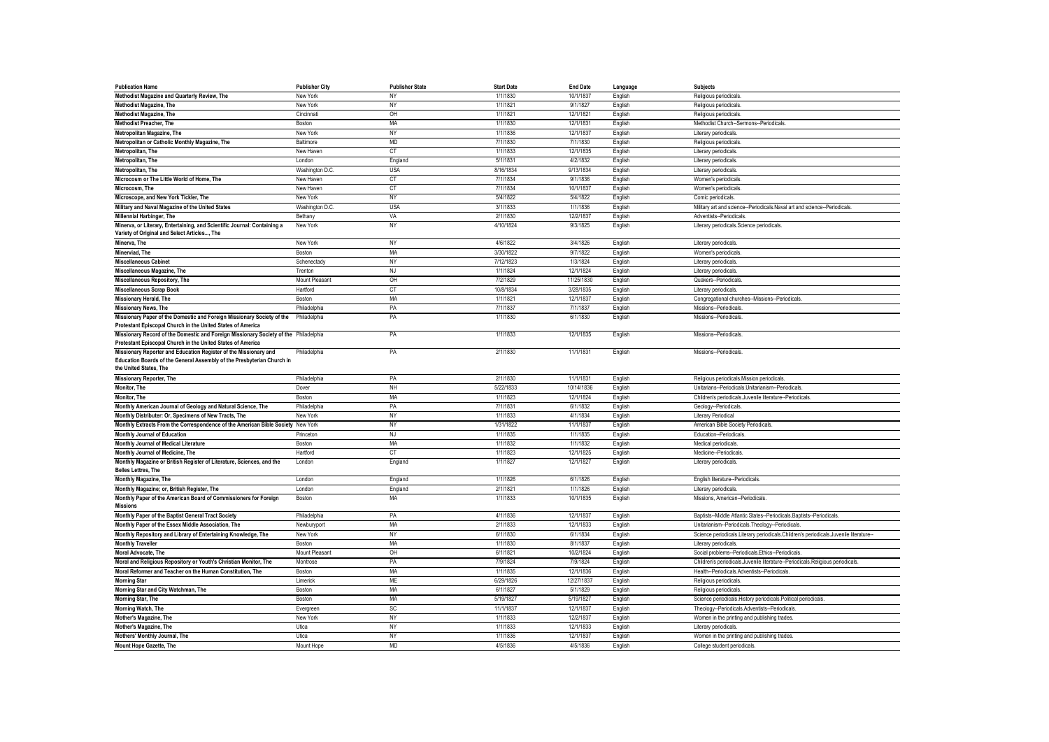| Publication Name | Publisher City | Publisher State | Start Date | End Date | Language | Subjects |
|---|---|---|---|---|---|---|
| Methodist Magazine and Quarterly Review, The | New York | NY | 1/1/1830 | 10/1/1837 | English | Religious periodicals. |
| Methodist Magazine, The | New York | NY | 1/1/1821 | 9/1/1827 | English | Religious periodicals. |
| Methodist Magazine, The | Cincinnati | OH | 1/1/1821 | 12/1/1821 | English | Religious periodicals. |
| Methodist Preacher, The | Boston | MA | 1/1/1830 | 12/1/1831 | English | Methodist Church--Sermons--Periodicals. |
| Metropolitan Magazine, The | New York | NY | 1/1/1836 | 12/1/1837 | English | Literary periodicals. |
| Metropolitan or Catholic Monthly Magazine, The | Baltimore | MD | 7/1/1830 | 7/1/1830 | English | Religious periodicals. |
| Metropolitan, The | New Haven | CT | 1/1/1833 | 12/1/1835 | English | Literary periodicals. |
| Metropolitan, The | London | England | 5/1/1831 | 4/2/1832 | English | Literary periodicals. |
| Metropolitan, The | Washington D.C. | USA | 8/16/1834 | 9/13/1834 | English | Literary periodicals. |
| Microcosm or The Little World of Home, The | New Haven | CT | 7/1/1834 | 9/1/1836 | English | Women's periodicals. |
| Microcosm, The | New Haven | CT | 7/1/1834 | 10/1/1837 | English | Women's periodicals. |
| Microscope, and New York Tickler, The | New York | NY | 5/4/1822 | 5/4/1822 | English | Comic periodicals. |
| Military and Naval Magazine of the United States | Washington D.C. | USA | 3/1/1833 | 1/1/1836 | English | Military art and science--Periodicals.Naval art and science--Periodicals. |
| Millennial Harbinger, The | Bethany | VA | 2/1/1830 | 12/2/1837 | English | Adventists--Periodicals. |
| Minerva, or Literary, Entertaining, and Scientific Journal: Containing a Variety of Original and Select Articles..., The | New York | NY | 4/10/1824 | 9/3/1825 | English | Literary periodicals.Science periodicals. |
| Minerva, The | New York | NY | 4/6/1822 | 3/4/1826 | English | Literary periodicals. |
| Minerviad, The | Boston | MA | 3/30/1822 | 9/7/1822 | English | Women's periodicals. |
| Miscellaneous Cabinet | Schenectady | NY | 7/12/1823 | 1/3/1824 | English | Literary periodicals. |
| Miscellaneous Magazine, The | Trenton | NJ | 1/1/1824 | 12/1/1824 | English | Literary periodicals. |
| Miscellaneous Repository, The | Mount Pleasant | OH | 7/2/1829 | 11/25/1830 | English | Quakers--Periodicals. |
| Miscellaneous Scrap Book | Hartford | CT | 10/8/1834 | 3/28/1835 | English | Literary periodicals. |
| Missionary Herald, The | Boston | MA | 1/1/1821 | 12/1/1837 | English | Congregational churches--Missions--Periodicals. |
| Missionary News, The | Philadelphia | PA | 7/1/1837 | 7/1/1837 | English | Missions--Periodicals. |
| Missionary Paper of the Domestic and Foreign Missionary Society of the Protestant Episcopal Church in the United States of America | Philadelphia | PA | 1/1/1830 | 6/1/1830 | English | Missions--Periodicals. |
| Missionary Record of the Domestic and Foreign Missionary Society of the Protestant Episcopal Church in the United States of America | Philadelphia | PA | 1/1/1833 | 12/1/1835 | English | Missions--Periodicals. |
| Missionary Reporter and Education Register of the Missionary and Education Boards of the General Assembly of the Presbyterian Church in the United States, The | Philadelphia | PA | 2/1/1830 | 11/1/1831 | English | Missions--Periodicals. |
| Missionary Reporter, The | Philadelphia | PA | 2/1/1830 | 11/1/1831 | English | Religious periodicals.Mission periodicals. |
| Monitor, The | Dover | NH | 5/22/1833 | 10/14/1836 | English | Unitarians--Periodicals.Unitarianism--Periodicals. |
| Monitor, The | Boston | MA | 1/1/1823 | 12/1/1824 | English | Children's periodicals.Juvenile literature--Periodicals. |
| Monthly American Journal of Geology and Natural Science, The | Philadelphia | PA | 7/1/1831 | 6/1/1832 | English | Geology--Periodicals. |
| Monthly Distributer: Or, Specimens of New Tracts, The | New York | NY | 1/1/1833 | 4/1/1834 | English | Literary Periodical |
| Monthly Extracts From the Correspondence of the American Bible Society | New York | NY | 1/31/1822 | 11/1/1837 | English | American Bible Society Periodicals. |
| Monthly Journal of Education | Princeton | NJ | 1/1/1835 | 1/1/1835 | English | Education--Periodicals. |
| Monthly Journal of Medical Literature | Boston | MA | 1/1/1832 | 1/1/1832 | English | Medical periodicals. |
| Monthly Journal of Medicine, The | Hartford | CT | 1/1/1823 | 12/1/1825 | English | Medicine--Periodicals. |
| Monthly Magazine or British Register of Literature, Sciences, and the Belles Lettres, The | London | England | 1/1/1827 | 12/1/1827 | English | Literary periodicals. |
| Monthly Magazine, The | London | England | 1/1/1826 | 6/1/1826 | English | English literature--Periodicals. |
| Monthly Magazine; or, British Register, The | London | England | 2/1/1821 | 1/1/1826 | English | Literary periodicals. |
| Monthly Paper of the American Board of Commissioners for Foreign Missions | Boston | MA | 1/1/1833 | 10/1/1835 | English | Missions, American--Periodicals. |
| Monthly Paper of the Baptist General Tract Society | Philadelphia | PA | 4/1/1836 | 12/1/1837 | English | Baptists--Middle Atlantic States--Periodicals.Baptists--Periodicals. |
| Monthly Paper of the Essex Middle Association, The | Newburyport | MA | 2/1/1833 | 12/1/1833 | English | Unitarianism--Periodicals.Theology--Periodicals. |
| Monthly Repository and Library of Entertaining Knowledge, The | New York | NY | 6/1/1830 | 6/1/1834 | English | Science periodicals.Literary periodicals.Children's periodicals.Juvenile literature-- |
| Monthly Traveller | Boston | MA | 1/1/1830 | 8/1/1837 | English | Literary periodicals. |
| Moral Advocate, The | Mount Pleasant | OH | 6/1/1821 | 10/2/1824 | English | Social problems--Periodicals.Ethics--Periodicals. |
| Moral and Religious Repository or Youth's Christian Monitor, The | Montrose | PA | 7/9/1824 | 7/9/1824 | English | Children's periodicals.Juvenile literature--Periodicals.Religious periodicals. |
| Moral Reformer and Teacher on the Human Constitution, The | Boston | MA | 1/1/1835 | 12/1/1836 | English | Health--Periodicals.Adventists--Periodicals. |
| Morning Star | Limerick | ME | 6/29/1826 | 12/27/1837 | English | Religious periodicals. |
| Morning Star and City Watchman, The | Boston | MA | 6/1/1827 | 5/1/1829 | English | Religious periodicals. |
| Morning Star, The | Boston | MA | 5/19/1827 | 5/19/1827 | English | Science periodicals.History periodicals.Political periodicals. |
| Morning Watch, The | Evergreen | SC | 11/1/1837 | 12/1/1837 | English | Theology--Periodicals.Adventists--Periodicals. |
| Mother's Magazine, The | New York | NY | 1/1/1833 | 12/2/1837 | English | Women in the printing and publishing trades. |
| Mother's Magazine, The | Utica | NY | 1/1/1833 | 12/1/1833 | English | Literary periodicals. |
| Mothers' Monthly Journal, The | Utica | NY | 1/1/1836 | 12/1/1837 | English | Women in the printing and publishing trades. |
| Mount Hope Gazette, The | Mount Hope | MD | 4/5/1836 | 4/5/1836 | English | College student periodicals. |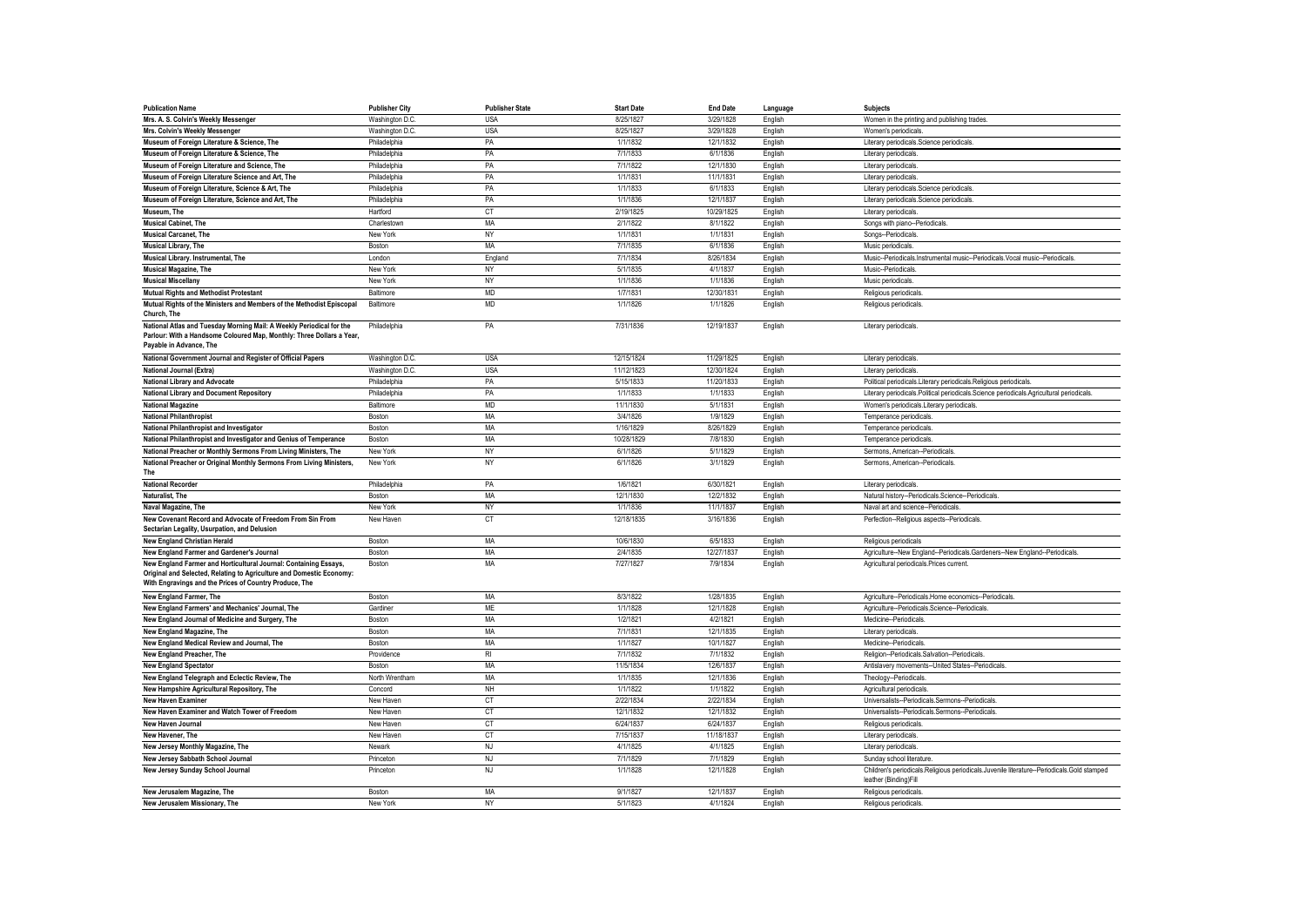| Publication Name | Publisher City | Publisher State | Start Date | End Date | Language | Subjects |
|---|---|---|---|---|---|---|
| Mrs. A. S. Colvin's Weekly Messenger | Washington D.C. | USA | 8/25/1827 | 3/29/1828 | English | Women in the printing and publishing trades. |
| Mrs. Colvin's Weekly Messenger | Washington D.C. | USA | 8/25/1827 | 3/29/1828 | English | Women's periodicals. |
| Museum of Foreign Literature & Science, The | Philadelphia | PA | 1/1/1832 | 12/1/1832 | English | Literary periodicals.Science periodicals. |
| Museum of Foreign Literature & Science, The | Philadelphia | PA | 7/1/1833 | 6/1/1836 | English | Literary periodicals. |
| Museum of Foreign Literature and Science, The | Philadelphia | PA | 7/1/1822 | 12/1/1830 | English | Literary periodicals. |
| Museum of Foreign Literature Science and Art, The | Philadelphia | PA | 1/1/1831 | 11/1/1831 | English | Literary periodicals. |
| Museum of Foreign Literature, Science & Art, The | Philadelphia | PA | 1/1/1833 | 6/1/1833 | English | Literary periodicals.Science periodicals. |
| Museum of Foreign Literature, Science and Art, The | Philadelphia | PA | 1/1/1836 | 12/1/1837 | English | Literary periodicals.Science periodicals. |
| Museum, The | Hartford | CT | 2/19/1825 | 10/29/1825 | English | Literary periodicals. |
| Musical Cabinet, The | Charlestown | MA | 2/1/1822 | 8/1/1822 | English | Songs with piano--Periodicals. |
| Musical Carcanet, The | New York | NY | 1/1/1831 | 1/1/1831 | English | Songs--Periodicals. |
| Musical Library, The | Boston | MA | 7/1/1835 | 6/1/1836 | English | Music periodicals. |
| Musical Library. Instrumental, The | London | England | 7/1/1834 | 8/26/1834 | English | Music--Periodicals.Instrumental music--Periodicals.Vocal music--Periodicals. |
| Musical Magazine, The | New York | NY | 5/1/1835 | 4/1/1837 | English | Music--Periodicals. |
| Musical Miscellany | New York | NY | 1/1/1836 | 1/1/1836 | English | Music periodicals. |
| Mutual Rights and Methodist Protestant | Baltimore | MD | 1/7/1831 | 12/30/1831 | English | Religious periodicals. |
| Mutual Rights of the Ministers and Members of the Methodist Episcopal Church, The | Baltimore | MD | 1/1/1826 | 1/1/1826 | English | Religious periodicals. |
| National Atlas and Tuesday Morning Mail: A Weekly Periodical for the Parlour: With a Handsome Coloured Map, Monthly: Three Dollars a Year, Payable in Advance, The | Philadelphia | PA | 7/31/1836 | 12/19/1837 | English | Literary periodicals. |
| National Government Journal and Register of Official Papers | Washington D.C. | USA | 12/15/1824 | 11/29/1825 | English | Literary periodicals. |
| National Journal (Extra) | Washington D.C. | USA | 11/12/1823 | 12/30/1824 | English | Literary periodicals. |
| National Library and Advocate | Philadelphia | PA | 5/15/1833 | 11/20/1833 | English | Political periodicals.Literary periodicals.Religious periodicals. |
| National Library and Document Repository | Philadelphia | PA | 1/1/1833 | 1/1/1833 | English | Literary periodicals.Political periodicals.Science periodicals.Agricultural periodicals. |
| National Magazine | Baltimore | MD | 11/1/1830 | 5/1/1831 | English | Women's periodicals.Literary periodicals. |
| National Philanthropist | Boston | MA | 3/4/1826 | 1/9/1829 | English | Temperance periodicals. |
| National Philanthropist and Investigator | Boston | MA | 1/16/1829 | 8/26/1829 | English | Temperance periodicals. |
| National Philanthropist and Investigator and Genius of Temperance | Boston | MA | 10/28/1829 | 7/8/1830 | English | Temperance periodicals. |
| National Preacher or Monthly Sermons From Living Ministers, The | New York | NY | 6/1/1826 | 5/1/1829 | English | Sermons, American--Periodicals. |
| National Preacher or Original Monthly Sermons From Living Ministers, The | New York | NY | 6/1/1826 | 3/1/1829 | English | Sermons, American--Periodicals. |
| National Recorder | Philadelphia | PA | 1/6/1821 | 6/30/1821 | English | Literary periodicals. |
| Naturalist, The | Boston | MA | 12/1/1830 | 12/2/1832 | English | Natural history--Periodicals.Science--Periodicals. |
| Naval Magazine, The | New York | NY | 1/1/1836 | 11/1/1837 | English | Naval art and science--Periodicals. |
| New Covenant Record and Advocate of Freedom From Sin From Sectarian Legality, Usurpation, and Delusion | New Haven | CT | 12/18/1835 | 3/16/1836 | English | Perfection--Religious aspects--Periodicals. |
| New England Christian Herald | Boston | MA | 10/6/1830 | 6/5/1833 | English | Religious periodicals |
| New England Farmer and Gardener's Journal | Boston | MA | 2/4/1835 | 12/27/1837 | English | Agriculture--New England--Periodicals.Gardeners--New England--Periodicals. |
| New England Farmer and Horticultural Journal: Containing Essays, Original and Selected, Relating to Agriculture and Domestic Economy: With Engravings and the Prices of Country Produce, The | Boston | MA | 7/27/1827 | 7/9/1834 | English | Agricultural periodicals.Prices current. |
| New England Farmer, The | Boston | MA | 8/3/1822 | 1/28/1835 | English | Agriculture--Periodicals.Home economics--Periodicals. |
| New England Farmers' and Mechanics' Journal, The | Gardiner | ME | 1/1/1828 | 12/1/1828 | English | Agriculture--Periodicals.Science--Periodicals. |
| New England Journal of Medicine and Surgery, The | Boston | MA | 1/2/1821 | 4/2/1821 | English | Medicine--Periodicals. |
| New England Magazine, The | Boston | MA | 7/1/1831 | 12/1/1835 | English | Literary periodicals. |
| New England Medical Review and Journal, The | Boston | MA | 1/1/1827 | 10/1/1827 | English | Medicine--Periodicals. |
| New England Preacher, The | Providence | RI | 7/1/1832 | 7/1/1832 | English | Religion--Periodicals.Salvation--Periodicals. |
| New England Spectator | Boston | MA | 11/5/1834 | 12/6/1837 | English | Antislavery movements--United States--Periodicals. |
| New England Telegraph and Eclectic Review, The | North Wrentham | MA | 1/1/1835 | 12/1/1836 | English | Theology--Periodicals. |
| New Hampshire Agricultural Repository, The | Concord | NH | 1/1/1822 | 1/1/1822 | English | Agricultural periodicals. |
| New Haven Examiner | New Haven | CT | 2/22/1834 | 2/22/1834 | English | Universalists--Periodicals.Sermons--Periodicals. |
| New Haven Examiner and Watch Tower of Freedom | New Haven | CT | 12/1/1832 | 12/1/1832 | English | Universalists--Periodicals.Sermons--Periodicals. |
| New Haven Journal | New Haven | CT | 6/24/1837 | 6/24/1837 | English | Religious periodicals. |
| New Havener, The | New Haven | CT | 7/15/1837 | 11/18/1837 | English | Literary periodicals. |
| New Jersey Monthly Magazine, The | Newark | NJ | 4/1/1825 | 4/1/1825 | English | Literary periodicals. |
| New Jersey Sabbath School Journal | Princeton | NJ | 7/1/1829 | 7/1/1829 | English | Sunday school literature. |
| New Jersey Sunday School Journal | Princeton | NJ | 1/1/1828 | 12/1/1828 | English | Children's periodicals.Religious periodicals.Juvenile literature--Periodicals.Gold stamped leather (Binding)Fill |
| New Jerusalem Magazine, The | Boston | MA | 9/1/1827 | 12/1/1837 | English | Religious periodicals. |
| New Jerusalem Missionary, The | New York | NY | 5/1/1823 | 4/1/1824 | English | Religious periodicals. |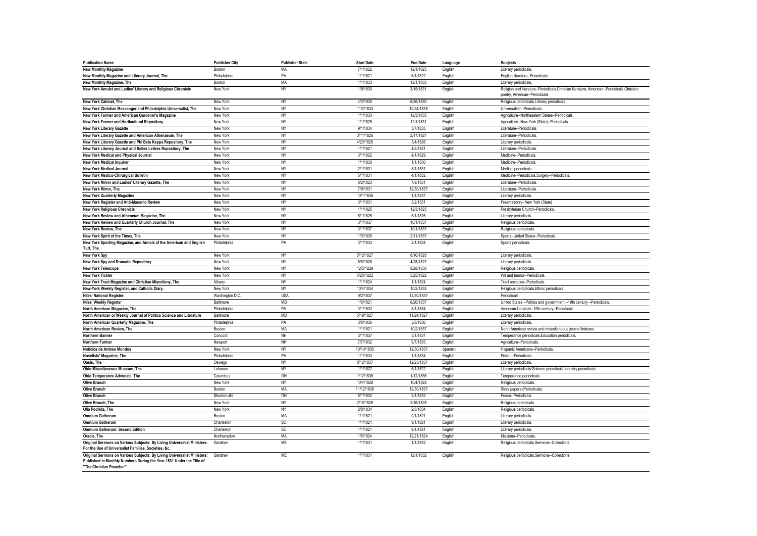| Publication Name | Publisher City | Publisher State | Start Date | End Date | Language | Subjects |
|---|---|---|---|---|---|---|
| New Monthly Magazine | Boston | MA | 7/1/1822 | 12/1/1825 | English | Literary periodicals. |
| New Monthly Magazine and Literary Journal, The | Philadelphia | PA | 1/1/1821 | 6/1/1822 | English | English literature--Periodicals. |
| New Monthly Magazine, The | Boston | MA | 1/1/1833 | 12/1/1833 | English | Literary periodicals. |
| New York Amulet and Ladies' Literary and Religious Chronicle | New York | NY | 1/9/1830 | 3/15/1831 | English | Religion and literature--Periodicals.Christian literature, American--Periodicals.Christian poetry, American--Periodicals. |
| New York Cabinet, The | New York | NY | 4/3/1830 | 6/26/1830 | English | Religious periodicals.Literary periodicals. |
| New York Christian Messenger and Philadelphia Universalist, The | New York | NY | 11/2/1833 | 10/24/1835 | English | Universalism--Periodicals. |
| New York Farmer and American Gardener's Magazine | New York | NY | 1/1/1833 | 12/3/1835 | English | Agriculture--Northeastern States--Periodicals. |
| New York Farmer and Horticultural Repository | New York | NY | 1/1/1828 | 12/1/1831 | English | Agriculture--New York (State)--Periodicals. |
| New York Literary Gazette | New York | NY | 9/1/1834 | 3/7/1835 | English | Literature--Periodicals. |
| New York Literary Gazette and American Athenaeum, The | New York | NY | 3/11/1826 | 2/17/1827 | English | Literature--Periodicals. |
| New York Literary Gazette and Phi Beta Kappa Repository, The | New York | NY | 4/23/1825 | 3/4/1826 | English | Literary periodicals. |
| New York Literary Journal and Belles Lettres Repository, The | New York | NY | 1/1/1821 | 4/2/1821 | English | Literature--Periodicals. |
| New York Medical and Physical Journal | New York | NY | 3/1/1822 | 4/1/1829 | English | Medicine--Periodicals. |
| New York Medical Inquirer | New York | NY | 1/1/1830 | 1/1/1830 | English | Medicine--Periodicals. |
| New York Medical Journal | New York | NY | 2/1/1831 | 8/1/1831 | English | Medical periodicals. |
| New York Medico-Chirurgical Bulletin | New York | NY | 5/1/1831 | 4/1/1832 | English | Medicine--Periodicals.Surgery--Periodicals. |
| New York Mirror and Ladies' Literary Gazette, The | New York | NY | 8/2/1823 | 7/9/1831 | English | Literature--Periodicals. |
| New York Mirror, The | New York | NY | 7/9/1831 | 12/30/1837 | English | Literature--Periodicals. |
| New York Quarterly Magazine | New York | NY | 10/1/1836 | 1/1/1837 | English | Literary periodicals. |
| New York Register and Anti-Masonic Review | New York | NY | 3/1/1831 | 3/2/1831 | English | Freemasonry--New York (State) |
| New York Religious Chronicle | New York | NY | 1/1/1825 | 12/3/1825 | English | Presbyterian Church--Periodicals. |
| New York Review and Atheneum Magazine, The | New York | NY | 6/1/1825 | 5/1/1826 | English | Literary periodicals. |
| New York Review and Quarterly Church Journal, The | New York | NY | 3/1/1837 | 10/1/1837 | English | Religious periodicals. |
| New York Review, The | New York | NY | 3/1/1837 | 10/1/1837 | English | Religious periodicals. |
| New York Spirit of the Times, The | New York | NY | 1/3/1835 | 2/11/1837 | English | Sports--United States--Periodicals. |
| New York Sporting Magazine, and Annals of the American and English Turf, The | Philadelphia | PA | 3/1/1833 | 2/1/1834 | English | Sports periodicals. |
| New York Spy | New York | NY | 5/12/1827 | 8/16/1828 | English | Literary periodicals. |
| New York Spy and Dramatic Repository | New York | NY | 5/6/1826 | 4/28/1827 | English | Literary periodicals. |
| New York Telescope | New York | NY | 12/5/1829 | 8/28/1830 | English | Religious periodicals. |
| New York Tickler | New York | NY | 5/25/1822 | 5/25/1822 | English | Wit and humor--Periodicals. |
| New York Tract Magazine and Christian Miscellany, The | Albany | NY | 1/1/1824 | 1/1/1824 | English | Tract societies--Periodicals. |
| New-York Weekly Register, and Catholic Diary. | New York | NY | 10/4/1834 | 10/2/1835 | English | Religious periodicals.Ethnic periodicals. |
| Niles' National Register. | Washington D.C. | USA | 9/2/1837 | 12/30/1837 | English | Periodicals. |
| Niles' Weekly Register | Baltimore | MD | 1/6/1821 | 8/26/1837 | English | United States --Politics and government --19th century --Periodicals. |
| North American Magazine, The | Philadelphia | PA | 3/1/1833 | 8/1/1834 | English | American literature--19th century--Periodicals. |
| North American or Weekly Journal of Politics Science and Literature | Baltimore | MD | 5/19/1827 | 11/24/1827 | English | Literary periodicals. |
| North American Quarterly Magazine, The | Philadelphia | PA | 3/8/1836 | 3/8/1836 | English | Literary periodicals. |
| North American Review, The | Boston | MA | 1/1/1821 | 10/2/1837 | English | North American review and miscellaneous journal Indexes. |
| Northern Banner | Concord | NH | 3/1/1837 | 5/1/1837 | English | Temperance periodicals.Education periodicals. |
| Northern Farmer | Newport | NH | 7/7/1832 | 9/7/1833 | English | Agriculture--Periodicals. |
| Noticios de Ambos Mundos | New York | NY | 10/10/1835 | 12/30/1837 | Spanish | Hispanic Americans--Periodicals. |
| Novelists' Magazine, The | Philadelphia | PA | 1/1/1833 | 1/1/1834 | English | Fiction--Periodicals. |
| Oasis, The | Oswego | NY | 8/12/1837 | 12/23/1837 | English | Literary periodicals. |
| Ohio Miscellaneous Museum, The | Lebanon | NY | 1/1/1822 | 5/1/1822 | English | Literary periodicals.Science periodicals.Industry periodicals. |
| Ohio Temperance Advocate, The | Columbus | OH | 1/12/1836 | 1/12/1836 | English | Temperance periodicals |
| Olive Branch | New York | NY | 10/4/1828 | 10/4/1828 | English | Religious periodicals. |
| Olive Branch | Boston | MA | 11/12/1836 | 12/30/1837 | English | Story papers (Periodicals) |
| Olive Branch | Steubenville | OH | 5/1/1832 | 5/1/1832 | English | Peace--Periodicals. |
| Olive Branch, The | New York | NY | 2/16/1828 | 2/16/1828 | English | Religious periodicals. |
| Olla Podrida, The | New York | NY | 2/8/1834 | 2/8/1834 | English | Religious periodicals. |
| Omnium Gatherum | Boston | MA | 1/1/1821 | 9/1/1821 | English | Literary periodicals. |
| Omnium Gatherum | Charleston | SC | 1/1/1821 | 9/1/1821 | English | Literary periodicals. |
| Omnium Gatherum: Second Edition | Charleston | SC | 1/1/1821 | 9/1/1821 | English | Literary periodicals. |
| Oracle, The | Northampton | MA | 1/6/1824 | 12/21/1824 | English | Missions--Periodicals. |
| Original Sermons on Various Subjects: By Living Universalist Ministers: For the Use of Universalist Families, Societies, &c. | Gardiner | ME | 1/1/1831 | 1/1/1832 | English | Religious periodicals.Sermons--Collections. |
| Original Sermons on Various Subjects: By Living Universalist Ministers: Published in Monthly Numbers During the Year 1831 Under the Title of "The Christian Preacher" | Gardiner | ME | 1/1/1831 | 12/1/1832 | English | Religious periodicals.Sermons--Collections |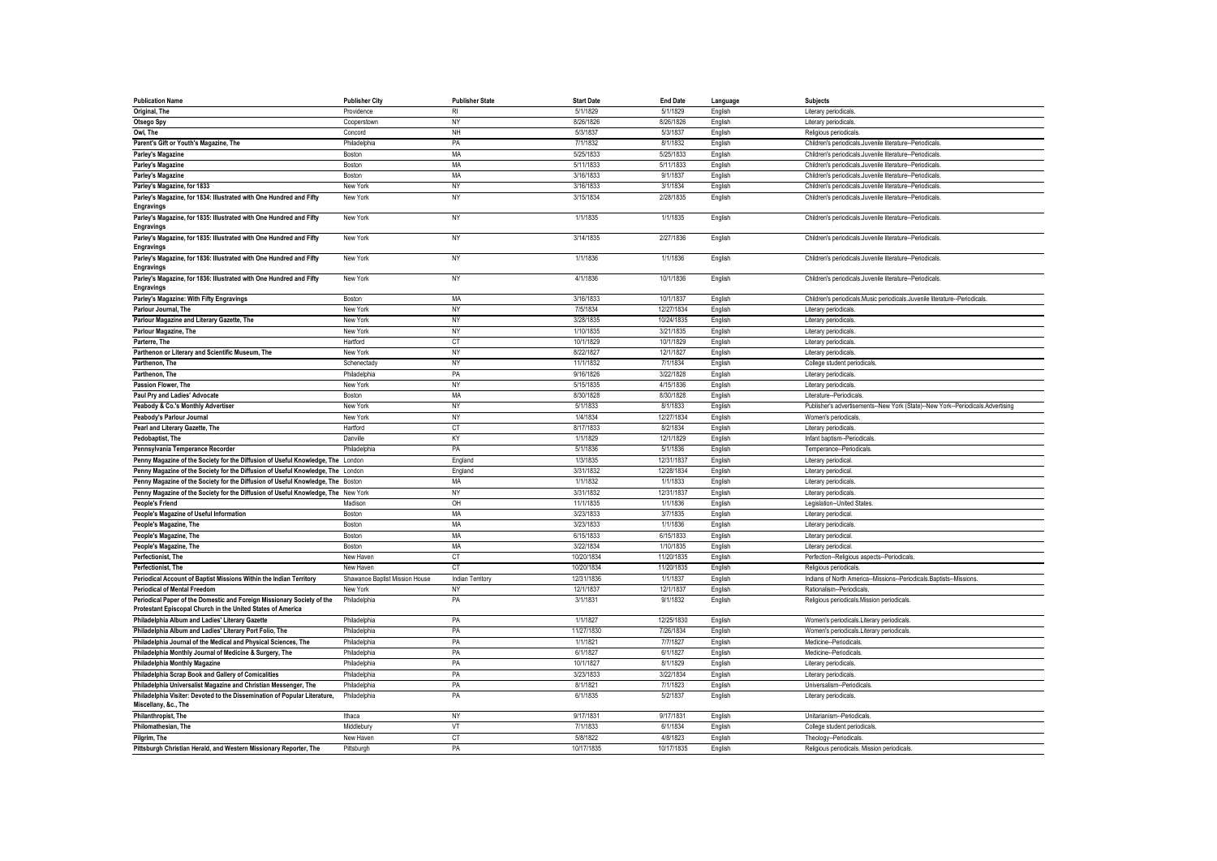| Publication Name | Publisher City | Publisher State | Start Date | End Date | Language | Subjects |
| --- | --- | --- | --- | --- | --- | --- |
| Original, The | Providence | RI | 5/1/1829 | 5/1/1829 | English | Literary periodicals. |
| Otsego Spy | Cooperstown | NY | 8/26/1826 | 8/26/1826 | English | Literary periodicals. |
| Owl, The | Concord | NH | 5/3/1837 | 5/3/1837 | English | Religious periodicals. |
| Parent's Gift or Youth's Magazine, The | Philadelphia | PA | 7/1/1832 | 8/1/1832 | English | Children's periodicals.Juvenile literature--Periodicals. |
| Parley's Magazine | Boston | MA | 5/25/1833 | 5/25/1833 | English | Children's periodicals.Juvenile literature--Periodicals. |
| Parley's Magazine | Boston | MA | 5/11/1833 | 5/11/1833 | English | Children's periodicals.Juvenile literature--Periodicals. |
| Parley's Magazine | Boston | MA | 3/16/1833 | 9/1/1837 | English | Children's periodicals.Juvenile literature--Periodicals. |
| Parley's Magazine, for 1833 | New York | NY | 3/16/1833 | 3/1/1834 | English | Children's periodicals.Juvenile literature--Periodicals. |
| Parley's Magazine, for 1834: Illustrated with One Hundred and Fifty Engravings | New York | NY | 3/15/1834 | 2/28/1835 | English | Children's periodicals.Juvenile literature--Periodicals. |
| Parley's Magazine, for 1835: Illustrated with One Hundred and Fifty Engravings | New York | NY | 1/1/1835 | 1/1/1835 | English | Children's periodicals.Juvenile literature--Periodicals. |
| Parley's Magazine, for 1835: Illustrated with One Hundred and Fifty Engravings | New York | NY | 3/14/1835 | 2/27/1836 | English | Children's periodicals.Juvenile literature--Periodicals. |
| Parley's Magazine, for 1836: Illustrated with One Hundred and Fifty Engravings | New York | NY | 1/1/1836 | 1/1/1836 | English | Children's periodicals.Juvenile literature--Periodicals. |
| Parley's Magazine, for 1836: Illustrated with One Hundred and Fifty Engravings | New York | NY | 4/1/1836 | 10/1/1836 | English | Children's periodicals.Juvenile literature--Periodicals. |
| Parley's Magazine: With Fifty Engravings | Boston | MA | 3/16/1833 | 10/1/1837 | English | Children's periodicals.Music periodicals.Juvenile literature--Periodicals. |
| Parlour Journal, The | New York | NY | 7/5/1834 | 12/27/1834 | English | Literary periodicals. |
| Parlour Magazine and Literary Gazette, The | New York | NY | 3/28/1835 | 10/24/1835 | English | Literary periodicals. |
| Parlour Magazine, The | New York | NY | 1/10/1835 | 3/21/1835 | English | Literary periodicals. |
| Parterre, The | Hartford | CT | 10/1/1829 | 10/1/1829 | English | Literary periodicals. |
| Parthenon or Literary and Scientific Museum, The | New York | NY | 8/22/1827 | 12/1/1827 | English | Literary periodicals. |
| Parthenon, The | Schenectady | NY | 11/1/1832 | 7/1/1834 | English | College student periodicals. |
| Parthenon, The | Philadelphia | PA | 9/16/1826 | 3/22/1828 | English | Literary periodicals. |
| Passion Flower, The | New York | NY | 5/15/1835 | 4/15/1836 | English | Literary periodicals. |
| Paul Pry and Ladies' Advocate | Boston | MA | 8/30/1828 | 8/30/1828 | English | Literature--Periodicals. |
| Peabody & Co.'s Monthly Advertiser | New York | NY | 5/1/1833 | 8/1/1833 | English | Publisher's advertisements--New York (State)--New York--Periodicals.Advertising |
| Peabody's Parlour Journal | New York | NY | 1/4/1834 | 12/27/1834 | English | Women's periodicals. |
| Pearl and Literary Gazette, The | Hartford | CT | 8/17/1833 | 8/2/1834 | English | Literary periodicals. |
| Pedobaptist, The | Danville | KY | 1/1/1829 | 12/1/1829 | English | Infant baptism--Periodicals. |
| Pennsylvania Temperance Recorder | Philadelphia | PA | 5/1/1836 | 5/1/1836 | English | Temperance--Periodicals. |
| Penny Magazine of the Society for the Diffusion of Useful Knowledge, The | London | England | 1/3/1835 | 12/31/1837 | English | Literary periodical. |
| Penny Magazine of the Society for the Diffusion of Useful Knowledge, The | London | England | 3/31/1832 | 12/28/1834 | English | Literary periodical. |
| Penny Magazine of the Society for the Diffusion of Useful Knowledge, The | Boston | MA | 1/1/1832 | 1/1/1833 | English | Literary periodicals. |
| Penny Magazine of the Society for the Diffusion of Useful Knowledge, The | New York | NY | 3/31/1832 | 12/31/1837 | English | Literary periodicals. |
| People's Friend | Madison | OH | 11/1/1835 | 1/1/1836 | English | Legislation--United States. |
| People's Magazine of Useful Information | Boston | MA | 3/23/1833 | 3/7/1835 | English | Literary periodical. |
| People's Magazine, The | Boston | MA | 3/23/1833 | 1/1/1836 | English | Literary periodicals. |
| People's Magazine, The | Boston | MA | 6/15/1833 | 6/15/1833 | English | Literary periodical. |
| People's Magazine, The | Boston | MA | 3/22/1834 | 1/10/1835 | English | Literary periodical. |
| Perfectionist, The | New Haven | CT | 10/20/1834 | 11/20/1835 | English | Perfection--Religious aspects--Periodicals. |
| Perfectionist, The | New Haven | CT | 10/20/1834 | 11/20/1835 | English | Religious periodicals. |
| Periodical Account of Baptist Missions Within the Indian Territory | Shawanoe Baptist Mission House | Indian Territory | 12/31/1836 | 1/1/1837 | English | Indians of North America--Missions--Periodicals.Baptists--Missions. |
| Periodical of Mental Freedom | New York | NY | 12/1/1837 | 12/1/1837 | English | Rationalism--Periodicals. |
| Periodical Paper of the Domestic and Foreign Missionary Society of the Protestant Episcopal Church in the United States of America | Philadelphia | PA | 3/1/1831 | 9/1/1832 | English | Religious periodicals.Mission periodicals. |
| Philadelphia Album and Ladies' Literary Gazette | Philadelphia | PA | 1/1/1827 | 12/25/1830 | English | Women's periodicals.Literary periodicals. |
| Philadelphia Album and Ladies' Literary Port Folio, The | Philadelphia | PA | 11/27/1830 | 7/26/1834 | English | Women's periodicals.Literary periodicals. |
| Philadelphia Journal of the Medical and Physical Sciences, The | Philadelphia | PA | 1/1/1821 | 7/7/1827 | English | Medicine--Periodicals. |
| Philadelphia Monthly Journal of Medicine & Surgery, The | Philadelphia | PA | 6/1/1827 | 6/1/1827 | English | Medicine--Periodicals. |
| Philadelphia Monthly Magazine | Philadelphia | PA | 10/1/1827 | 8/1/1829 | English | Literary periodicals. |
| Philadelphia Scrap Book and Gallery of Comicalities | Philadelphia | PA | 3/23/1833 | 3/22/1834 | English | Literary periodicals. |
| Philadelphia Universalist Magazine and Christian Messenger, The | Philadelphia | PA | 8/1/1821 | 7/1/1823 | English | Universalism--Periodicals. |
| Philadelphia Visiter: Devoted to the Dissemination of Popular Literature, Miscellany, &c., The | Philadelphia | PA | 6/1/1835 | 5/2/1837 | English | Literary periodicals. |
| Philanthropist, The | Ithaca | NY | 9/17/1831 | 9/17/1831 | English | Unitarianism--Periodicals. |
| Philomathesian, The | Middlebury | VT | 7/1/1833 | 6/1/1834 | English | College student periodicals. |
| Pilgrim, The | New Haven | CT | 5/8/1822 | 4/8/1823 | English | Theology--Periodicals. |
| Pittsburgh Christian Herald, and Western Missionary Reporter, The | Pittsburgh | PA | 10/17/1835 | 10/17/1835 | English | Religious periodicals. Mission periodicals. |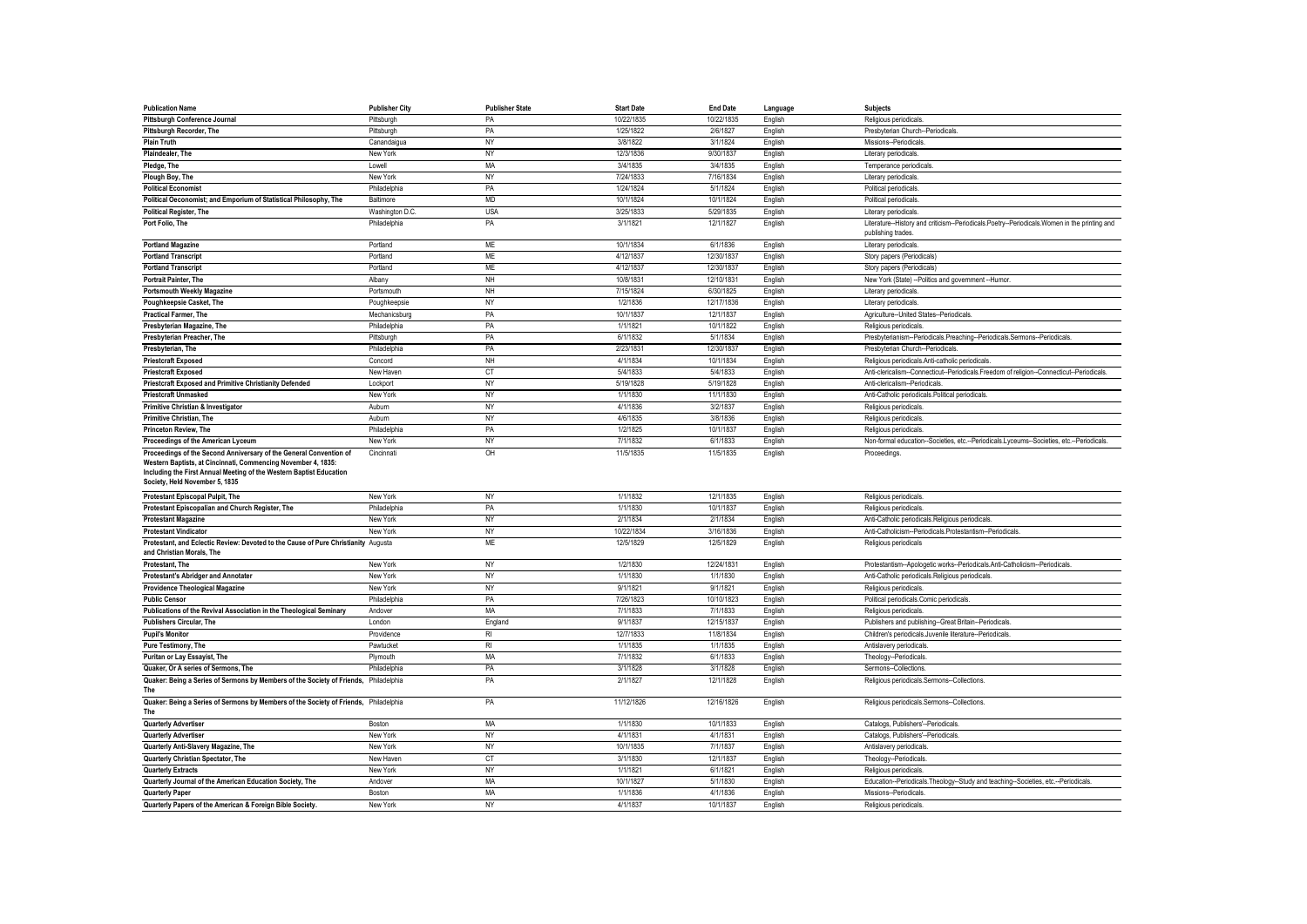| Publication Name | Publisher City | Publisher State | Start Date | End Date | Language | Subjects |
|---|---|---|---|---|---|---|
| Pittsburgh Conference Journal | Pittsburgh | PA | 10/22/1835 | 10/22/1835 | English | Religious periodicals. |
| Pittsburgh Recorder, The | Pittsburgh | PA | 1/25/1822 | 2/6/1827 | English | Presbyterian Church--Periodicals. |
| Plain Truth | Canandaigua | NY | 3/8/1822 | 3/1/1824 | English | Missions--Periodicals. |
| Plaindealer, The | New York | NY | 12/3/1836 | 9/30/1837 | English | Literary periodicals. |
| Pledge, The | Lowell | MA | 3/4/1835 | 3/4/1835 | English | Temperance periodicals. |
| Plough Boy, The | New York | NY | 7/24/1833 | 7/16/1834 | English | Literary periodicals. |
| Political Economist | Philadelphia | PA | 1/24/1824 | 5/1/1824 | English | Political periodicals. |
| Political Oeconomist; and Emporium of Statistical Philosophy, The | Baltimore | MD | 10/1/1824 | 10/1/1824 | English | Political periodicals. |
| Political Register, The | Washington D.C. | USA | 3/25/1833 | 5/29/1835 | English | Literary periodicals. |
| Port Folio, The | Philadelphia | PA | 3/1/1821 | 12/1/1827 | English | Literature--History and criticism--Periodicals.Poetry--Periodicals.Women in the printing and publishing trades. |
| Portland Magazine | Portland | ME | 10/1/1834 | 6/1/1836 | English | Literary periodicals. |
| Portland Transcript | Portland | ME | 4/12/1837 | 12/30/1837 | English | Story papers (Periodicals) |
| Portland Transcript | Portland | ME | 4/12/1837 | 12/30/1837 | English | Story papers (Periodicals) |
| Portrait Painter, The | Albany | NH | 10/8/1831 | 12/10/1831 | English | New York (State) --Politics and government --Humor. |
| Portsmouth Weekly Magazine | Portsmouth | NH | 7/15/1824 | 6/30/1825 | English | Literary periodicals. |
| Poughkeepsie Casket, The | Poughkeepsie | NY | 1/2/1836 | 12/17/1836 | English | Literary periodicals. |
| Practical Farmer, The | Mechanicsburg | PA | 10/1/1837 | 12/1/1837 | English | Agriculture--United States--Periodicals. |
| Presbyterian Magazine, The | Philadelphia | PA | 1/1/1821 | 10/1/1822 | English | Religious periodicals. |
| Presbyterian Preacher, The | Pittsburgh | PA | 6/1/1832 | 5/1/1834 | English | Presbyterianism--Periodicals.Preaching--Periodicals.Sermons--Periodicals. |
| Presbyterian, The | Philadelphia | PA | 2/23/1831 | 12/30/1837 | English | Presbyterian Church--Periodicals. |
| Priestcraft Exposed | Concord | NH | 4/1/1834 | 10/1/1834 | English | Religious periodicals.Anti-catholic periodicals. |
| Priestcraft Exposed | New Haven | CT | 5/4/1833 | 5/4/1833 | English | Anti-clericalism--Connecticut--Periodicals.Freedom of religion--Connecticut--Periodicals. |
| Priestcraft Exposed and Primitive Christianity Defended | Lockport | NY | 5/19/1828 | 5/19/1828 | English | Anti-clericalism--Periodicals. |
| Priestcraft Unmasked | New York | NY | 1/1/1830 | 11/1/1830 | English | Anti-Catholic periodicals.Political periodicals. |
| Primitive Christian & Investigator | Auburn | NY | 4/1/1836 | 3/2/1837 | English | Religious periodicals. |
| Primitive Christian, The | Auburn | NY | 4/6/1835 | 3/8/1836 | English | Religious periodicals. |
| Princeton Review, The | Philadelphia | PA | 1/2/1825 | 10/1/1837 | English | Religious periodicals. |
| Proceedings of the American Lyceum | New York | NY | 7/1/1832 | 6/1/1833 | English | Non-formal education--Societies, etc.--Periodicals.Lyceums--Societies, etc.--Periodicals. |
| Proceedings of the Second Anniversary of the General Convention of Western Baptists, at Cincinnati, Commencing November 4, 1835: Including the First Annual Meeting of the Western Baptist Education Society, Held November 5, 1835 | Cincinnati | OH | 11/5/1835 | 11/5/1835 | English | Proceedings. |
| Protestant Episcopal Pulpit, The | New York | NY | 1/1/1832 | 12/1/1835 | English | Religious periodicals. |
| Protestant Episcopalian and Church Register, The | Philadelphia | PA | 1/1/1830 | 10/1/1837 | English | Religious periodicals. |
| Protestant Magazine | New York | NY | 2/1/1834 | 2/1/1834 | English | Anti-Catholic periodicals.Religious periodicals. |
| Protestant Vindicator | New York | NY | 10/22/1834 | 3/16/1836 | English | Anti-Catholicism--Periodicals.Protestantism--Periodicals. |
| Protestant, and Eclectic Review: Devoted to the Cause of Pure Christianity and Christian Morals, The | Augusta | ME | 12/5/1829 | 12/5/1829 | English | Religious periodicals |
| Protestant, The | New York | NY | 1/2/1830 | 12/24/1831 | English | Protestantism--Apologetic works--Periodicals.Anti-Catholicism--Periodicals. |
| Protestant's Abridger and Annotater | New York | NY | 1/1/1830 | 1/1/1830 | English | Anti-Catholic periodicals.Religious periodicals. |
| Providence Theological Magazine | New York | NY | 9/1/1821 | 9/1/1821 | English | Religious periodicals. |
| Public Censor | Philadelphia | PA | 7/26/1823 | 10/10/1823 | English | Political periodicals.Comic periodicals. |
| Publications of the Revival Association in the Theological Seminary | Andover | MA | 7/1/1833 | 7/1/1833 | English | Religious periodicals. |
| Publishers Circular, The | London | England | 9/1/1837 | 12/15/1837 | English | Publishers and publishing--Great Britain--Periodicals. |
| Pupil's Monitor | Providence | RI | 12/7/1833 | 11/8/1834 | English | Children's periodicals.Juvenile literature--Periodicals. |
| Pure Testimony, The | Pawtucket | RI | 1/1/1835 | 1/1/1835 | English | Antislavery periodicals. |
| Puritan or Lay Essayist, The | Plymouth | MA | 7/1/1832 | 6/1/1833 | English | Theology--Periodicals. |
| Quaker, Or A series of Sermons, The | Philadelphia | PA | 3/1/1828 | 3/1/1828 | English | Sermons--Collections. |
| Quaker: Being a Series of Sermons by Members of the Society of Friends, The | Philadelphia | PA | 2/1/1827 | 12/1/1828 | English | Religious periodicals.Sermons--Collections. |
| Quaker: Being a Series of Sermons by Members of the Society of Friends, The | Philadelphia | PA | 11/12/1826 | 12/16/1826 | English | Religious periodicals.Sermons--Collections. |
| Quarterly Advertiser | Boston | MA | 1/1/1830 | 10/1/1833 | English | Catalogs, Publishers'--Periodicals. |
| Quarterly Advertiser | New York | NY | 4/1/1831 | 4/1/1831 | English | Catalogs, Publishers'--Periodicals. |
| Quarterly Anti-Slavery Magazine, The | New York | NY | 10/1/1835 | 7/1/1837 | English | Antislavery periodicals. |
| Quarterly Christian Spectator, The | New Haven | CT | 3/1/1830 | 12/1/1837 | English | Theology--Periodicals. |
| Quarterly Extracts | New York | NY | 1/1/1821 | 6/1/1821 | English | Religious periodicals. |
| Quarterly Journal of the American Education Society, The | Andover | MA | 10/1/1827 | 5/1/1830 | English | Education--Periodicals.Theology--Study and teaching--Societies, etc.--Periodicals. |
| Quarterly Paper | Boston | MA | 1/1/1836 | 4/1/1836 | English | Missions--Periodicals. |
| Quarterly Papers of the American & Foreign Bible Society. | New York | NY | 4/1/1837 | 10/1/1837 | English | Religious periodicals. |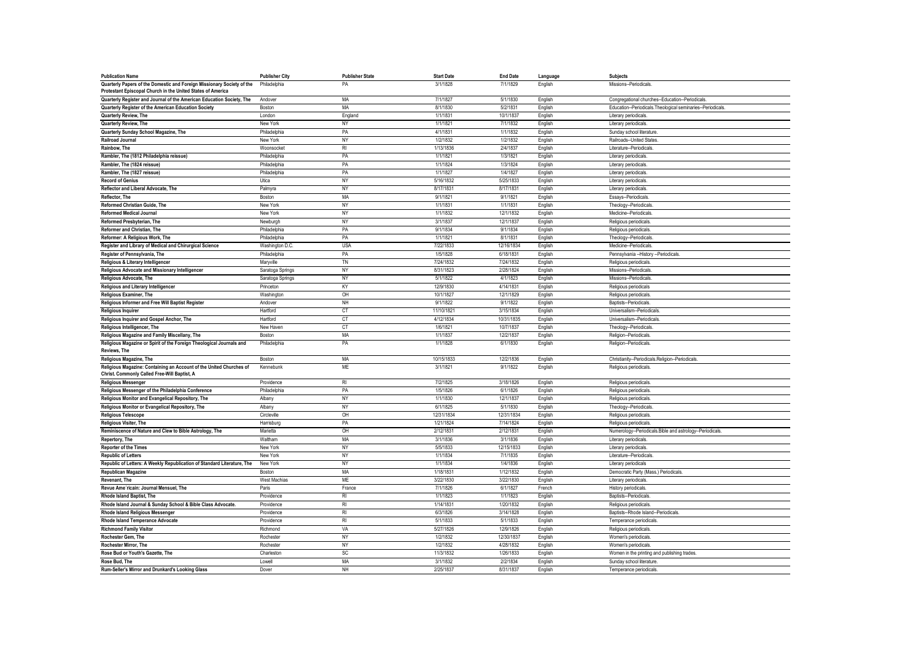| Publication Name | Publisher City | Publisher State | Start Date | End Date | Language | Subjects |
|---|---|---|---|---|---|---|
| Quarterly Papers of the Domestic and Foreign Missionary Society of the Protestant Episcopal Church in the United States of America | Philadelphia | PA | 3/1/1828 | 7/1/1829 | English | Missions--Periodicals. |
| Quarterly Register and Journal of the American Education Society, The | Andover | MA | 7/1/1827 | 5/1/1830 | English | Congregational churches--Education--Periodicals. |
| Quarterly Register of the American Education Society | Boston | MA | 8/1/1830 | 5/2/1831 | English | Education--Periodicals.Theological seminaries--Periodicals. |
| Quarterly Review, The | London | England | 1/1/1831 | 10/1/1837 | English | Literary periodicals. |
| Quarterly Review, The | New York | NY | 1/1/1821 | 7/1/1832 | English | Literary periodicals. |
| Quarterly Sunday School Magazine, The | Philadelphia | PA | 4/1/1831 | 1/1/1832 | English | Sunday school literature. |
| Railroad Journal | New York | NY | 1/2/1832 | 1/2/1832 | English | Railroads--United States. |
| Rainbow, The | Woonsocket | RI | 1/13/1836 | 2/4/1837 | English | Literature--Periodicals. |
| Rambler, The (1812 Philadelphia reissue) | Philadelphia | PA | 1/1/1821 | 1/3/1821 | English | Literary periodicals. |
| Rambler, The (1824 reissue) | Philadelphia | PA | 1/1/1824 | 1/3/1824 | English | Literary periodicals. |
| Rambler, The (1827 reissue) | Philadelphia | PA | 1/1/1827 | 1/4/1827 | English | Literary periodicals. |
| Record of Genius | Utica | NY | 5/16/1832 | 5/25/1833 | English | Literary periodicals. |
| Reflector and Liberal Advocate, The | Palmyra | NY | 8/17/1831 | 8/17/1831 | English | Literary periodicals. |
| Reflector, The | Boston | MA | 9/1/1821 | 9/1/1821 | English | Essays--Periodicals. |
| Reformed Christian Guide, The | New York | NY | 1/1/1831 | 1/1/1831 | English | Theology--Periodicals. |
| Reformed Medical Journal | New York | NY | 1/1/1832 | 12/1/1832 | English | Medicine--Periodicals. |
| Reformed Presbyterian, The | Newburgh | NY | 3/1/1837 | 12/1/1837 | English | Religious periodicals. |
| Reformer and Christian, The | Philadelphia | PA | 9/1/1834 | 9/1/1834 | English | Religious periodicals. |
| Reformer: A Religious Work, The | Philadelphia | PA | 1/1/1821 | 8/1/1831 | English | Theology--Periodicals. |
| Register and Library of Medical and Chirurgical Science | Washington D.C. | USA | 7/22/1833 | 12/16/1834 | English | Medicine--Periodicals. |
| Register of Pennsylvania, The | Philadelphia | PA | 1/5/1828 | 6/18/1831 | English | Pennsylvania --History --Periodicals. |
| Religious & Literary Intelligencer | Maryville | TN | 7/24/1832 | 7/24/1832 | English | Religious periodicals. |
| Religious Advocate and Missionary Intelligencer | Saratoga Springs | NY | 8/31/1823 | 2/28/1824 | English | Missions--Periodicals. |
| Religious Advocate, The | Saratoga Springs | NY | 5/1/1822 | 4/1/1823 | English | Missions--Periodicals. |
| Religious and Literary Intelligencer | Princeton | KY | 12/9/1830 | 4/14/1831 | English | Religious periodicals |
| Religious Examiner, The | Washington | OH | 10/1/1827 | 12/1/1829 | English | Religious periodicals. |
| Religious Informer and Free Will Baptist Register | Andover | NH | 9/1/1822 | 9/1/1822 | English | Baptists--Periodicals. |
| Religious Inquirer | Hartford | CT | 11/10/1821 | 3/15/1834 | English | Universalism--Periodicals. |
| Religious Inquirer and Gospel Anchor, The | Hartford | CT | 4/12/1834 | 10/31/1835 | English | Universalism--Periodicals. |
| Religious Intelligencer, The | New Haven | CT | 1/6/1821 | 10/7/1837 | English | Theology--Periodicals. |
| Religious Magazine and Family Miscellany, The | Boston | MA | 1/1/1837 | 12/2/1837 | English | Religion--Periodicals. |
| Religious Magazine or Spirit of the Foreign Theological Journals and Reviews, The | Philadelphia | PA | 1/1/1828 | 6/1/1830 | English | Religion--Periodicals. |
| Religious Magazine, The | Boston | MA | 10/15/1833 | 12/2/1836 | English | Christianity--Periodicals.Religion--Periodicals. |
| Religious Magazine: Containing an Account of the United Churches of Christ. Commonly Called Free-Will Baptist, A | Kennebunk | ME | 3/1/1821 | 9/1/1822 | English | Religious periodicals. |
| Religious Messenger | Providence | RI | 7/2/1825 | 3/18/1826 | English | Religious periodicals. |
| Religious Messenger of the Philadelphia Conference | Philadelphia | PA | 1/5/1826 | 6/1/1826 | English | Religious periodicals. |
| Religious Monitor and Evangelical Repository, The | Albany | NY | 1/1/1830 | 12/1/1837 | English | Religious periodicals. |
| Religious Monitor or Evangelical Repository, The | Albany | NY | 6/1/1825 | 5/1/1830 | English | Theology--Periodicals. |
| Religious Telescope | Circleville | OH | 12/31/1834 | 12/31/1834 | English | Religious periodicals. |
| Religious Visiter, The | Harrisburg | PA | 1/21/1824 | 7/14/1824 | English | Religious periodicals. |
| Reminiscence of Nature and Clew to Bible Astrology, The | Marietta | OH | 2/12/1831 | 2/12/1831 | English | Numerology--Periodicals.Bible and astrology--Periodicals. |
| Repertory, The | Waltham | MA | 3/1/1836 | 3/1/1836 | English | Literary periodicals. |
| Reporter of the Times | New York | NY | 5/5/1833 | 12/15/1833 | English | Literary periodicals. |
| Republic of Letters | New York | NY | 1/1/1834 | 7/1/1835 | English | Literature--Periodicals. |
| Republic of Letters: A Weekly Republication of Standard Literature, The | New York | NY | 1/1/1834 | 1/4/1836 | English | Literary periodicals |
| Republican Magazine | Boston | MA | 1/18/1831 | 1/12/1832 | English | Democratic Party (Mass.) Periodicals. |
| Revenant, The | West Machias | ME | 3/22/1830 | 3/22/1830 | English | Literary periodicals. |
| Revue Ame´ricain: Journal Mensuel, The | Paris | France | 7/1/1826 | 6/1/1827 | French | History periodicals. |
| Rhode Island Baptist, The | Providence | RI | 1/1/1823 | 1/1/1823 | English | Baptists--Periodicals. |
| Rhode Island Journal & Sunday School & Bible Class Advocate. | Providence | RI | 1/14/1831 | 1/20/1832 | English | Religious periodicals. |
| Rhode Island Religious Messenger | Providence | RI | 6/3/1826 | 3/14/1828 | English | Baptists--Rhode Island--Periodicals. |
| Rhode Island Temperance Advocate | Providence | RI | 5/1/1833 | 5/1/1833 | English | Temperance periodicals. |
| Richmond Family Visitor | Richmond | VA | 5/27/1826 | 12/9/1826 | English | Religious periodicals. |
| Rochester Gem, The | Rochester | NY | 1/2/1832 | 12/30/1837 | English | Women's periodicals. |
| Rochester Mirror, The | Rochester | NY | 1/2/1832 | 4/28/1832 | English | Women's periodicals. |
| Rose Bud or Youth's Gazette, The | Charleston | SC | 11/3/1832 | 1/26/1833 | English | Women in the printing and publishing trades. |
| Rose Bud, The | Lowell | MA | 3/1/1832 | 2/2/1834 | English | Sunday school literature. |
| Rum-Seller's Mirror and Drunkard's Looking Glass | Dover | NH | 2/25/1837 | 8/31/1837 | English | Temperance periodicals. |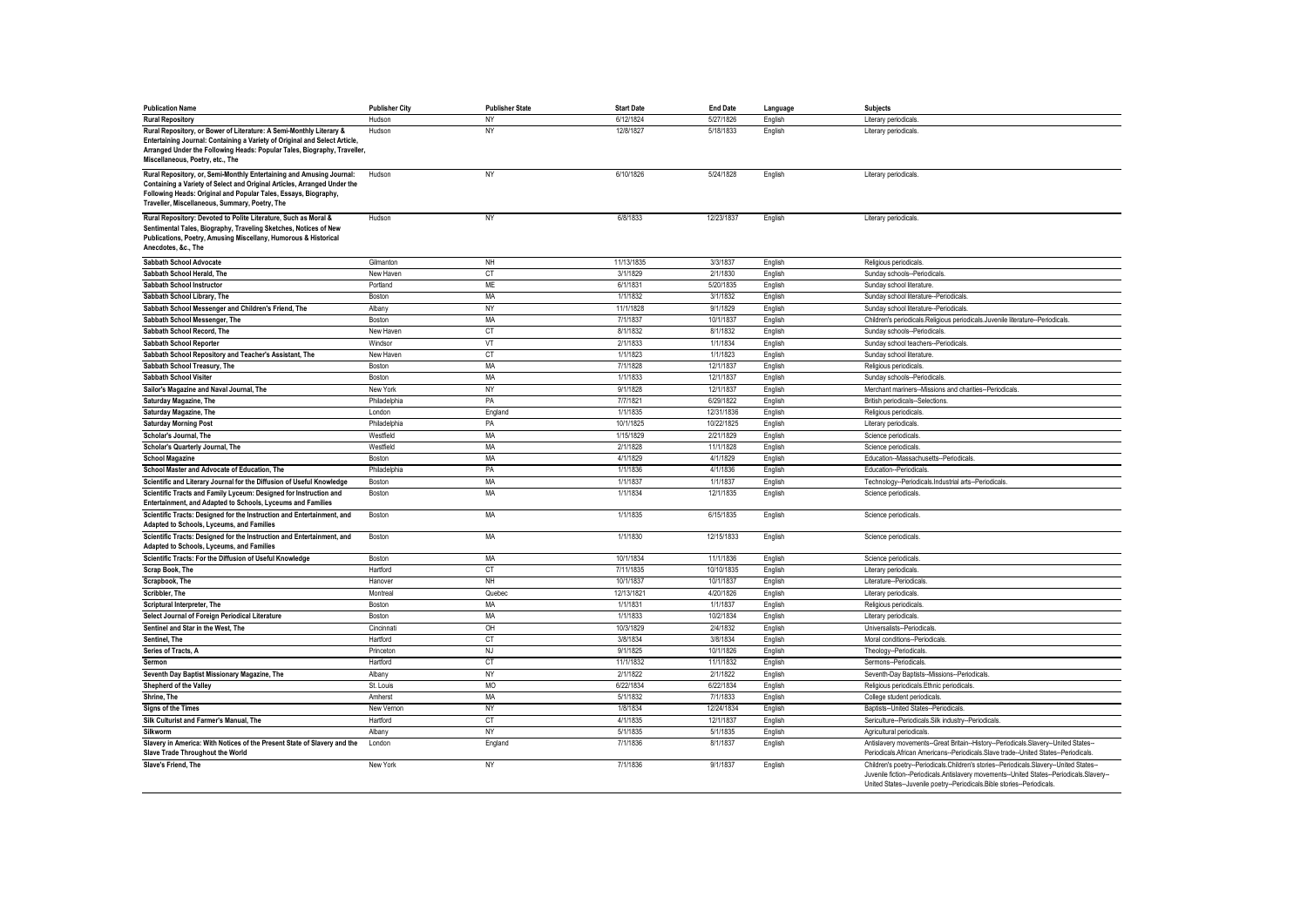| Publication Name | Publisher City | Publisher State | Start Date | End Date | Language | Subjects |
|---|---|---|---|---|---|---|
| Rural Repository | Hudson | NY | 6/12/1824 | 5/27/1826 | English | Literary periodicals. |
| Rural Repository, or Bower of Literature: A Semi-Monthly Literary & Entertaining Journal: Containing a Variety of Original and Select Article, Arranged Under the Following Heads: Popular Tales, Biography, Traveller, Miscellaneous, Poetry, etc., The | Hudson | NY | 12/8/1827 | 5/18/1833 | English | Literary periodicals. |
| Rural Repository, or, Semi-Monthly Entertaining and Amusing Journal: Containing a Variety of Select and Original Articles, Arranged Under the Following Heads: Original and Popular Tales, Essays, Biography, Traveller, Miscellaneous, Summary, Poetry, The | Hudson | NY | 6/10/1826 | 5/24/1828 | English | Literary periodicals. |
| Rural Repository: Devoted to Polite Literature, Such as Moral & Sentimental Tales, Biography, Traveling Sketches, Notices of New Publications, Poetry, Amusing Miscellany, Humorous & Historical Anecdotes, &c., The | Hudson | NY | 6/8/1833 | 12/23/1837 | English | Literary periodicals. |
| Sabbath School Advocate | Gilmanton | NH | 11/13/1835 | 3/3/1837 | English | Religious periodicals. |
| Sabbath School Herald, The | New Haven | CT | 3/1/1829 | 2/1/1830 | English | Sunday schools--Periodicals. |
| Sabbath School Instructor | Portland | ME | 6/1/1831 | 5/20/1835 | English | Sunday school literature. |
| Sabbath School Library, The | Boston | MA | 1/1/1832 | 3/1/1832 | English | Sunday school literature--Periodicals. |
| Sabbath School Messenger and Children's Friend, The | Albany | NY | 11/1/1828 | 9/1/1829 | English | Sunday school literature--Periodicals. |
| Sabbath School Messenger, The | Boston | MA | 7/1/1837 | 10/1/1837 | English | Children's periodicals.Religious periodicals.Juvenile literature--Periodicals. |
| Sabbath School Record, The | New Haven | CT | 8/1/1832 | 8/1/1832 | English | Sunday schools--Periodicals. |
| Sabbath School Reporter | Windsor | VT | 2/1/1833 | 1/1/1834 | English | Sunday school teachers--Periodicals. |
| Sabbath School Repository and Teacher's Assistant, The | New Haven | CT | 1/1/1823 | 1/1/1823 | English | Sunday school literature. |
| Sabbath School Treasury, The | Boston | MA | 7/1/1828 | 12/1/1837 | English | Religious periodicals. |
| Sabbath School Visiter | Boston | MA | 1/1/1833 | 12/1/1837 | English | Sunday schools--Periodicals. |
| Sailor's Magazine and Naval Journal, The | New York | NY | 9/1/1828 | 12/1/1837 | English | Merchant mariners--Missions and charities--Periodicals. |
| Saturday Magazine, The | Philadelphia | PA | 7/7/1821 | 6/29/1822 | English | British periodicals--Selections. |
| Saturday Magazine, The | London | England | 1/1/1835 | 12/31/1836 | English | Religious periodicals. |
| Saturday Morning Post | Philadelphia | PA | 10/1/1825 | 10/22/1825 | English | Literary periodicals. |
| Scholar's Journal, The | Westfield | MA | 1/15/1829 | 2/21/1829 | English | Science periodicals. |
| Scholar's Quarterly Journal, The | Westfield | MA | 2/1/1828 | 11/1/1828 | English | Science periodicals. |
| School Magazine | Boston | MA | 4/1/1829 | 4/1/1829 | English | Education--Massachusetts--Periodicals. |
| School Master and Advocate of Education, The | Philadelphia | PA | 1/1/1836 | 4/1/1836 | English | Education--Periodicals. |
| Scientific and Literary Journal for the Diffusion of Useful Knowledge | Boston | MA | 1/1/1837 | 1/1/1837 | English | Technology--Periodicals.Industrial arts--Periodicals. |
| Scientific Tracts and Family Lyceum: Designed for Instruction and Entertainment, and Adapted to Schools, Lyceums and Families | Boston | MA | 1/1/1834 | 12/1/1835 | English | Science periodicals. |
| Scientific Tracts: Designed for the Instruction and Entertainment, and Adapted to Schools, Lyceums, and Families | Boston | MA | 1/1/1835 | 6/15/1835 | English | Science periodicals. |
| Scientific Tracts: Designed for the Instruction and Entertainment, and Adapted to Schools, Lyceums, and Families | Boston | MA | 1/1/1830 | 12/15/1833 | English | Science periodicals. |
| Scientific Tracts: For the Diffusion of Useful Knowledge | Boston | MA | 10/1/1834 | 11/1/1836 | English | Science periodicals. |
| Scrap Book, The | Hartford | CT | 7/11/1835 | 10/10/1835 | English | Literary periodicals. |
| Scrapbook, The | Hanover | NH | 10/1/1837 | 10/1/1837 | English | Literature--Periodicals. |
| Scribbler, The | Montreal | Quebec | 12/13/1821 | 4/20/1826 | English | Literary periodicals. |
| Scriptural Interpreter, The | Boston | MA | 1/1/1831 | 1/1/1837 | English | Religious periodicals. |
| Select Journal of Foreign Periodical Literature | Boston | MA | 1/1/1833 | 10/2/1834 | English | Literary periodicals. |
| Sentinel and Star in the West, The | Cincinnati | OH | 10/3/1829 | 2/4/1832 | English | Universalists--Periodicals. |
| Sentinel, The | Hartford | CT | 3/8/1834 | 3/8/1834 | English | Moral conditions--Periodicals. |
| Series of Tracts, A | Princeton | NJ | 9/1/1825 | 10/1/1826 | English | Theology--Periodicals. |
| Sermon | Hartford | CT | 11/1/1832 | 11/1/1832 | English | Sermons--Periodicals. |
| Seventh Day Baptist Missionary Magazine, The | Albany | NY | 2/1/1822 | 2/1/1822 | English | Seventh-Day Baptists--Missions--Periodicals. |
| Shepherd of the Valley | St. Louis | MO | 6/22/1834 | 6/22/1834 | English | Religious periodicals.Ethnic periodicals. |
| Shrine, The | Amherst | MA | 5/1/1832 | 7/1/1833 | English | College student periodicals. |
| Signs of the Times | New Vernon | NY | 1/8/1834 | 12/24/1834 | English | Baptists--United States--Periodicals. |
| Silk Culturist and Farmer's Manual, The | Hartford | CT | 4/1/1835 | 12/1/1837 | English | Sericulture--Periodicals.Silk industry--Periodicals. |
| Silkworm | Albany | NY | 5/1/1835 | 5/1/1835 | English | Agricultural periodicals. |
| Slavery in America: With Notices of the Present State of Slavery and the Slave Trade Throughout the World | London | England | 7/1/1836 | 8/1/1837 | English | Antislavery movements--Great Britain--History--Periodicals.Slavery--United States--Periodicals.African Americans--Periodicals.Slave trade--United States--Periodicals. |
| Slave's Friend, The | New York | NY | 7/1/1836 | 9/1/1837 | English | Children's poetry--Periodicals.Children's stories--Periodicals.Slavery--United States--Juvenile fiction--Periodicals.Antislavery movements--United States--Periodicals.Slavery--United States--Juvenile poetry--Periodicals.Bible stories--Periodicals. |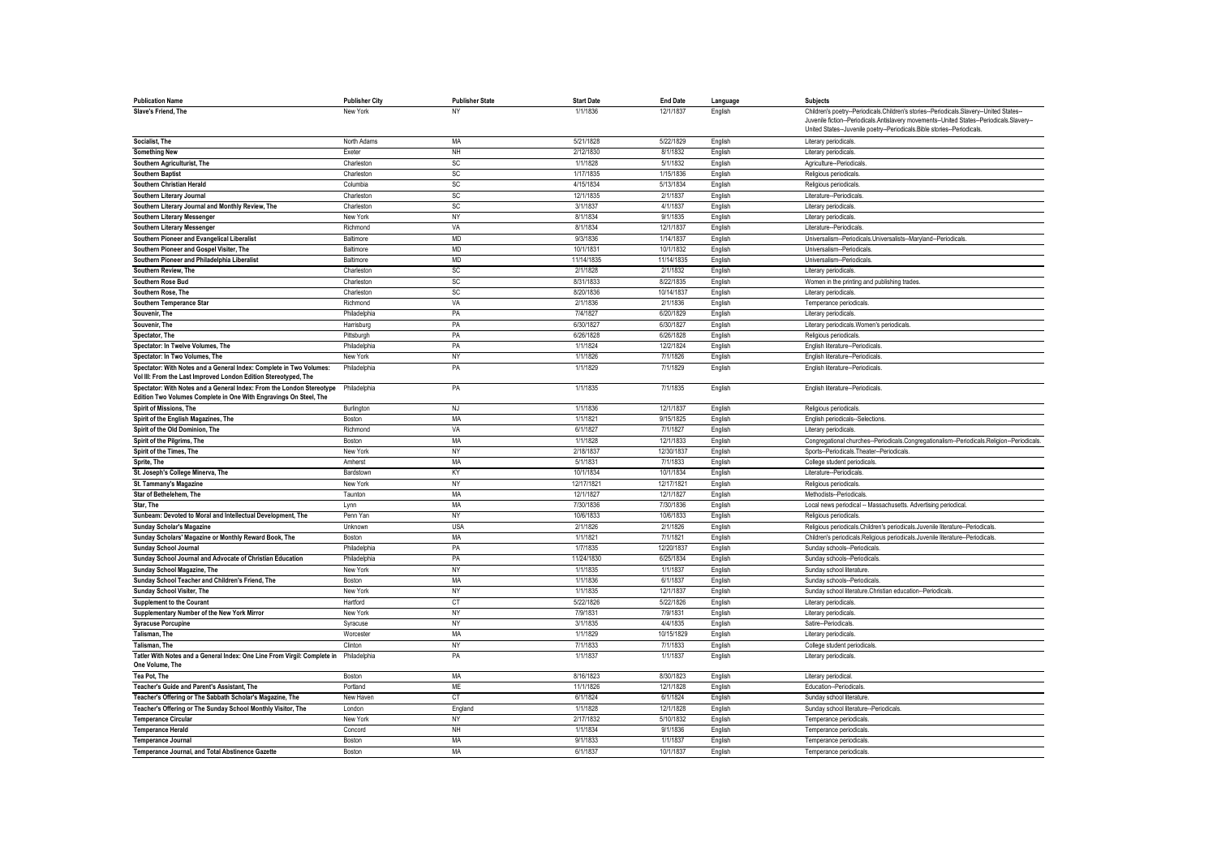| Publication Name | Publisher City | Publisher State | Start Date | End Date | Language | Subjects |
|---|---|---|---|---|---|---|
| Slave's Friend, The | New York | NY | 1/1/1836 | 12/1/1837 | English | Children's poetry--Periodicals.Children's stories--Periodicals.Slavery--United States--Juvenile fiction--Periodicals.Antislavery movements--United States--Periodicals.Slavery--United States--Juvenile poetry--Periodicals.Bible stories--Periodicals. |
| Socialist, The | North Adams | MA | 5/21/1828 | 5/22/1829 | English | Literary periodicals. |
| Something New | Exeter | NH | 2/12/1830 | 8/1/1832 | English | Literary periodicals. |
| Southern Agriculturist, The | Charleston | SC | 1/1/1828 | 5/1/1832 | English | Agriculture--Periodicals. |
| Southern Baptist | Charleston | SC | 1/17/1835 | 1/15/1836 | English | Religious periodicals. |
| Southern Christian Herald | Columbia | SC | 4/15/1834 | 5/13/1834 | English | Religious periodicals. |
| Southern Literary Journal | Charleston | SC | 12/1/1835 | 2/1/1837 | English | Literature--Periodicals. |
| Southern Literary Journal and Monthly Review, The | Charleston | SC | 3/1/1837 | 4/1/1837 | English | Literary periodicals. |
| Southern Literary Messenger | New York | NY | 8/1/1834 | 9/1/1835 | English | Literary periodicals. |
| Southern Literary Messenger | Richmond | VA | 8/1/1834 | 12/1/1837 | English | Literature--Periodicals. |
| Southern Pioneer and Evangelical Liberalist | Baltimore | MD | 9/3/1836 | 1/14/1837 | English | Universalism--Periodicals.Universalists--Maryland--Periodicals. |
| Southern Pioneer and Gospel Visiter, The | Baltimore | MD | 10/1/1831 | 10/1/1832 | English | Universalism--Periodicals. |
| Southern Pioneer and Philadelphia Liberalist | Baltimore | MD | 11/14/1835 | 11/14/1835 | English | Universalism--Periodicals. |
| Southern Review, The | Charleston | SC | 2/1/1828 | 2/1/1832 | English | Literary periodicals. |
| Southern Rose Bud | Charleston | SC | 8/31/1833 | 8/22/1835 | English | Women in the printing and publishing trades. |
| Southern Rose, The | Charleston | SC | 8/20/1836 | 10/14/1837 | English | Literary periodicals. |
| Southern Temperance Star | Richmond | VA | 2/1/1836 | 2/1/1836 | English | Temperance periodicals. |
| Souvenir, The | Philadelphia | PA | 7/4/1827 | 6/20/1829 | English | Literary periodicals. |
| Souvenir, The | Harrisburg | PA | 6/30/1827 | 6/30/1827 | English | Literary periodicals.Women's periodicals. |
| Spectator, The | Pittsburgh | PA | 6/26/1828 | 6/26/1828 | English | Religious periodicals. |
| Spectator: In Twelve Volumes, The | Philadelphia | PA | 1/1/1824 | 12/2/1824 | English | English literature--Periodicals. |
| Spectator: In Two Volumes, The | New York | NY | 1/1/1826 | 7/1/1826 | English | English literature--Periodicals. |
| Spectator: With Notes and a General Index: Complete in Two Volumes: Vol III: From the Last Improved London Edition Stereotyped, The | Philadelphia | PA | 1/1/1829 | 7/1/1829 | English | English literature--Periodicals. |
| Spectator: With Notes and a General Index: From the London Stereotype Edition Two Volumes Complete in One With Engravings On Steel, The | Philadelphia | PA | 1/1/1835 | 7/1/1835 | English | English literature--Periodicals. |
| Spirit of Missions, The | Burlington | NJ | 1/1/1836 | 12/1/1837 | English | Religious periodicals. |
| Spirit of the English Magazines, The | Boston | MA | 1/1/1821 | 9/15/1825 | English | English periodicals--Selections. |
| Spirit of the Old Dominion, The | Richmond | VA | 6/1/1827 | 7/1/1827 | English | Literary periodicals. |
| Spirit of the Pilgrims, The | Boston | MA | 1/1/1828 | 12/1/1833 | English | Congregational churches--Periodicals.Congregationalism--Periodicals.Religion--Periodicals. |
| Spirit of the Times, The | New York | NY | 2/18/1837 | 12/30/1837 | English | Sports--Periodicals.Theater--Periodicals. |
| Sprite, The | Amherst | MA | 5/1/1831 | 7/1/1833 | English | College student periodicals. |
| St. Joseph's College Minerva, The | Bardstown | KY | 10/1/1834 | 10/1/1834 | English | Literature--Periodicals. |
| St. Tammany's Magazine | New York | NY | 12/17/1821 | 12/17/1821 | English | Religious periodicals. |
| Star of Bethelehem, The | Taunton | MA | 12/1/1827 | 12/1/1827 | English | Methodists--Periodicals. |
| Star, The | Lynn | MA | 7/30/1836 | 7/30/1836 | English | Local news periodical -- Massachusetts. Advertising periodical. |
| Sunbeam: Devoted to Moral and Intellectual Development, The | Penn Yan | NY | 10/6/1833 | 10/6/1833 | English | Religious periodicals. |
| Sunday Scholar's Magazine | Unknown | USA | 2/1/1826 | 2/1/1826 | English | Religious periodicals.Children's periodicals.Juvenile literature--Periodicals. |
| Sunday Scholars' Magazine or Monthly Reward Book, The | Boston | MA | 1/1/1821 | 7/1/1821 | English | Children's periodicals.Religious periodicals.Juvenile literature--Periodicals. |
| Sunday School Journal | Philadelphia | PA | 1/7/1835 | 12/20/1837 | English | Sunday schools--Periodicals. |
| Sunday School Journal and Advocate of Christian Education | Philadelphia | PA | 11/24/1830 | 6/25/1834 | English | Sunday schools--Periodicals. |
| Sunday School Magazine, The | New York | NY | 1/1/1835 | 1/1/1837 | English | Sunday school literature. |
| Sunday School Teacher and Children's Friend, The | Boston | MA | 1/1/1836 | 6/1/1837 | English | Sunday schools--Periodicals. |
| Sunday School Visiter, The | New York | NY | 1/1/1835 | 12/1/1837 | English | Sunday school literature.Christian education--Periodicals. |
| Supplement to the Courant | Hartford | CT | 5/22/1826 | 5/22/1826 | English | Literary periodicals. |
| Supplementary Number of the New York Mirror | New York | NY | 7/9/1831 | 7/9/1831 | English | Literary periodicals. |
| Syracuse Porcupine | Syracuse | NY | 3/1/1835 | 4/4/1835 | English | Satire--Periodicals. |
| Talisman, The | Worcester | MA | 1/1/1829 | 10/15/1829 | English | Literary periodicals. |
| Talisman, The | Clinton | NY | 7/1/1833 | 7/1/1833 | English | College student periodicals. |
| Tatler With Notes and a General Index: One Line From Virgil: Complete in One Volume, The | Philadelphia | PA | 1/1/1837 | 1/1/1837 | English | Literary periodicals. |
| Tea Pot, The | Boston | MA | 8/16/1823 | 8/30/1823 | English | Literary periodical. |
| Teacher's Guide and Parent's Assistant, The | Portland | ME | 11/1/1826 | 12/1/1828 | English | Education--Periodicals. |
| Teacher's Offering or The Sabbath Scholar's Magazine, The | New Haven | CT | 6/1/1824 | 6/1/1824 | English | Sunday school literature. |
| Teacher's Offering or The Sunday School Monthly Visitor, The | London | England | 1/1/1828 | 12/1/1828 | English | Sunday school literature--Periodicals. |
| Temperance Circular | New York | NY | 2/17/1832 | 5/10/1832 | English | Temperance periodicals. |
| Temperance Herald | Concord | NH | 1/1/1834 | 9/1/1836 | English | Temperance periodicals. |
| Temperance Journal | Boston | MA | 9/1/1833 | 1/1/1837 | English | Temperance periodicals. |
| Temperance Journal, and Total Abstinence Gazette | Boston | MA | 6/1/1837 | 10/1/1837 | English | Temperance periodicals. |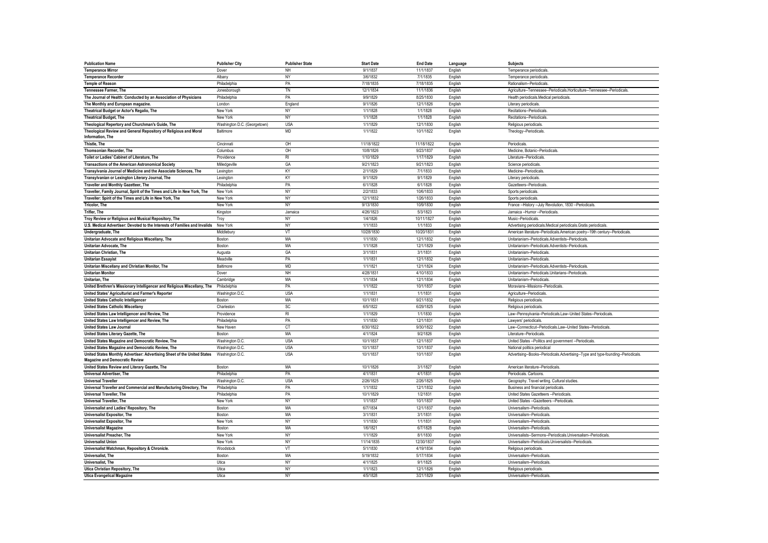| Publication Name | Publisher City | Publisher State | Start Date | End Date | Language | Subjects |
|---|---|---|---|---|---|---|
| Temperance Mirror | Dover | NH | 9/1/1837 | 11/1/1837 | English | Temperance periodicals. |
| Temperance Recorder | Albany | NY | 3/6/1832 | 7/1/1835 | English | Temperance periodicals. |
| Temple of Reason | Philadelphia | PA | 7/18/1835 | 7/18/1835 | English | Rationalism--Periodicals. |
| Tennessee Farmer, The | Jonesborough | TN | 12/1/1834 | 11/1/1836 | English | Agriculture--Tennessee--Periodicals.Horticulture--Tennessee--Periodicals. |
| The Journal of Health: Conducted by an Association of Physicians | Philadelphia | PA | 9/9/1829 | 8/25/1830 | English | Health periodicals.Medical periodicals. |
| The Monthly and European magazine. | London | England | 9/1/1826 | 12/1/1826 | English | Literary periodicals. |
| Theatrical Budget or Actor's Regalio, The | New York | NY | 1/1/1828 | 1/1/1828 | English | Recitations--Periodicals. |
| Theatrical Budget, The | New York | NY | 1/1/1828 | 1/1/1828 | English | Recitations--Periodicals. |
| Theological Repertory and Churchman's Guide, The | Washington D.C. (Georgetown) | USA | 1/1/1829 | 12/1/1830 | English | Religious periodicals. |
| Theological Review and General Repository of Religious and Moral Information, The | Baltimore | MD | 1/1/1822 | 10/1/1822 | English | Theology--Periodicals. |
| Thistle, The | Cincinnati | OH | 11/18/1822 | 11/18/1822 | English | Periodicals. |
| Thomsonian Recorder, The | Columbus | OH | 10/8/1826 | 9/23/1837 | English | Medicine, Botanic--Periodicals. |
| Toilet or Ladies' Cabinet of Literature, The | Providence | RI | 1/10/1829 | 1/17/1829 | English | Literature--Periodicals. |
| Transactions of the American Astronomical Society | Milledgeville | GA | 9/21/1823 | 9/21/1823 | English | Science periodicals. |
| Transylvania Journal of Medicine and the Associate Sciences, The | Lexington | KY | 2/1/1829 | 7/1/1833 | English | Medicine--Periodicals. |
| Transylvanian or Lexington Literary Journal, The | Lexington | KY | 9/1/1829 | 9/1/1829 | English | Literary periodicals. |
| Traveller and Monthly Gazetteer, The | Philadelphia | PA | 6/1/1828 | 6/1/1828 | English | Gazetteers--Periodicals. |
| Traveller, Family Journal, Spirit of the Times and Life in New York, The | New York | NY | 2/2/1833 | 10/6/1833 | English | Sports periodicals. |
| Traveller: Spirit of the Times and Life in New York, The | New York | NY | 12/1/1832 | 1/26/1833 | English | Sports periodicals. |
| Tricolor, The | New York | NY | 9/13/1830 | 10/9/1830 | English | France --History --July Revolution, 1830 --Periodicals. |
| Trifler, The | Kingston | Jamaica | 4/26/1823 | 5/3/1823 | English | Jamaica --Humor --Periodicals. |
| Troy Review or Religious and Musical Repository, The | Troy | NY | 1/4/1826 | 10/11/1827 | English | Music--Periodicals. |
| U.S. Medical Advertiser: Devoted to the Interests of Families and Invalids | New York | NY | 1/1/1833 | 1/1/1833 | English | Advertising periodicals.Medical periodicals.Gratis periodicals. |
| Undergraduate, The | Middlebury | VT | 10/28/1830 | 10/20/1831 | English | American literature--Periodicals.American poetry--19th century--Periodicals. |
| Unitarian Advocate and Religious Miscellany, The | Boston | MA | 1/1/1830 | 12/1/1832 | English | Unitarianism--Periodicals.Adventists--Periodicals. |
| Unitarian Advocate, The | Boston | MA | 1/1/1828 | 12/1/1829 | English | Unitarianism--Periodicals.Adventists--Periodicals. |
| Unitarian Christian, The | Augusta | GA | 3/1/1831 | 3/1/1831 | English | Unitarianism--Periodicals. |
| Unitarian Essayist | Meadville | PA | 1/1/1831 | 12/1/1832 | English | Unitarianism--Periodicals. |
| Unitarian Miscellany and Christian Monitor, The | Baltimore | MD | 1/1/1821 | 12/1/1824 | English | Unitarianism--Periodicals.Adventists--Periodicals. |
| Unitarian Monitor | Dover | NH | 4/28/1831 | 4/10/1833 | English | Unitarianism--Periodicals.Unitarians--Periodicals. |
| Unitarian, The | Cambridge | MA | 1/1/1834 | 12/1/1834 | English | Unitarianism--Periodicals. |
| United Brethren's Missionary Intelligencer and Religious Miscellany, The | Philadelphia | PA | 1/1/1822 | 10/1/1837 | English | Moravians--Missions--Periodicals. |
| United States' Agriculturist and Farmer's Reporter | Washington D.C. | USA | 1/1/1831 | 1/1/1831 | English | Agriculture--Periodicals. |
| United States Catholic Intelligencer | Boston | MA | 10/1/1831 | 9/21/1832 | English | Religious periodicals. |
| United States Catholic Miscellany | Charleston | SC | 6/5/1822 | 6/29/1825 | English | Religious periodicals. |
| United States Law Intelligencer and Review, The | Providence | RI | 1/1/1829 | 1/1/1830 | English | Law--Pennsylvania--Periodicals.Law--United States--Periodicals. |
| United States Law Intelligencer and Review, The | Philadelphia | PA | 1/1/1830 | 12/1/1831 | English | Lawyers' periodicals. |
| United States Law Journal | New Haven | CT | 6/30/1822 | 9/30/1822 | English | Law--Connecticut--Periodicals.Law--United States--Periodicals. |
| United States Literary Gazette, The | Boston | MA | 4/1/1824 | 9/2/1826 | English | Literature--Periodicals. |
| United States Magazine and Democratic Review, The | Washington D.C. | USA | 10/1/1837 | 12/1/1837 | English | United States --Politics and government --Periodicals. |
| United States Magazine and Democratic Review, The | Washington D.C. | USA | 10/1/1837 | 10/1/1837 | English | National politics periodical |
| United States Monthly Advertiser: Advertising Sheet of the United States Magazine and Democratic Review | Washington D.C. | USA | 10/1/1837 | 10/1/1837 | English | Advertising--Books--Periodicals.Advertising--Type and type-founding--Periodicals. |
| United States Review and Literary Gazette, The | Boston | MA | 10/1/1826 | 3/1/1827 | English | American literature--Periodicals. |
| Universal Advertiser, The | Philadelphia | PA | 4/1/1831 | 4/1/1831 | English | Periodicals. Cartoons. |
| Universal Traveller | Washington D.C. | USA | 2/26/1825 | 2/26/1825 | English | Geography. Travel writing. Cultural studies. |
| Universal Traveller and Commercial and Manufacturing Directory, The | Philadelphia | PA | 1/1/1832 | 12/1/1832 | English | Business and financial periodicals. |
| Universal Traveller, The | Philadelphia | PA | 10/1/1829 | 1/2/1831 | English | United States Gazetteers --Periodicals. |
| Universal Traveller, The | New York | NY | 1/1/1837 | 10/1/1837 | English | United States --Gazetteers --Periodicals. |
| Universalist and Ladies' Repository, The | Boston | MA | 6/7/1834 | 12/1/1837 | English | Universalism--Periodicals. |
| Universalist Expositor, The | Boston | MA | 3/1/1831 | 3/1/1831 | English | Universalism--Periodicals. |
| Universalist Expositor, The | New York | NY | 1/1/1830 | 1/1/1831 | English | Universalism--Periodicals. |
| Universalist Magazine | Boston | MA | 1/6/1821 | 6/7/1828 | English | Universalism--Periodicals. |
| Universalist Preacher, The | New York | NY | 1/1/1829 | 8/1/1830 | English | Universalists--Sermons--Periodicals.Universalism--Periodicals. |
| Universalist Union | New York | NY | 11/14/1835 | 12/30/1837 | English | Universalism--Periodicals.Universalists--Periodicals. |
| Universalist Watchman, Repository & Chronicle. | Woodstock | VT | 5/1/1830 | 4/19/1834 | English | Religious periodicals. |
| Universalist, The | Boston | MA | 5/19/1832 | 5/17/1834 | English | Universalism--Periodicals. |
| Universalist, The | Utica | NY | 4/1/1825 | 9/1/1825 | English | Universalism--Periodicals. |
| Utica Christian Repository, The | Utica | NY | 1/1/1823 | 12/1/1826 | English | Religious periodicals. |
| Utica Evangelical Magazine | Utica | NY | 4/5/1828 | 3/21/1829 | English | Universalism--Periodicals. |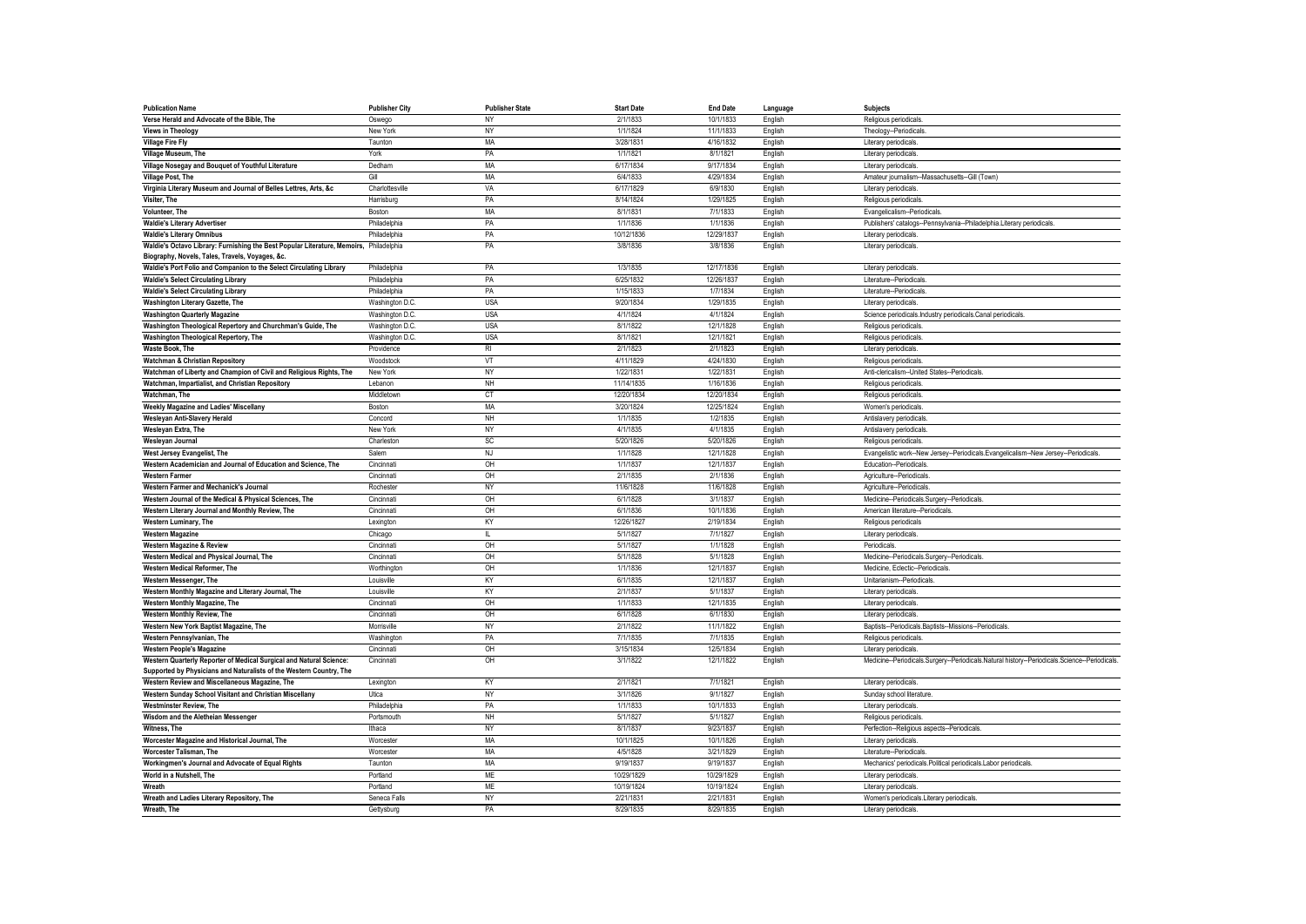| Publication Name | Publisher City | Publisher State | Start Date | End Date | Language | Subjects |
| --- | --- | --- | --- | --- | --- | --- |
| Verse Herald and Advocate of the Bible, The | Oswego | NY | 2/1/1833 | 10/1/1833 | English | Religious periodicals. |
| Views in Theology | New York | NY | 1/1/1824 | 11/1/1833 | English | Theology--Periodicals. |
| Village Fire Fly | Taunton | MA | 3/28/1831 | 4/16/1832 | English | Literary periodicals. |
| Village Museum, The | York | PA | 1/1/1821 | 8/1/1821 | English | Literary periodicals. |
| Village Nosegay and Bouquet of Youthful Literature | Dedham | MA | 6/17/1834 | 9/17/1834 | English | Literary periodicals. |
| Village Post, The | Gill | MA | 6/4/1833 | 4/29/1834 | English | Amateur journalism--Massachusetts--Gill (Town) |
| Virginia Literary Museum and Journal of Belles Lettres, Arts, &c | Charlottesville | VA | 6/17/1829 | 6/9/1830 | English | Literary periodicals. |
| Visiter, The | Harrisburg | PA | 8/14/1824 | 1/29/1825 | English | Religious periodicals. |
| Volunteer, The | Boston | MA | 8/1/1831 | 7/1/1833 | English | Evangelicalism--Periodicals. |
| Waldie's Literary Advertiser | Philadelphia | PA | 1/1/1836 | 1/1/1836 | English | Publishers' catalogs--Pennsylvania--Philadelphia.Literary periodicals. |
| Waldie's Literary Omnibus | Philadelphia | PA | 10/12/1836 | 12/29/1837 | English | Literary periodicals. |
| Waldie's Octavo Library: Furnishing the Best Popular Literature, Memoirs, Biography, Novels, Tales, Travels, Voyages, &c. | Philadelphia | PA | 3/8/1836 | 3/8/1836 | English | Literary periodicals. |
| Waldie's Port Folio and Companion to the Select Circulating Library | Philadelphia | PA | 1/3/1835 | 12/17/1836 | English | Literary periodicals. |
| Waldie's Select Circulating Library | Philadelphia | PA | 6/25/1832 | 12/26/1837 | English | Literature--Periodicals. |
| Waldie's Select Circulating Library | Philadelphia | PA | 1/15/1833 | 1/7/1834 | English | Literature--Periodicals. |
| Washington Literary Gazette, The | Washington D.C. | USA | 9/20/1834 | 1/29/1835 | English | Literary periodicals. |
| Washington Quarterly Magazine | Washington D.C. | USA | 4/1/1824 | 4/1/1824 | English | Science periodicals.Industry periodicals.Canal periodicals. |
| Washington Theological Repertory and Churchman's Guide, The | Washington D.C. | USA | 8/1/1822 | 12/1/1828 | English | Religious periodicals. |
| Washington Theological Repertory, The | Washington D.C. | USA | 8/1/1821 | 12/1/1821 | English | Religious periodicals. |
| Waste Book, The | Providence | RI | 2/1/1823 | 2/1/1823 | English | Literary periodicals. |
| Watchman & Christian Repository | Woodstock | VT | 4/11/1829 | 4/24/1830 | English | Religious periodicals. |
| Watchman of Liberty and Champion of Civil and Religious Rights, The | New York | NY | 1/22/1831 | 1/22/1831 | English | Anti-clericalism--United States--Periodicals. |
| Watchman, Impartialist, and Christian Repository | Lebanon | NH | 11/14/1835 | 1/16/1836 | English | Religious periodicals. |
| Watchman, The | Middletown | CT | 12/20/1834 | 12/20/1834 | English | Religious periodicals. |
| Weekly Magazine and Ladies' Miscellany | Boston | MA | 3/20/1824 | 12/25/1824 | English | Women's periodicals. |
| Wesleyan Anti-Slavery Herald | Concord | NH | 1/1/1835 | 1/2/1835 | English | Antislavery periodicals. |
| Wesleyan Extra, The | New York | NY | 4/1/1835 | 4/1/1835 | English | Antislavery periodicals. |
| Wesleyan Journal | Charleston | SC | 5/20/1826 | 5/20/1826 | English | Religious periodicals. |
| West Jersey Evangelist, The | Salem | NJ | 1/1/1828 | 12/1/1828 | English | Evangelistic work--New Jersey--Periodicals.Evangelicalism--New Jersey--Periodicals. |
| Western Academician and Journal of Education and Science, The | Cincinnati | OH | 1/1/1837 | 12/1/1837 | English | Education--Periodicals. |
| Western Farmer | Cincinnati | OH | 2/1/1835 | 2/1/1836 | English | Agriculture--Periodicals. |
| Western Farmer and Mechanick's Journal | Rochester | NY | 11/6/1828 | 11/6/1828 | English | Agriculture--Periodicals. |
| Western Journal of the Medical & Physical Sciences, The | Cincinnati | OH | 6/1/1828 | 3/1/1837 | English | Medicine--Periodicals.Surgery--Periodicals. |
| Western Literary Journal and Monthly Review, The | Cincinnati | OH | 6/1/1836 | 10/1/1836 | English | American literature--Periodicals. |
| Western Luminary, The | Lexington | KY | 12/26/1827 | 2/19/1834 | English | Religious periodicals |
| Western Magazine | Chicago | IL | 5/1/1827 | 7/1/1827 | English | Literary periodicals. |
| Western Magazine & Review | Cincinnati | OH | 5/1/1827 | 1/1/1828 | English | Periodicals. |
| Western Medical and Physical Journal, The | Cincinnati | OH | 5/1/1828 | 5/1/1828 | English | Medicine--Periodicals.Surgery--Periodicals. |
| Western Medical Reformer, The | Worthington | OH | 1/1/1836 | 12/1/1837 | English | Medicine, Eclectic--Periodicals. |
| Western Messenger, The | Louisville | KY | 6/1/1835 | 12/1/1837 | English | Unitarianism--Periodicals. |
| Western Monthly Magazine and Literary Journal, The | Louisville | KY | 2/1/1837 | 5/1/1837 | English | Literary periodicals. |
| Western Monthly Magazine, The | Cincinnati | OH | 1/1/1833 | 12/1/1835 | English | Literary periodicals. |
| Western Monthly Review, The | Cincinnati | OH | 6/1/1828 | 6/1/1830 | English | Literary periodicals. |
| Western New York Baptist Magazine, The | Morrisville | NY | 2/1/1822 | 11/1/1822 | English | Baptists--Periodicals.Baptists--Missions--Periodicals. |
| Western Pennsylvanian, The | Washington | PA | 7/1/1835 | 7/1/1835 | English | Religious periodicals. |
| Western People's Magazine | Cincinnati | OH | 3/15/1834 | 12/5/1834 | English | Literary periodicals. |
| Western Quarterly Reporter of Medical Surgical and Natural Science: Supported by Physicians and Naturalists of the Western Country, The | Cincinnati | OH | 3/1/1822 | 12/1/1822 | English | Medicine--Periodicals.Surgery--Periodicals.Natural history--Periodicals.Science--Periodicals. |
| Western Review and Miscellaneous Magazine, The | Lexington | KY | 2/1/1821 | 7/1/1821 | English | Literary periodicals. |
| Western Sunday School Visitant and Christian Miscellany | Utica | NY | 3/1/1826 | 9/1/1827 | English | Sunday school literature. |
| Westminster Review, The | Philadelphia | PA | 1/1/1833 | 10/1/1833 | English | Literary periodicals. |
| Wisdom and the Aletheian Messenger | Portsmouth | NH | 5/1/1827 | 5/1/1827 | English | Religious periodicals. |
| Witness, The | Ithaca | NY | 8/1/1837 | 9/23/1837 | English | Perfection--Religious aspects--Periodicals. |
| Worcester Magazine and Historical Journal, The | Worcester | MA | 10/1/1825 | 10/1/1826 | English | Literary periodicals. |
| Worcester Talisman, The | Worcester | MA | 4/5/1828 | 3/21/1829 | English | Literature--Periodicals. |
| Workingmen's Journal and Advocate of Equal Rights | Taunton | MA | 9/19/1837 | 9/19/1837 | English | Mechanics' periodicals.Political periodicals.Labor periodicals. |
| World in a Nutshell, The | Portland | ME | 10/29/1829 | 10/29/1829 | English | Literary periodicals. |
| Wreath | Portland | ME | 10/19/1824 | 10/19/1824 | English | Literary periodicals. |
| Wreath and Ladies Literary Repository, The | Seneca Falls | NY | 2/21/1831 | 2/21/1831 | English | Women's periodicals.Literary periodicals. |
| Wreath, The | Gettysburg | PA | 8/29/1835 | 8/29/1835 | English | Literary periodicals. |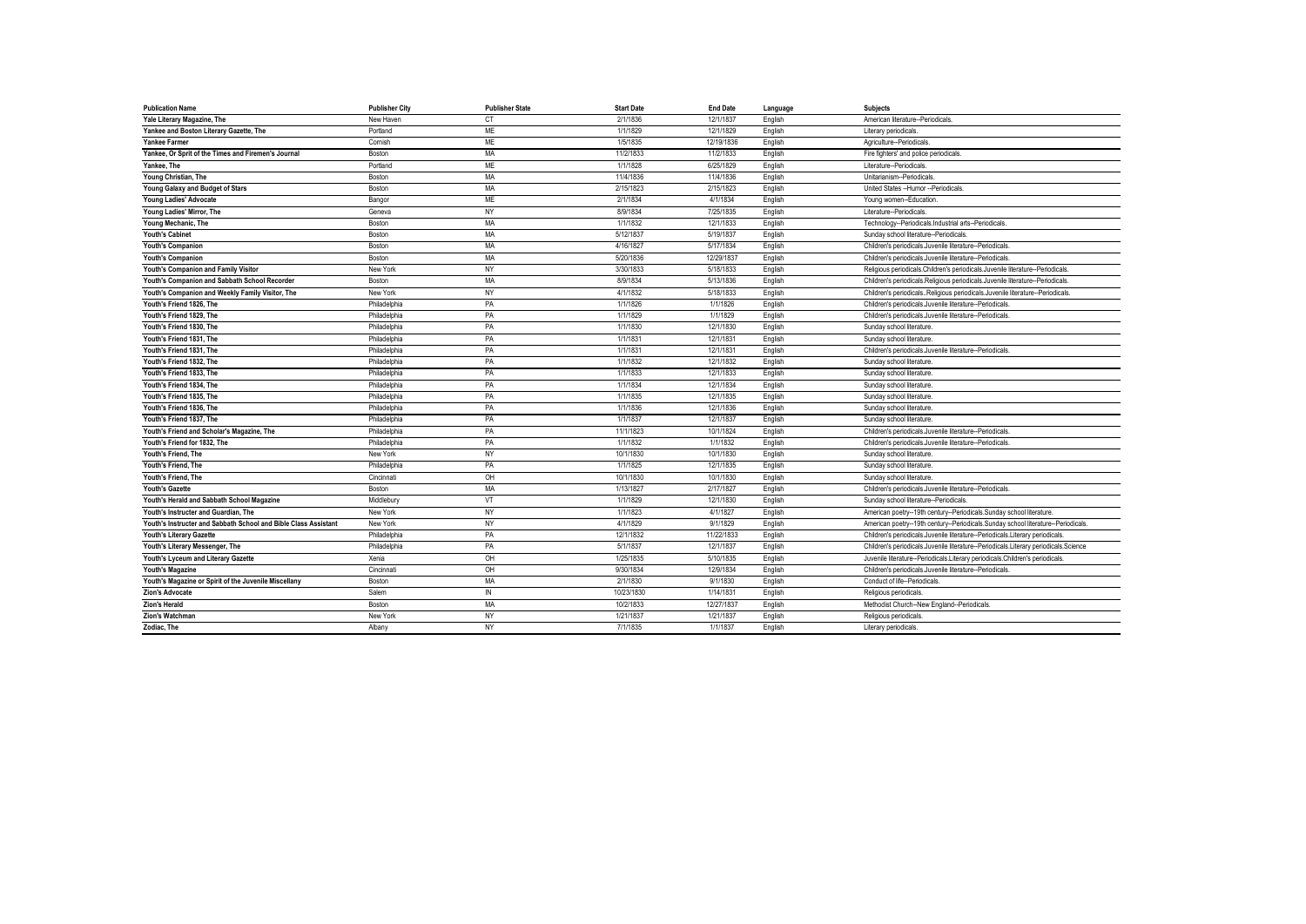| Publication Name | Publisher City | Publisher State | Start Date | End Date | Language | Subjects |
|---|---|---|---|---|---|---|
| Yale Literary Magazine, The | New Haven | CT | 2/1/1836 | 12/1/1837 | English | American literature--Periodicals. |
| Yankee and Boston Literary Gazette, The | Portland | ME | 1/1/1829 | 12/1/1829 | English | Literary periodicals. |
| Yankee Farmer | Cornish | ME | 1/5/1835 | 12/19/1836 | English | Agriculture--Periodicals. |
| Yankee, Or Sprit of the Times and Firemen's Journal | Boston | MA | 11/2/1833 | 11/2/1833 | English | Fire fighters' and police periodicals. |
| Yankee, The | Portland | ME | 1/1/1828 | 6/25/1829 | English | Literature--Periodicals. |
| Young Christian, The | Boston | MA | 11/4/1836 | 11/4/1836 | English | Unitarianism--Periodicals. |
| Young Galaxy and Budget of Stars | Boston | MA | 2/15/1823 | 2/15/1823 | English | United States --Humor --Periodicals. |
| Young Ladies' Advocate | Bangor | ME | 2/1/1834 | 4/1/1834 | English | Young women--Education. |
| Young Ladies' Mirror, The | Geneva | NY | 8/9/1834 | 7/25/1835 | English | Literature--Periodicals. |
| Young Mechanic, The | Boston | MA | 1/1/1832 | 12/1/1833 | English | Technology--Periodicals.Industrial arts--Periodicals. |
| Youth's Cabinet | Boston | MA | 5/12/1837 | 5/19/1837 | English | Sunday school literature--Periodicals. |
| Youth's Companion | Boston | MA | 4/16/1827 | 5/17/1834 | English | Children's periodicals.Juvenile literature--Periodicals. |
| Youth's Companion | Boston | MA | 5/20/1836 | 12/29/1837 | English | Children's periodicals.Juvenile literature--Periodicals. |
| Youth's Companion and Family Visitor | New York | NY | 3/30/1833 | 5/18/1833 | English | Religious periodicals.Children's periodicals.Juvenile literature--Periodicals. |
| Youth's Companion and Sabbath School Recorder | Boston | MA | 8/9/1834 | 5/13/1836 | English | Children's periodicals.Religious periodicals.Juvenile literature--Periodicals. |
| Youth's Companion and Weekly Family Visitor, The | New York | NY | 4/1/1832 | 5/18/1833 | English | Children's periodicals..Religious periodicals.Juvenile literature--Periodicals. |
| Youth's Friend 1826, The | Philadelphia | PA | 1/1/1826 | 1/1/1826 | English | Children's periodicals.Juvenile literature--Periodicals. |
| Youth's Friend 1829, The | Philadelphia | PA | 1/1/1829 | 1/1/1829 | English | Children's periodicals.Juvenile literature--Periodicals. |
| Youth's Friend 1830, The | Philadelphia | PA | 1/1/1830 | 12/1/1830 | English | Sunday school literature. |
| Youth's Friend 1831, The | Philadelphia | PA | 1/1/1831 | 12/1/1831 | English | Sunday school literature. |
| Youth's Friend 1831, The | Philadelphia | PA | 1/1/1831 | 12/1/1831 | English | Children's periodicals.Juvenile literature--Periodicals. |
| Youth's Friend 1832, The | Philadelphia | PA | 1/1/1832 | 12/1/1832 | English | Sunday school literature. |
| Youth's Friend 1833, The | Philadelphia | PA | 1/1/1833 | 12/1/1833 | English | Sunday school literature. |
| Youth's Friend 1834, The | Philadelphia | PA | 1/1/1834 | 12/1/1834 | English | Sunday school literature. |
| Youth's Friend 1835, The | Philadelphia | PA | 1/1/1835 | 12/1/1835 | English | Sunday school literature. |
| Youth's Friend 1836, The | Philadelphia | PA | 1/1/1836 | 12/1/1836 | English | Sunday school literature. |
| Youth's Friend 1837, The | Philadelphia | PA | 1/1/1837 | 12/1/1837 | English | Sunday school literature. |
| Youth's Friend and Scholar's Magazine, The | Philadelphia | PA | 11/1/1823 | 10/1/1824 | English | Children's periodicals.Juvenile literature--Periodicals. |
| Youth's Friend for 1832, The | Philadelphia | PA | 1/1/1832 | 1/1/1832 | English | Children's periodicals.Juvenile literature--Periodicals. |
| Youth's Friend, The | New York | NY | 10/1/1830 | 10/1/1830 | English | Sunday school literature. |
| Youth's Friend, The | Philadelphia | PA | 1/1/1825 | 12/1/1835 | English | Sunday school literature. |
| Youth's Friend, The | Cincinnati | OH | 10/1/1830 | 10/1/1830 | English | Sunday school literature. |
| Youth's Gazette | Boston | MA | 1/13/1827 | 2/17/1827 | English | Children's periodicals.Juvenile literature--Periodicals. |
| Youth's Herald and Sabbath School Magazine | Middlebury | VT | 1/1/1829 | 12/1/1830 | English | Sunday school literature--Periodicals. |
| Youth's Instructer and Guardian, The | New York | NY | 1/1/1823 | 4/1/1827 | English | American poetry--19th century--Periodicals.Sunday school literature. |
| Youth's Instructer and Sabbath School and Bible Class Assistant | New York | NY | 4/1/1829 | 9/1/1829 | English | American poetry--19th century--Periodicals.Sunday school literature--Periodicals. |
| Youth's Literary Gazette | Philadelphia | PA | 12/1/1832 | 11/22/1833 | English | Children's periodicals.Juvenile literature--Periodicals.Literary periodicals. |
| Youth's Literary Messenger, The | Philadelphia | PA | 5/1/1837 | 12/1/1837 | English | Children's periodicals.Juvenile literature--Periodicals.Literary periodicals.Science |
| Youth's Lyceum and Literary Gazette | Xenia | OH | 1/25/1835 | 5/10/1835 | English | Juvenile literature--Periodicals.Literary periodicals.Children's periodicals. |
| Youth's Magazine | Cincinnati | OH | 9/30/1834 | 12/9/1834 | English | Children's periodicals.Juvenile literature--Periodicals. |
| Youth's Magazine or Spirit of the Juvenile Miscellany | Boston | MA | 2/1/1830 | 9/1/1830 | English | Conduct of life--Periodicals. |
| Zion's Advocate | Salem | IN | 10/23/1830 | 1/14/1831 | English | Religious periodicals. |
| Zion's Herald | Boston | MA | 10/2/1833 | 12/27/1837 | English | Methodist Church--New England--Periodicals. |
| Zion's Watchman | New York | NY | 1/21/1837 | 1/21/1837 | English | Religious periodicals. |
| Zodiac, The | Albany | NY | 7/1/1835 | 1/1/1837 | English | Literary periodicals. |